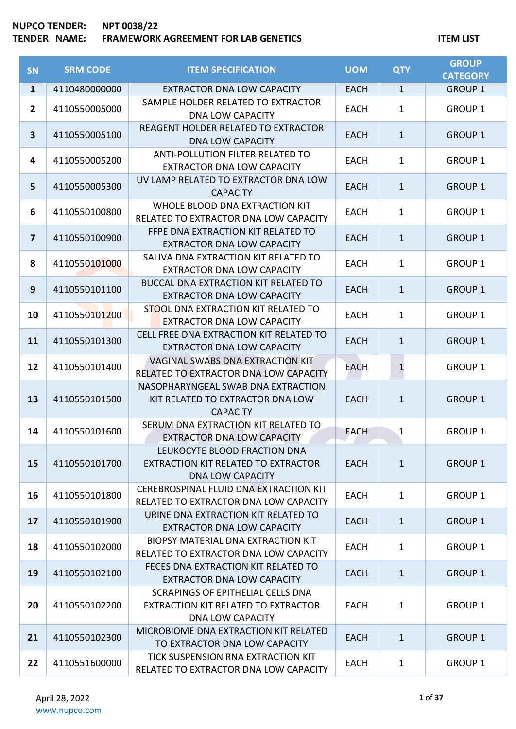**NUPCO TENDER:** NPT 0038/22
**TENDER NAME:** FRAMEWORK AGREEMENT FOR LAB GENETICS

**ITEM LIST**

| SN | SRM CODE | ITEM SPECIFICATION | UOM | QTY | GROUP CATEGORY |
|---|---|---|---|---|---|
| 1 | 4110480000000 | EXTRACTOR DNA LOW CAPACITY | EACH | 1 | GROUP 1 |
| 2 | 4110550005000 | SAMPLE HOLDER RELATED TO EXTRACTOR DNA LOW CAPACITY | EACH | 1 | GROUP 1 |
| 3 | 4110550005100 | REAGENT HOLDER RELATED TO EXTRACTOR DNA LOW CAPACITY | EACH | 1 | GROUP 1 |
| 4 | 4110550005200 | ANTI-POLLUTION FILTER RELATED TO EXTRACTOR DNA LOW CAPACITY | EACH | 1 | GROUP 1 |
| 5 | 4110550005300 | UV LAMP RELATED TO EXTRACTOR DNA LOW CAPACITY | EACH | 1 | GROUP 1 |
| 6 | 4110550100800 | WHOLE BLOOD DNA EXTRACTION KIT RELATED TO EXTRACTOR DNA LOW CAPACITY | EACH | 1 | GROUP 1 |
| 7 | 4110550100900 | FFPE DNA EXTRACTION KIT RELATED TO EXTRACTOR DNA LOW CAPACITY | EACH | 1 | GROUP 1 |
| 8 | 4110550101000 | SALIVA DNA EXTRACTION KIT RELATED TO EXTRACTOR DNA LOW CAPACITY | EACH | 1 | GROUP 1 |
| 9 | 4110550101100 | BUCCAL DNA EXTRACTION KIT RELATED TO EXTRACTOR DNA LOW CAPACITY | EACH | 1 | GROUP 1 |
| 10 | 4110550101200 | STOOL DNA EXTRACTION KIT RELATED TO EXTRACTOR DNA LOW CAPACITY | EACH | 1 | GROUP 1 |
| 11 | 4110550101300 | CELL FREE DNA EXTRACTION KIT RELATED TO EXTRACTOR DNA LOW CAPACITY | EACH | 1 | GROUP 1 |
| 12 | 4110550101400 | VAGINAL SWABS DNA EXTRACTION KIT RELATED TO EXTRACTOR DNA LOW CAPACITY | EACH | 1 | GROUP 1 |
| 13 | 4110550101500 | NASOPHARYNGEAL SWAB DNA EXTRACTION KIT RELATED TO EXTRACTOR DNA LOW CAPACITY | EACH | 1 | GROUP 1 |
| 14 | 4110550101600 | SERUM DNA EXTRACTION KIT RELATED TO EXTRACTOR DNA LOW CAPACITY | EACH | 1 | GROUP 1 |
| 15 | 4110550101700 | LEUKOCYTE BLOOD FRACTION DNA EXTRACTION KIT RELATED TO EXTRACTOR DNA LOW CAPACITY | EACH | 1 | GROUP 1 |
| 16 | 4110550101800 | CEREBROSPINAL FLUID DNA EXTRACTION KIT RELATED TO EXTRACTOR DNA LOW CAPACITY | EACH | 1 | GROUP 1 |
| 17 | 4110550101900 | URINE DNA EXTRACTION KIT RELATED TO EXTRACTOR DNA LOW CAPACITY | EACH | 1 | GROUP 1 |
| 18 | 4110550102000 | BIOPSY MATERIAL DNA EXTRACTION KIT RELATED TO EXTRACTOR DNA LOW CAPACITY | EACH | 1 | GROUP 1 |
| 19 | 4110550102100 | FECES DNA EXTRACTION KIT RELATED TO EXTRACTOR DNA LOW CAPACITY | EACH | 1 | GROUP 1 |
| 20 | 4110550102200 | SCRAPINGS OF EPITHELIAL CELLS DNA EXTRACTION KIT RELATED TO EXTRACTOR DNA LOW CAPACITY | EACH | 1 | GROUP 1 |
| 21 | 4110550102300 | MICROBIOME DNA EXTRACTION KIT RELATED TO EXTRACTOR DNA LOW CAPACITY | EACH | 1 | GROUP 1 |
| 22 | 4110551600000 | TICK SUSPENSION RNA EXTRACTION KIT RELATED TO EXTRACTOR DNA LOW CAPACITY | EACH | 1 | GROUP 1 |

April 28, 2022
www.nupco.com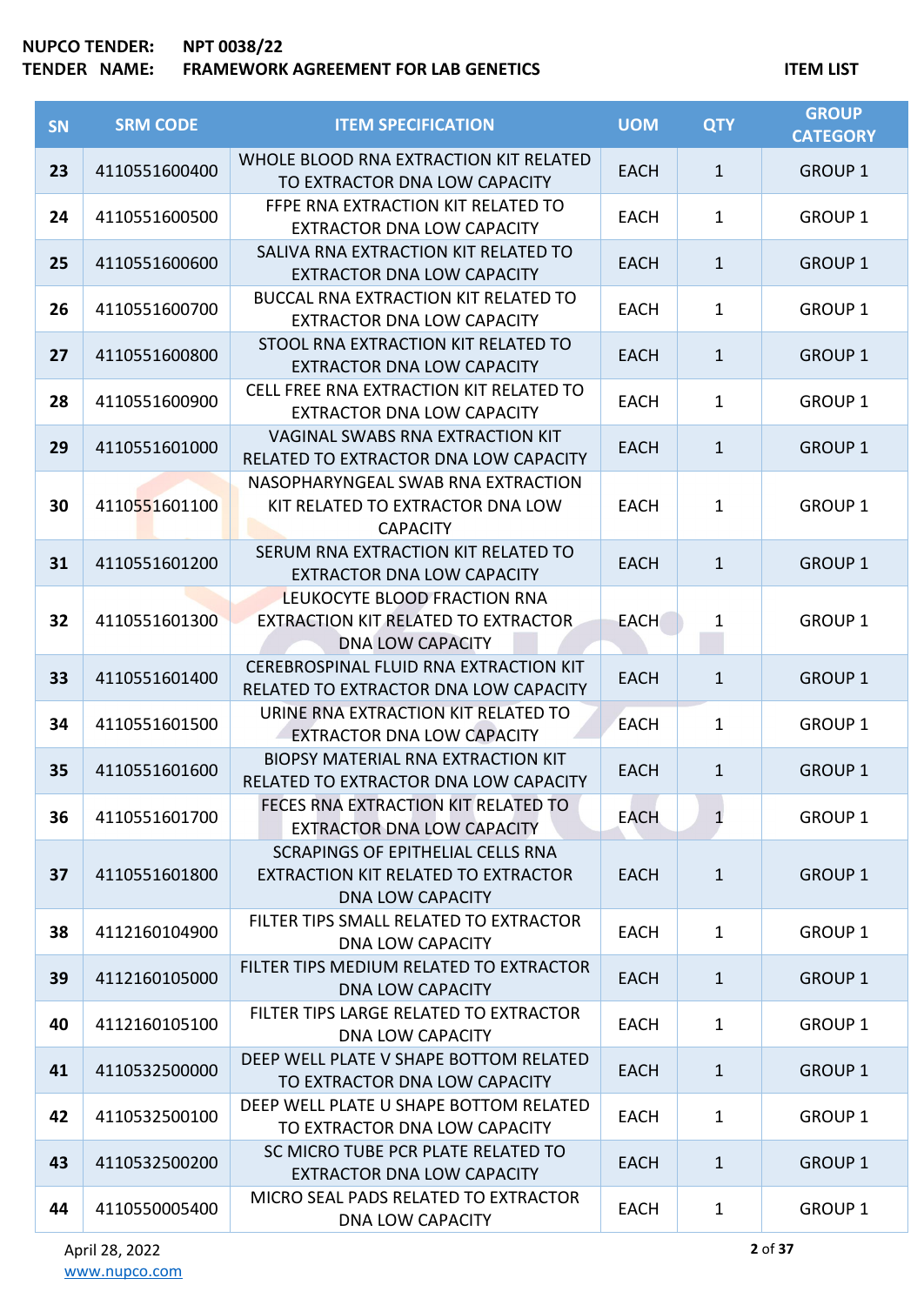**NUPCO TENDER:** NPT 0038/22
**TENDER NAME:** FRAMEWORK AGREEMENT FOR LAB GENETICS — ITEM LIST

| SN | SRM CODE | ITEM SPECIFICATION | UOM | QTY | GROUP CATEGORY |
|---|---|---|---|---|---|
| 23 | 4110551600400 | WHOLE BLOOD RNA EXTRACTION KIT RELATED TO EXTRACTOR DNA LOW CAPACITY | EACH | 1 | GROUP 1 |
| 24 | 4110551600500 | FFPE RNA EXTRACTION KIT RELATED TO EXTRACTOR DNA LOW CAPACITY | EACH | 1 | GROUP 1 |
| 25 | 4110551600600 | SALIVA RNA EXTRACTION KIT RELATED TO EXTRACTOR DNA LOW CAPACITY | EACH | 1 | GROUP 1 |
| 26 | 4110551600700 | BUCCAL RNA EXTRACTION KIT RELATED TO EXTRACTOR DNA LOW CAPACITY | EACH | 1 | GROUP 1 |
| 27 | 4110551600800 | STOOL RNA EXTRACTION KIT RELATED TO EXTRACTOR DNA LOW CAPACITY | EACH | 1 | GROUP 1 |
| 28 | 4110551600900 | CELL FREE RNA EXTRACTION KIT RELATED TO EXTRACTOR DNA LOW CAPACITY | EACH | 1 | GROUP 1 |
| 29 | 4110551601000 | VAGINAL SWABS RNA EXTRACTION KIT RELATED TO EXTRACTOR DNA LOW CAPACITY | EACH | 1 | GROUP 1 |
| 30 | 4110551601100 | NASOPHARYNGEAL SWAB RNA EXTRACTION KIT RELATED TO EXTRACTOR DNA LOW CAPACITY | EACH | 1 | GROUP 1 |
| 31 | 4110551601200 | SERUM RNA EXTRACTION KIT RELATED TO EXTRACTOR DNA LOW CAPACITY | EACH | 1 | GROUP 1 |
| 32 | 4110551601300 | LEUKOCYTE BLOOD FRACTION RNA EXTRACTION KIT RELATED TO EXTRACTOR DNA LOW CAPACITY | EACH | 1 | GROUP 1 |
| 33 | 4110551601400 | CEREBROSPINAL FLUID RNA EXTRACTION KIT RELATED TO EXTRACTOR DNA LOW CAPACITY | EACH | 1 | GROUP 1 |
| 34 | 4110551601500 | URINE RNA EXTRACTION KIT RELATED TO EXTRACTOR DNA LOW CAPACITY | EACH | 1 | GROUP 1 |
| 35 | 4110551601600 | BIOPSY MATERIAL RNA EXTRACTION KIT RELATED TO EXTRACTOR DNA LOW CAPACITY | EACH | 1 | GROUP 1 |
| 36 | 4110551601700 | FECES RNA EXTRACTION KIT RELATED TO EXTRACTOR DNA LOW CAPACITY | EACH | 1 | GROUP 1 |
| 37 | 4110551601800 | SCRAPINGS OF EPITHELIAL CELLS RNA EXTRACTION KIT RELATED TO EXTRACTOR DNA LOW CAPACITY | EACH | 1 | GROUP 1 |
| 38 | 4112160104900 | FILTER TIPS SMALL RELATED TO EXTRACTOR DNA LOW CAPACITY | EACH | 1 | GROUP 1 |
| 39 | 4112160105000 | FILTER TIPS MEDIUM RELATED TO EXTRACTOR DNA LOW CAPACITY | EACH | 1 | GROUP 1 |
| 40 | 4112160105100 | FILTER TIPS LARGE RELATED TO EXTRACTOR DNA LOW CAPACITY | EACH | 1 | GROUP 1 |
| 41 | 4110532500000 | DEEP WELL PLATE V SHAPE BOTTOM RELATED TO EXTRACTOR DNA LOW CAPACITY | EACH | 1 | GROUP 1 |
| 42 | 4110532500100 | DEEP WELL PLATE U SHAPE BOTTOM RELATED TO EXTRACTOR DNA LOW CAPACITY | EACH | 1 | GROUP 1 |
| 43 | 4110532500200 | SC MICRO TUBE PCR PLATE RELATED TO EXTRACTOR DNA LOW CAPACITY | EACH | 1 | GROUP 1 |
| 44 | 4110550005400 | MICRO SEAL PADS RELATED TO EXTRACTOR DNA LOW CAPACITY | EACH | 1 | GROUP 1 |

April 28, 2022
www.nupco.com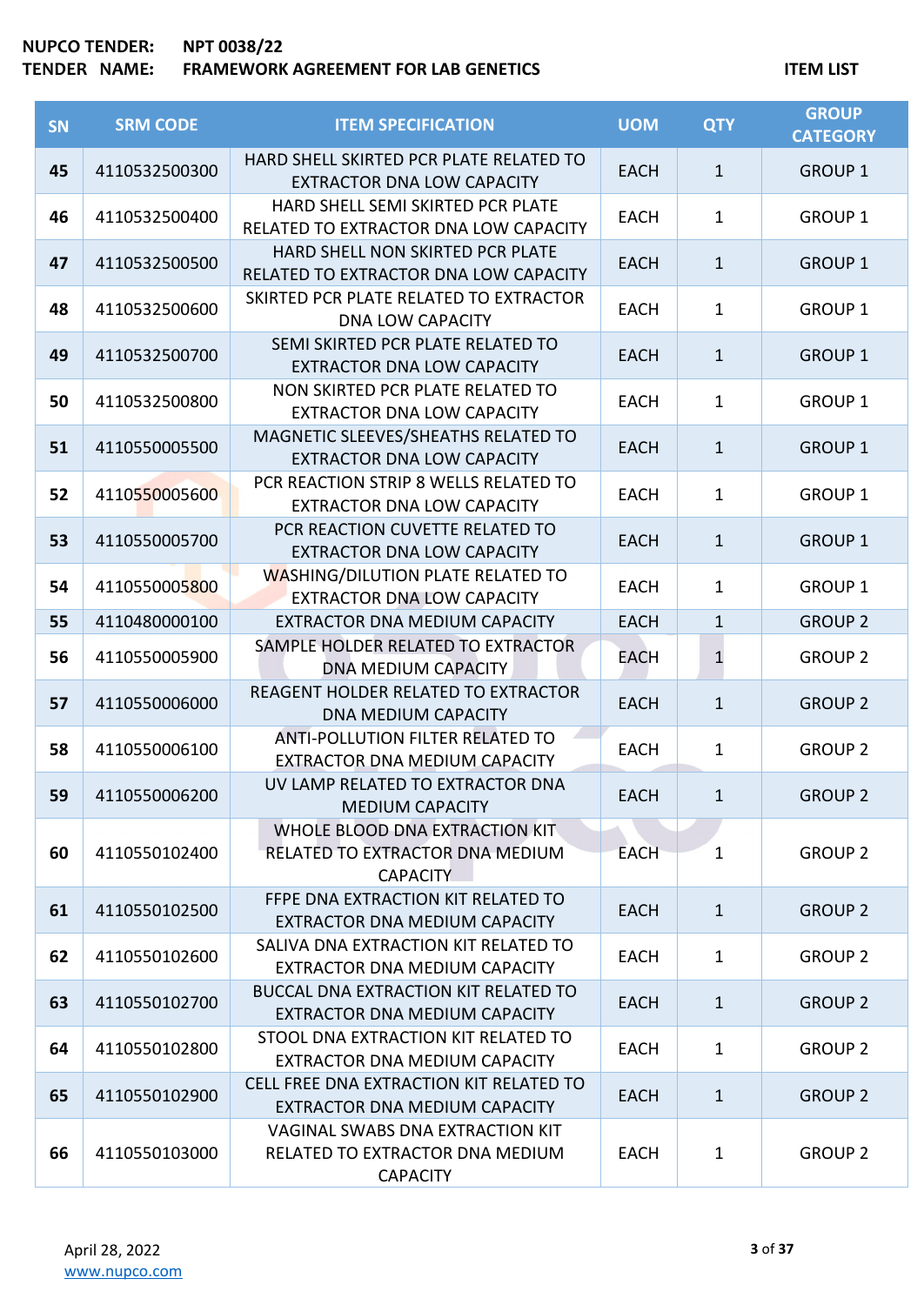NUPCO TENDER: NPT 0038/22
TENDER NAME: FRAMEWORK AGREEMENT FOR LAB GENETICS

ITEM LIST

| SN | SRM CODE | ITEM SPECIFICATION | UOM | QTY | GROUP CATEGORY |
|---|---|---|---|---|---|
| 45 | 4110532500300 | HARD SHELL SKIRTED PCR PLATE RELATED TO EXTRACTOR DNA LOW CAPACITY | EACH | 1 | GROUP 1 |
| 46 | 4110532500400 | HARD SHELL SEMI SKIRTED PCR PLATE RELATED TO EXTRACTOR DNA LOW CAPACITY | EACH | 1 | GROUP 1 |
| 47 | 4110532500500 | HARD SHELL NON SKIRTED PCR PLATE RELATED TO EXTRACTOR DNA LOW CAPACITY | EACH | 1 | GROUP 1 |
| 48 | 4110532500600 | SKIRTED PCR PLATE RELATED TO EXTRACTOR DNA LOW CAPACITY | EACH | 1 | GROUP 1 |
| 49 | 4110532500700 | SEMI SKIRTED PCR PLATE RELATED TO EXTRACTOR DNA LOW CAPACITY | EACH | 1 | GROUP 1 |
| 50 | 4110532500800 | NON SKIRTED PCR PLATE RELATED TO EXTRACTOR DNA LOW CAPACITY | EACH | 1 | GROUP 1 |
| 51 | 4110550005500 | MAGNETIC SLEEVES/SHEATHS RELATED TO EXTRACTOR DNA LOW CAPACITY | EACH | 1 | GROUP 1 |
| 52 | 4110550005600 | PCR REACTION STRIP 8 WELLS RELATED TO EXTRACTOR DNA LOW CAPACITY | EACH | 1 | GROUP 1 |
| 53 | 4110550005700 | PCR REACTION CUVETTE RELATED TO EXTRACTOR DNA LOW CAPACITY | EACH | 1 | GROUP 1 |
| 54 | 4110550005800 | WASHING/DILUTION PLATE RELATED TO EXTRACTOR DNA LOW CAPACITY | EACH | 1 | GROUP 1 |
| 55 | 4110480000100 | EXTRACTOR DNA MEDIUM CAPACITY | EACH | 1 | GROUP 2 |
| 56 | 4110550005900 | SAMPLE HOLDER RELATED TO EXTRACTOR DNA MEDIUM CAPACITY | EACH | 1 | GROUP 2 |
| 57 | 4110550006000 | REAGENT HOLDER RELATED TO EXTRACTOR DNA MEDIUM CAPACITY | EACH | 1 | GROUP 2 |
| 58 | 4110550006100 | ANTI-POLLUTION FILTER RELATED TO EXTRACTOR DNA MEDIUM CAPACITY | EACH | 1 | GROUP 2 |
| 59 | 4110550006200 | UV LAMP RELATED TO EXTRACTOR DNA MEDIUM CAPACITY | EACH | 1 | GROUP 2 |
| 60 | 4110550102400 | WHOLE BLOOD DNA EXTRACTION KIT RELATED TO EXTRACTOR DNA MEDIUM CAPACITY | EACH | 1 | GROUP 2 |
| 61 | 4110550102500 | FFPE DNA EXTRACTION KIT RELATED TO EXTRACTOR DNA MEDIUM CAPACITY | EACH | 1 | GROUP 2 |
| 62 | 4110550102600 | SALIVA DNA EXTRACTION KIT RELATED TO EXTRACTOR DNA MEDIUM CAPACITY | EACH | 1 | GROUP 2 |
| 63 | 4110550102700 | BUCCAL DNA EXTRACTION KIT RELATED TO EXTRACTOR DNA MEDIUM CAPACITY | EACH | 1 | GROUP 2 |
| 64 | 4110550102800 | STOOL DNA EXTRACTION KIT RELATED TO EXTRACTOR DNA MEDIUM CAPACITY | EACH | 1 | GROUP 2 |
| 65 | 4110550102900 | CELL FREE DNA EXTRACTION KIT RELATED TO EXTRACTOR DNA MEDIUM CAPACITY | EACH | 1 | GROUP 2 |
| 66 | 4110550103000 | VAGINAL SWABS DNA EXTRACTION KIT RELATED TO EXTRACTOR DNA MEDIUM CAPACITY | EACH | 1 | GROUP 2 |

April 28, 2022
www.nupco.com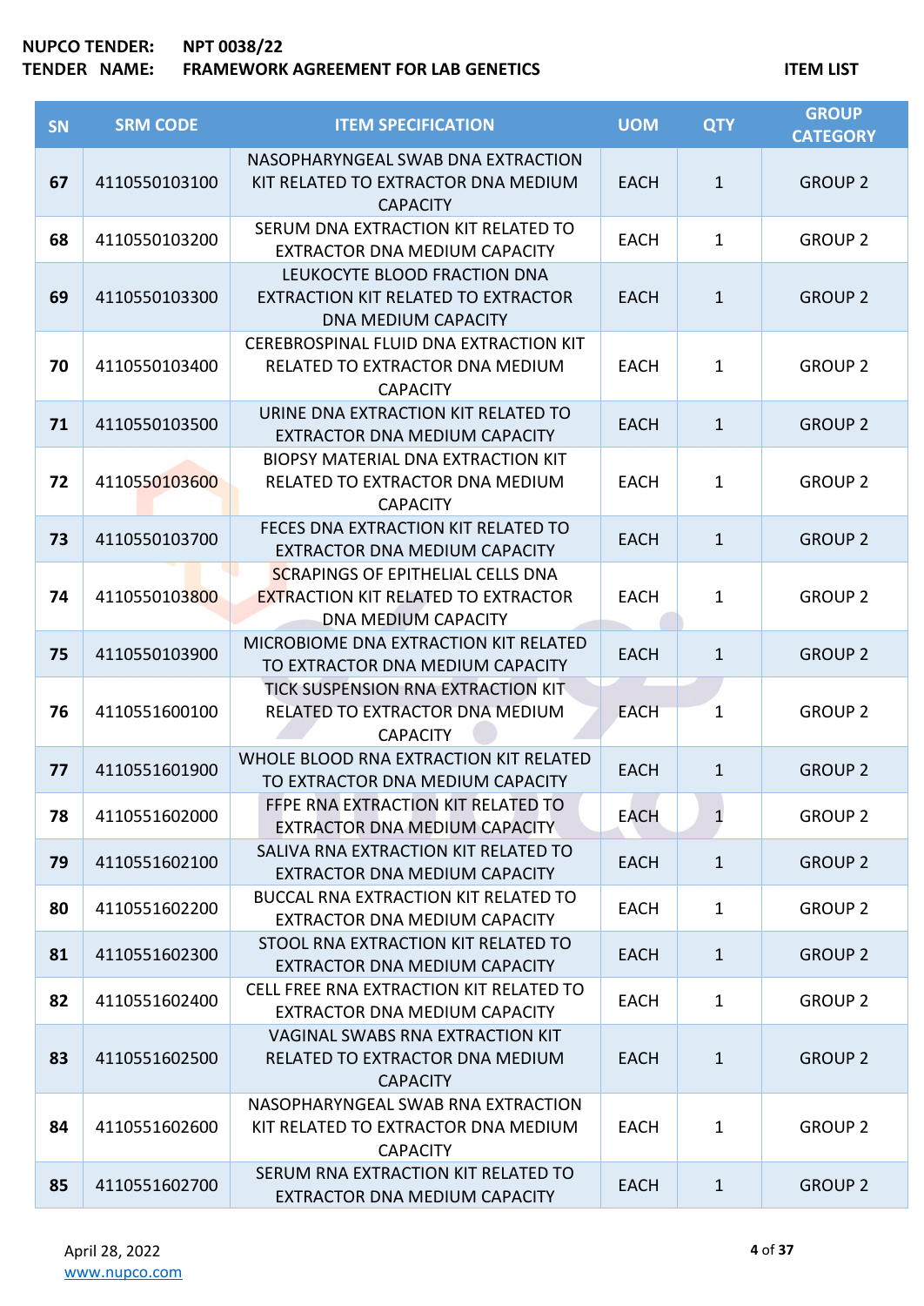NUPCO TENDER: NPT 0038/22

TENDER NAME: FRAMEWORK AGREEMENT FOR LAB GENETICS

ITEM LIST

| SN | SRM CODE | ITEM SPECIFICATION | UOM | QTY | GROUP CATEGORY |
|---|---|---|---|---|---|
| 67 | 4110550103100 | NASOPHARYNGEAL SWAB DNA EXTRACTION KIT RELATED TO EXTRACTOR DNA MEDIUM CAPACITY | EACH | 1 | GROUP 2 |
| 68 | 4110550103200 | SERUM DNA EXTRACTION KIT RELATED TO EXTRACTOR DNA MEDIUM CAPACITY | EACH | 1 | GROUP 2 |
| 69 | 4110550103300 | LEUKOCYTE BLOOD FRACTION DNA EXTRACTION KIT RELATED TO EXTRACTOR DNA MEDIUM CAPACITY | EACH | 1 | GROUP 2 |
| 70 | 4110550103400 | CEREBROSPINAL FLUID DNA EXTRACTION KIT RELATED TO EXTRACTOR DNA MEDIUM CAPACITY | EACH | 1 | GROUP 2 |
| 71 | 4110550103500 | URINE DNA EXTRACTION KIT RELATED TO EXTRACTOR DNA MEDIUM CAPACITY | EACH | 1 | GROUP 2 |
| 72 | 4110550103600 | BIOPSY MATERIAL DNA EXTRACTION KIT RELATED TO EXTRACTOR DNA MEDIUM CAPACITY | EACH | 1 | GROUP 2 |
| 73 | 4110550103700 | FECES DNA EXTRACTION KIT RELATED TO EXTRACTOR DNA MEDIUM CAPACITY | EACH | 1 | GROUP 2 |
| 74 | 4110550103800 | SCRAPINGS OF EPITHELIAL CELLS DNA EXTRACTION KIT RELATED TO EXTRACTOR DNA MEDIUM CAPACITY | EACH | 1 | GROUP 2 |
| 75 | 4110550103900 | MICROBIOME DNA EXTRACTION KIT RELATED TO EXTRACTOR DNA MEDIUM CAPACITY | EACH | 1 | GROUP 2 |
| 76 | 4110551600100 | TICK SUSPENSION RNA EXTRACTION KIT RELATED TO EXTRACTOR DNA MEDIUM CAPACITY | EACH | 1 | GROUP 2 |
| 77 | 4110551601900 | WHOLE BLOOD RNA EXTRACTION KIT RELATED TO EXTRACTOR DNA MEDIUM CAPACITY | EACH | 1 | GROUP 2 |
| 78 | 4110551602000 | FFPE RNA EXTRACTION KIT RELATED TO EXTRACTOR DNA MEDIUM CAPACITY | EACH | 1 | GROUP 2 |
| 79 | 4110551602100 | SALIVA RNA EXTRACTION KIT RELATED TO EXTRACTOR DNA MEDIUM CAPACITY | EACH | 1 | GROUP 2 |
| 80 | 4110551602200 | BUCCAL RNA EXTRACTION KIT RELATED TO EXTRACTOR DNA MEDIUM CAPACITY | EACH | 1 | GROUP 2 |
| 81 | 4110551602300 | STOOL RNA EXTRACTION KIT RELATED TO EXTRACTOR DNA MEDIUM CAPACITY | EACH | 1 | GROUP 2 |
| 82 | 4110551602400 | CELL FREE RNA EXTRACTION KIT RELATED TO EXTRACTOR DNA MEDIUM CAPACITY | EACH | 1 | GROUP 2 |
| 83 | 4110551602500 | VAGINAL SWABS RNA EXTRACTION KIT RELATED TO EXTRACTOR DNA MEDIUM CAPACITY | EACH | 1 | GROUP 2 |
| 84 | 4110551602600 | NASOPHARYNGEAL SWAB RNA EXTRACTION KIT RELATED TO EXTRACTOR DNA MEDIUM CAPACITY | EACH | 1 | GROUP 2 |
| 85 | 4110551602700 | SERUM RNA EXTRACTION KIT RELATED TO EXTRACTOR DNA MEDIUM CAPACITY | EACH | 1 | GROUP 2 |

April 28, 2022

www.nupco.com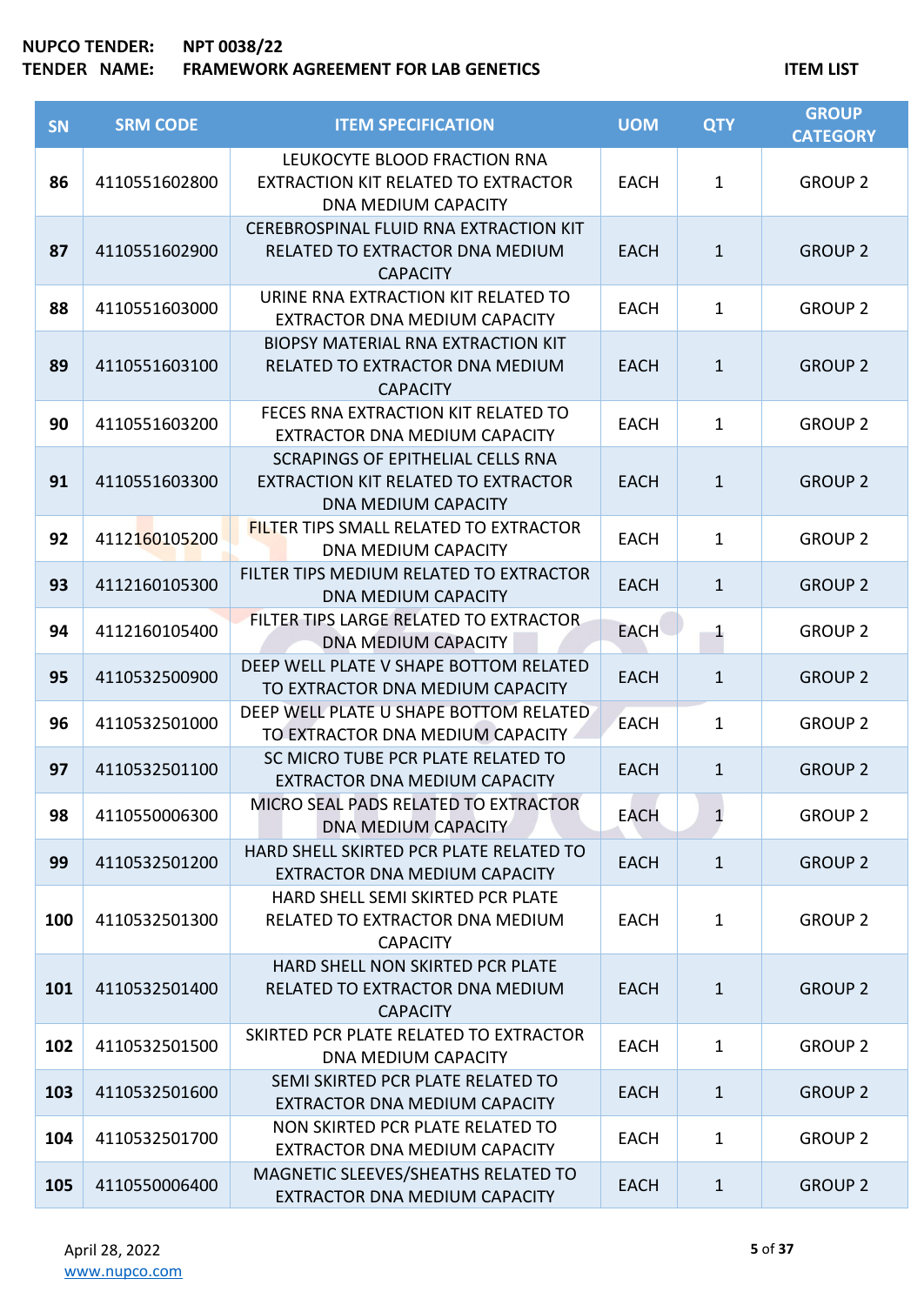**NUPCO TENDER:** NPT 0038/22
**TENDER NAME:** FRAMEWORK AGREEMENT FOR LAB GENETICS

**ITEM LIST**

| SN | SRM CODE | ITEM SPECIFICATION | UOM | QTY | GROUP CATEGORY |
|---|---|---|---|---|---|
| 86 | 4110551602800 | LEUKOCYTE BLOOD FRACTION RNA EXTRACTION KIT RELATED TO EXTRACTOR DNA MEDIUM CAPACITY | EACH | 1 | GROUP 2 |
| 87 | 4110551602900 | CEREBROSPINAL FLUID RNA EXTRACTION KIT RELATED TO EXTRACTOR DNA MEDIUM CAPACITY | EACH | 1 | GROUP 2 |
| 88 | 4110551603000 | URINE RNA EXTRACTION KIT RELATED TO EXTRACTOR DNA MEDIUM CAPACITY | EACH | 1 | GROUP 2 |
| 89 | 4110551603100 | BIOPSY MATERIAL RNA EXTRACTION KIT RELATED TO EXTRACTOR DNA MEDIUM CAPACITY | EACH | 1 | GROUP 2 |
| 90 | 4110551603200 | FECES RNA EXTRACTION KIT RELATED TO EXTRACTOR DNA MEDIUM CAPACITY | EACH | 1 | GROUP 2 |
| 91 | 4110551603300 | SCRAPINGS OF EPITHELIAL CELLS RNA EXTRACTION KIT RELATED TO EXTRACTOR DNA MEDIUM CAPACITY | EACH | 1 | GROUP 2 |
| 92 | 4112160105200 | FILTER TIPS SMALL RELATED TO EXTRACTOR DNA MEDIUM CAPACITY | EACH | 1 | GROUP 2 |
| 93 | 4112160105300 | FILTER TIPS MEDIUM RELATED TO EXTRACTOR DNA MEDIUM CAPACITY | EACH | 1 | GROUP 2 |
| 94 | 4112160105400 | FILTER TIPS LARGE RELATED TO EXTRACTOR DNA MEDIUM CAPACITY | EACH | 1 | GROUP 2 |
| 95 | 4110532500900 | DEEP WELL PLATE V SHAPE BOTTOM RELATED TO EXTRACTOR DNA MEDIUM CAPACITY | EACH | 1 | GROUP 2 |
| 96 | 4110532501000 | DEEP WELL PLATE U SHAPE BOTTOM RELATED TO EXTRACTOR DNA MEDIUM CAPACITY | EACH | 1 | GROUP 2 |
| 97 | 4110532501100 | SC MICRO TUBE PCR PLATE RELATED TO EXTRACTOR DNA MEDIUM CAPACITY | EACH | 1 | GROUP 2 |
| 98 | 4110550006300 | MICRO SEAL PADS RELATED TO EXTRACTOR DNA MEDIUM CAPACITY | EACH | 1 | GROUP 2 |
| 99 | 4110532501200 | HARD SHELL SKIRTED PCR PLATE RELATED TO EXTRACTOR DNA MEDIUM CAPACITY | EACH | 1 | GROUP 2 |
| 100 | 4110532501300 | HARD SHELL SEMI SKIRTED PCR PLATE RELATED TO EXTRACTOR DNA MEDIUM CAPACITY | EACH | 1 | GROUP 2 |
| 101 | 4110532501400 | HARD SHELL NON SKIRTED PCR PLATE RELATED TO EXTRACTOR DNA MEDIUM CAPACITY | EACH | 1 | GROUP 2 |
| 102 | 4110532501500 | SKIRTED PCR PLATE RELATED TO EXTRACTOR DNA MEDIUM CAPACITY | EACH | 1 | GROUP 2 |
| 103 | 4110532501600 | SEMI SKIRTED PCR PLATE RELATED TO EXTRACTOR DNA MEDIUM CAPACITY | EACH | 1 | GROUP 2 |
| 104 | 4110532501700 | NON SKIRTED PCR PLATE RELATED TO EXTRACTOR DNA MEDIUM CAPACITY | EACH | 1 | GROUP 2 |
| 105 | 4110550006400 | MAGNETIC SLEEVES/SHEATHS RELATED TO EXTRACTOR DNA MEDIUM CAPACITY | EACH | 1 | GROUP 2 |

April 28, 2022
www.nupco.com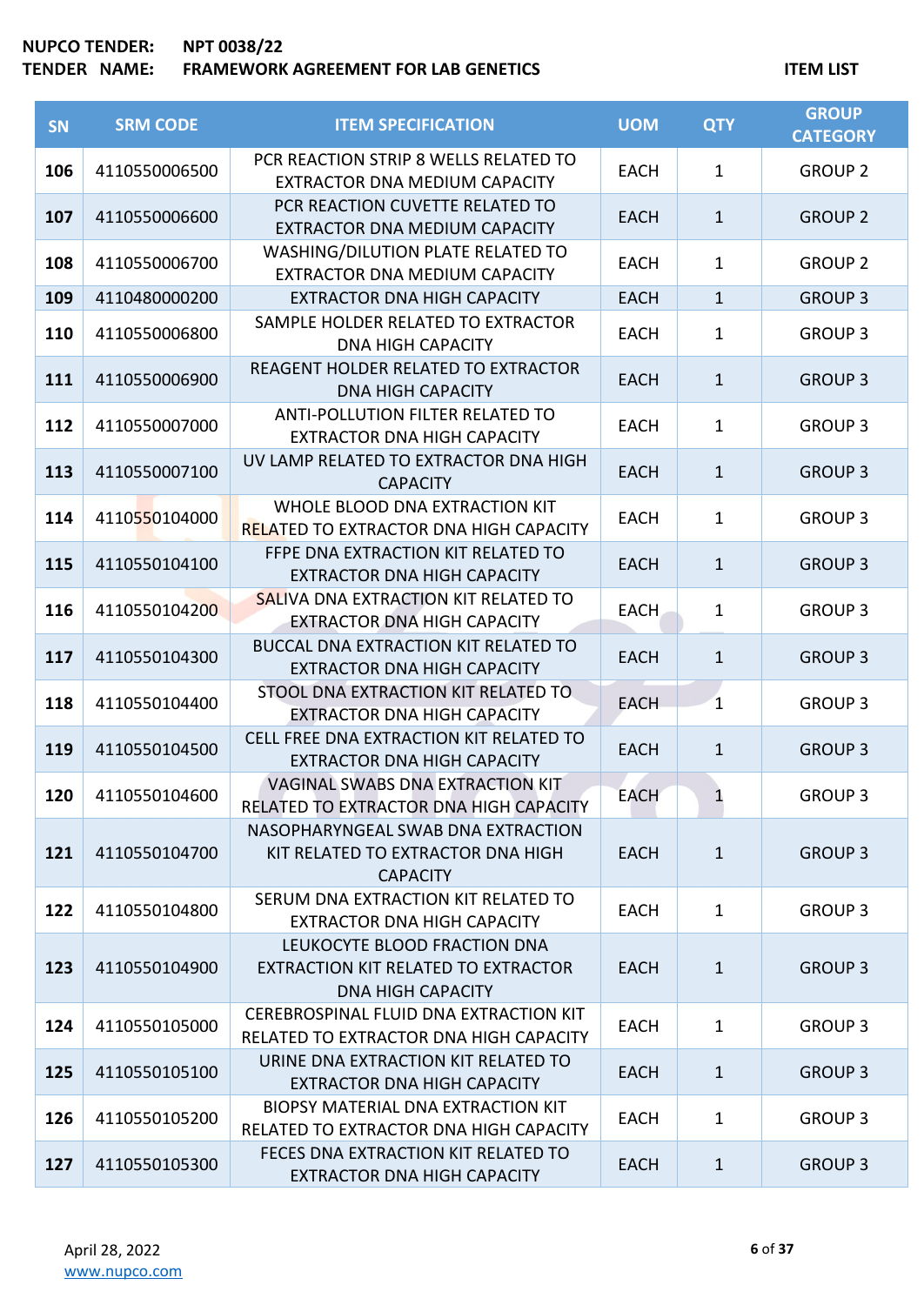**NUPCO TENDER:** NPT 0038/22
**TENDER NAME:** FRAMEWORK AGREEMENT FOR LAB GENETICS

**ITEM LIST**

| SN | SRM CODE | ITEM SPECIFICATION | UOM | QTY | GROUP CATEGORY |
|---|---|---|---|---|---|
| 106 | 4110550006500 | PCR REACTION STRIP 8 WELLS RELATED TO EXTRACTOR DNA MEDIUM CAPACITY | EACH | 1 | GROUP 2 |
| 107 | 4110550006600 | PCR REACTION CUVETTE RELATED TO EXTRACTOR DNA MEDIUM CAPACITY | EACH | 1 | GROUP 2 |
| 108 | 4110550006700 | WASHING/DILUTION PLATE RELATED TO EXTRACTOR DNA MEDIUM CAPACITY | EACH | 1 | GROUP 2 |
| 109 | 4110480000200 | EXTRACTOR DNA HIGH CAPACITY | EACH | 1 | GROUP 3 |
| 110 | 4110550006800 | SAMPLE HOLDER RELATED TO EXTRACTOR DNA HIGH CAPACITY | EACH | 1 | GROUP 3 |
| 111 | 4110550006900 | REAGENT HOLDER RELATED TO EXTRACTOR DNA HIGH CAPACITY | EACH | 1 | GROUP 3 |
| 112 | 4110550007000 | ANTI-POLLUTION FILTER RELATED TO EXTRACTOR DNA HIGH CAPACITY | EACH | 1 | GROUP 3 |
| 113 | 4110550007100 | UV LAMP RELATED TO EXTRACTOR DNA HIGH CAPACITY | EACH | 1 | GROUP 3 |
| 114 | 4110550104000 | WHOLE BLOOD DNA EXTRACTION KIT RELATED TO EXTRACTOR DNA HIGH CAPACITY | EACH | 1 | GROUP 3 |
| 115 | 4110550104100 | FFPE DNA EXTRACTION KIT RELATED TO EXTRACTOR DNA HIGH CAPACITY | EACH | 1 | GROUP 3 |
| 116 | 4110550104200 | SALIVA DNA EXTRACTION KIT RELATED TO EXTRACTOR DNA HIGH CAPACITY | EACH | 1 | GROUP 3 |
| 117 | 4110550104300 | BUCCAL DNA EXTRACTION KIT RELATED TO EXTRACTOR DNA HIGH CAPACITY | EACH | 1 | GROUP 3 |
| 118 | 4110550104400 | STOOL DNA EXTRACTION KIT RELATED TO EXTRACTOR DNA HIGH CAPACITY | EACH | 1 | GROUP 3 |
| 119 | 4110550104500 | CELL FREE DNA EXTRACTION KIT RELATED TO EXTRACTOR DNA HIGH CAPACITY | EACH | 1 | GROUP 3 |
| 120 | 4110550104600 | VAGINAL SWABS DNA EXTRACTION KIT RELATED TO EXTRACTOR DNA HIGH CAPACITY | EACH | 1 | GROUP 3 |
| 121 | 4110550104700 | NASOPHARYNGEAL SWAB DNA EXTRACTION KIT RELATED TO EXTRACTOR DNA HIGH CAPACITY | EACH | 1 | GROUP 3 |
| 122 | 4110550104800 | SERUM DNA EXTRACTION KIT RELATED TO EXTRACTOR DNA HIGH CAPACITY | EACH | 1 | GROUP 3 |
| 123 | 4110550104900 | LEUKOCYTE BLOOD FRACTION DNA EXTRACTION KIT RELATED TO EXTRACTOR DNA HIGH CAPACITY | EACH | 1 | GROUP 3 |
| 124 | 4110550105000 | CEREBROSPINAL FLUID DNA EXTRACTION KIT RELATED TO EXTRACTOR DNA HIGH CAPACITY | EACH | 1 | GROUP 3 |
| 125 | 4110550105100 | URINE DNA EXTRACTION KIT RELATED TO EXTRACTOR DNA HIGH CAPACITY | EACH | 1 | GROUP 3 |
| 126 | 4110550105200 | BIOPSY MATERIAL DNA EXTRACTION KIT RELATED TO EXTRACTOR DNA HIGH CAPACITY | EACH | 1 | GROUP 3 |
| 127 | 4110550105300 | FECES DNA EXTRACTION KIT RELATED TO EXTRACTOR DNA HIGH CAPACITY | EACH | 1 | GROUP 3 |

April 28, 2022
www.nupco.com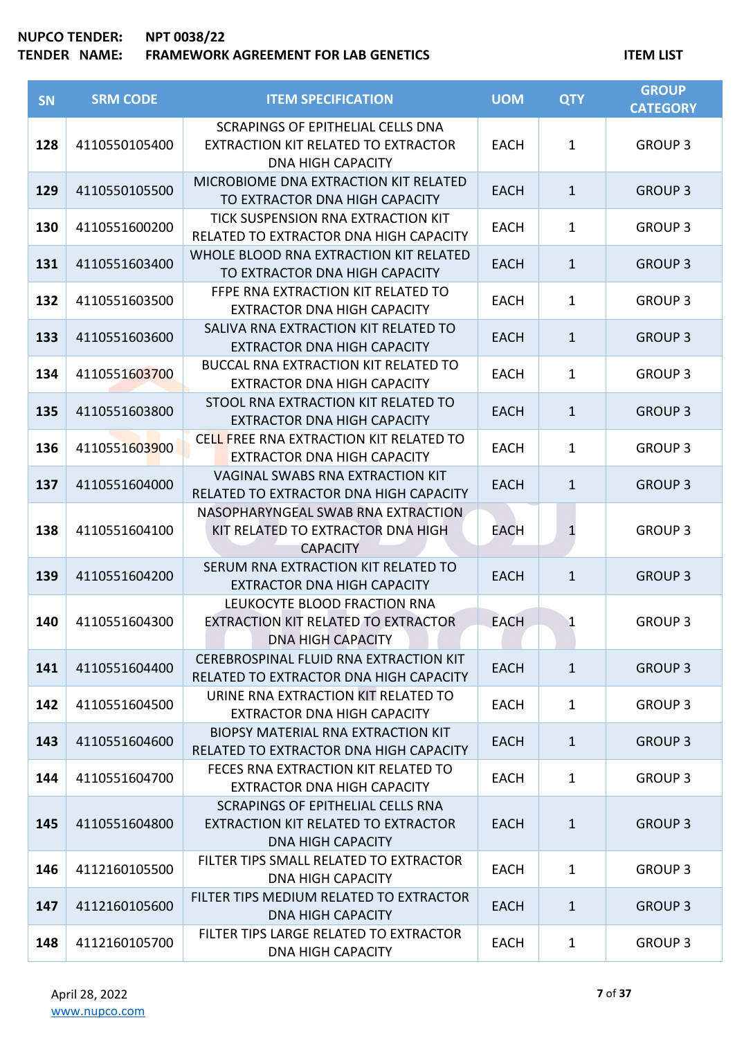**NUPCO TENDER:** NPT 0038/22
**TENDER NAME:** FRAMEWORK AGREEMENT FOR LAB GENETICS

**ITEM LIST**

| SN | SRM CODE | ITEM SPECIFICATION | UOM | QTY | GROUP CATEGORY |
|---|---|---|---|---|---|
| 128 | 4110550105400 | SCRAPINGS OF EPITHELIAL CELLS DNA EXTRACTION KIT RELATED TO EXTRACTOR DNA HIGH CAPACITY | EACH | 1 | GROUP 3 |
| 129 | 4110550105500 | MICROBIOME DNA EXTRACTION KIT RELATED TO EXTRACTOR DNA HIGH CAPACITY | EACH | 1 | GROUP 3 |
| 130 | 4110551600200 | TICK SUSPENSION RNA EXTRACTION KIT RELATED TO EXTRACTOR DNA HIGH CAPACITY | EACH | 1 | GROUP 3 |
| 131 | 4110551603400 | WHOLE BLOOD RNA EXTRACTION KIT RELATED TO EXTRACTOR DNA HIGH CAPACITY | EACH | 1 | GROUP 3 |
| 132 | 4110551603500 | FFPE RNA EXTRACTION KIT RELATED TO EXTRACTOR DNA HIGH CAPACITY | EACH | 1 | GROUP 3 |
| 133 | 4110551603600 | SALIVA RNA EXTRACTION KIT RELATED TO EXTRACTOR DNA HIGH CAPACITY | EACH | 1 | GROUP 3 |
| 134 | 4110551603700 | BUCCAL RNA EXTRACTION KIT RELATED TO EXTRACTOR DNA HIGH CAPACITY | EACH | 1 | GROUP 3 |
| 135 | 4110551603800 | STOOL RNA EXTRACTION KIT RELATED TO EXTRACTOR DNA HIGH CAPACITY | EACH | 1 | GROUP 3 |
| 136 | 4110551603900 | CELL FREE RNA EXTRACTION KIT RELATED TO EXTRACTOR DNA HIGH CAPACITY | EACH | 1 | GROUP 3 |
| 137 | 4110551604000 | VAGINAL SWABS RNA EXTRACTION KIT RELATED TO EXTRACTOR DNA HIGH CAPACITY | EACH | 1 | GROUP 3 |
| 138 | 4110551604100 | NASOPHARYNGEAL SWAB RNA EXTRACTION KIT RELATED TO EXTRACTOR DNA HIGH CAPACITY | EACH | 1 | GROUP 3 |
| 139 | 4110551604200 | SERUM RNA EXTRACTION KIT RELATED TO EXTRACTOR DNA HIGH CAPACITY | EACH | 1 | GROUP 3 |
| 140 | 4110551604300 | LEUKOCYTE BLOOD FRACTION RNA EXTRACTION KIT RELATED TO EXTRACTOR DNA HIGH CAPACITY | EACH | 1 | GROUP 3 |
| 141 | 4110551604400 | CEREBROSPINAL FLUID RNA EXTRACTION KIT RELATED TO EXTRACTOR DNA HIGH CAPACITY | EACH | 1 | GROUP 3 |
| 142 | 4110551604500 | URINE RNA EXTRACTION KIT RELATED TO EXTRACTOR DNA HIGH CAPACITY | EACH | 1 | GROUP 3 |
| 143 | 4110551604600 | BIOPSY MATERIAL RNA EXTRACTION KIT RELATED TO EXTRACTOR DNA HIGH CAPACITY | EACH | 1 | GROUP 3 |
| 144 | 4110551604700 | FECES RNA EXTRACTION KIT RELATED TO EXTRACTOR DNA HIGH CAPACITY | EACH | 1 | GROUP 3 |
| 145 | 4110551604800 | SCRAPINGS OF EPITHELIAL CELLS RNA EXTRACTION KIT RELATED TO EXTRACTOR DNA HIGH CAPACITY | EACH | 1 | GROUP 3 |
| 146 | 4112160105500 | FILTER TIPS SMALL RELATED TO EXTRACTOR DNA HIGH CAPACITY | EACH | 1 | GROUP 3 |
| 147 | 4112160105600 | FILTER TIPS MEDIUM RELATED TO EXTRACTOR DNA HIGH CAPACITY | EACH | 1 | GROUP 3 |
| 148 | 4112160105700 | FILTER TIPS LARGE RELATED TO EXTRACTOR DNA HIGH CAPACITY | EACH | 1 | GROUP 3 |

April 28, 2022
www.nupco.com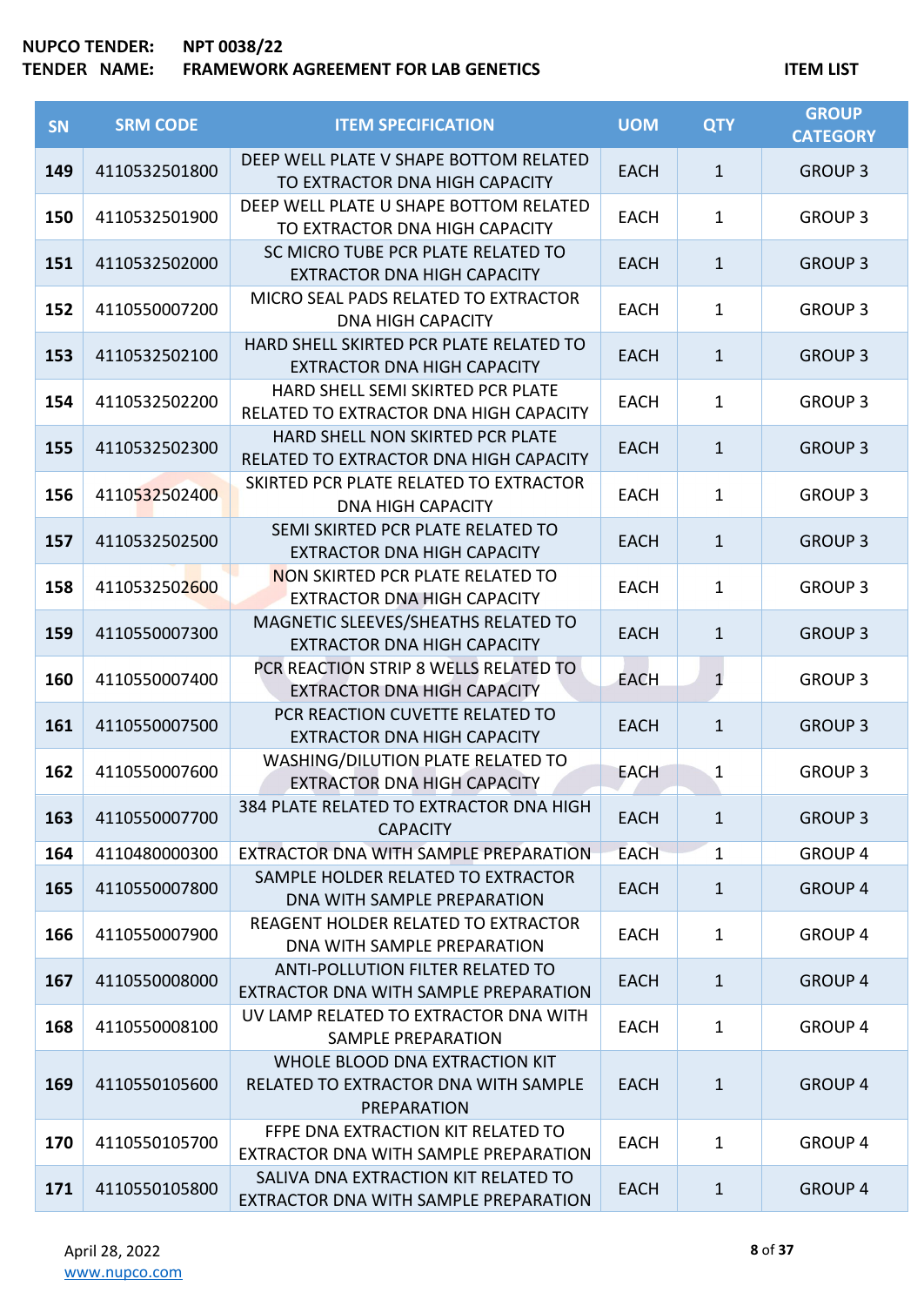NUPCO TENDER: NPT 0038/22
TENDER NAME: FRAMEWORK AGREEMENT FOR LAB GENETICS

ITEM LIST

| SN | SRM CODE | ITEM SPECIFICATION | UOM | QTY | GROUP CATEGORY |
|---|---|---|---|---|---|
| 149 | 4110532501800 | DEEP WELL PLATE V SHAPE BOTTOM RELATED TO EXTRACTOR DNA HIGH CAPACITY | EACH | 1 | GROUP 3 |
| 150 | 4110532501900 | DEEP WELL PLATE U SHAPE BOTTOM RELATED TO EXTRACTOR DNA HIGH CAPACITY | EACH | 1 | GROUP 3 |
| 151 | 4110532502000 | SC MICRO TUBE PCR PLATE RELATED TO EXTRACTOR DNA HIGH CAPACITY | EACH | 1 | GROUP 3 |
| 152 | 4110550007200 | MICRO SEAL PADS RELATED TO EXTRACTOR DNA HIGH CAPACITY | EACH | 1 | GROUP 3 |
| 153 | 4110532502100 | HARD SHELL SKIRTED PCR PLATE RELATED TO EXTRACTOR DNA HIGH CAPACITY | EACH | 1 | GROUP 3 |
| 154 | 4110532502200 | HARD SHELL SEMI SKIRTED PCR PLATE RELATED TO EXTRACTOR DNA HIGH CAPACITY | EACH | 1 | GROUP 3 |
| 155 | 4110532502300 | HARD SHELL NON SKIRTED PCR PLATE RELATED TO EXTRACTOR DNA HIGH CAPACITY | EACH | 1 | GROUP 3 |
| 156 | 4110532502400 | SKIRTED PCR PLATE RELATED TO EXTRACTOR DNA HIGH CAPACITY | EACH | 1 | GROUP 3 |
| 157 | 4110532502500 | SEMI SKIRTED PCR PLATE RELATED TO EXTRACTOR DNA HIGH CAPACITY | EACH | 1 | GROUP 3 |
| 158 | 4110532502600 | NON SKIRTED PCR PLATE RELATED TO EXTRACTOR DNA HIGH CAPACITY | EACH | 1 | GROUP 3 |
| 159 | 4110550007300 | MAGNETIC SLEEVES/SHEATHS RELATED TO EXTRACTOR DNA HIGH CAPACITY | EACH | 1 | GROUP 3 |
| 160 | 4110550007400 | PCR REACTION STRIP 8 WELLS RELATED TO EXTRACTOR DNA HIGH CAPACITY | EACH | 1 | GROUP 3 |
| 161 | 4110550007500 | PCR REACTION CUVETTE RELATED TO EXTRACTOR DNA HIGH CAPACITY | EACH | 1 | GROUP 3 |
| 162 | 4110550007600 | WASHING/DILUTION PLATE RELATED TO EXTRACTOR DNA HIGH CAPACITY | EACH | 1 | GROUP 3 |
| 163 | 4110550007700 | 384 PLATE RELATED TO EXTRACTOR DNA HIGH CAPACITY | EACH | 1 | GROUP 3 |
| 164 | 4110480000300 | EXTRACTOR DNA WITH SAMPLE PREPARATION | EACH | 1 | GROUP 4 |
| 165 | 4110550007800 | SAMPLE HOLDER RELATED TO EXTRACTOR DNA WITH SAMPLE PREPARATION | EACH | 1 | GROUP 4 |
| 166 | 4110550007900 | REAGENT HOLDER RELATED TO EXTRACTOR DNA WITH SAMPLE PREPARATION | EACH | 1 | GROUP 4 |
| 167 | 4110550008000 | ANTI-POLLUTION FILTER RELATED TO EXTRACTOR DNA WITH SAMPLE PREPARATION | EACH | 1 | GROUP 4 |
| 168 | 4110550008100 | UV LAMP RELATED TO EXTRACTOR DNA WITH SAMPLE PREPARATION | EACH | 1 | GROUP 4 |
| 169 | 4110550105600 | WHOLE BLOOD DNA EXTRACTION KIT RELATED TO EXTRACTOR DNA WITH SAMPLE PREPARATION | EACH | 1 | GROUP 4 |
| 170 | 4110550105700 | FFPE DNA EXTRACTION KIT RELATED TO EXTRACTOR DNA WITH SAMPLE PREPARATION | EACH | 1 | GROUP 4 |
| 171 | 4110550105800 | SALIVA DNA EXTRACTION KIT RELATED TO EXTRACTOR DNA WITH SAMPLE PREPARATION | EACH | 1 | GROUP 4 |

April 28, 2022
www.nupco.com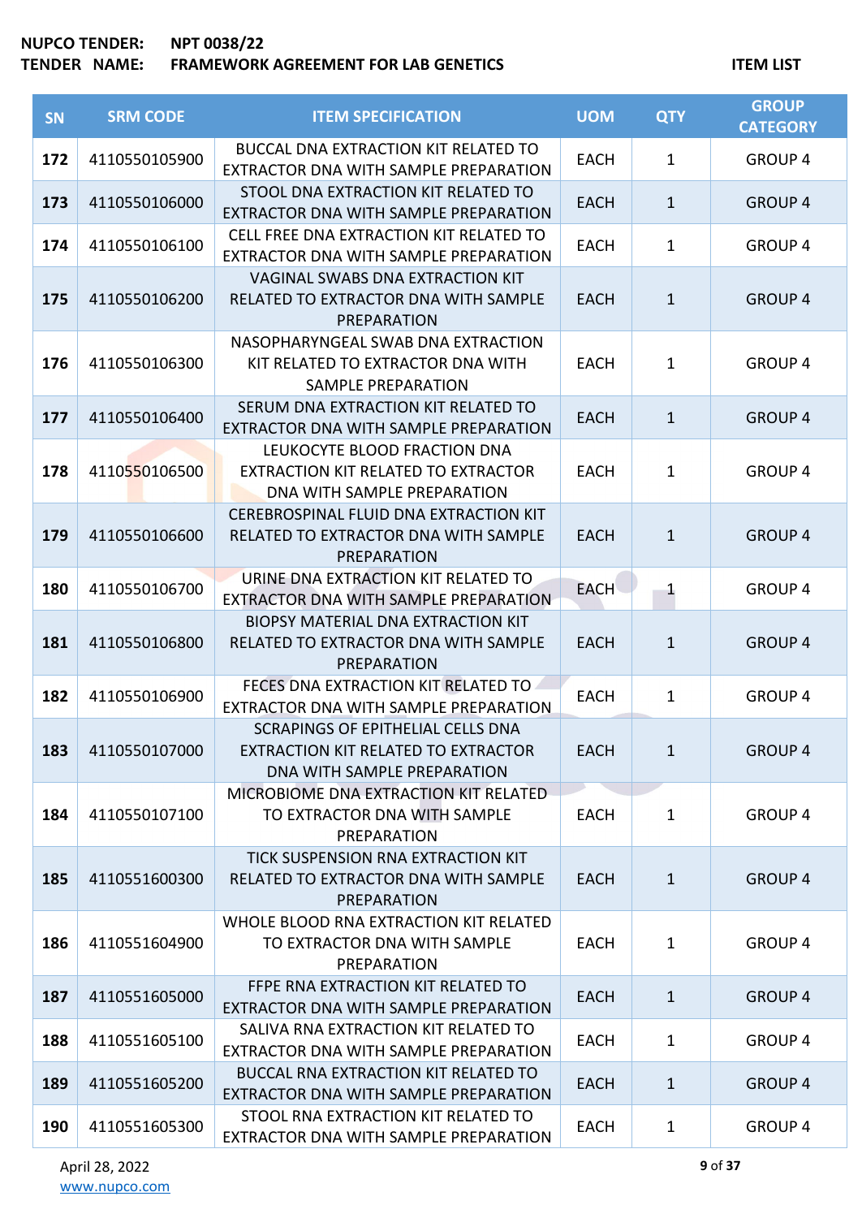**NUPCO TENDER:** NPT 0038/22
**TENDER NAME:** FRAMEWORK AGREEMENT FOR LAB GENETICS

**ITEM LIST**

| SN | SRM CODE | ITEM SPECIFICATION | UOM | QTY | GROUP CATEGORY |
|---|---|---|---|---|---|
| 172 | 4110550105900 | BUCCAL DNA EXTRACTION KIT RELATED TO EXTRACTOR DNA WITH SAMPLE PREPARATION | EACH | 1 | GROUP 4 |
| 173 | 4110550106000 | STOOL DNA EXTRACTION KIT RELATED TO EXTRACTOR DNA WITH SAMPLE PREPARATION | EACH | 1 | GROUP 4 |
| 174 | 4110550106100 | CELL FREE DNA EXTRACTION KIT RELATED TO EXTRACTOR DNA WITH SAMPLE PREPARATION | EACH | 1 | GROUP 4 |
| 175 | 4110550106200 | VAGINAL SWABS DNA EXTRACTION KIT RELATED TO EXTRACTOR DNA WITH SAMPLE PREPARATION | EACH | 1 | GROUP 4 |
| 176 | 4110550106300 | NASOPHARYNGEAL SWAB DNA EXTRACTION KIT RELATED TO EXTRACTOR DNA WITH SAMPLE PREPARATION | EACH | 1 | GROUP 4 |
| 177 | 4110550106400 | SERUM DNA EXTRACTION KIT RELATED TO EXTRACTOR DNA WITH SAMPLE PREPARATION | EACH | 1 | GROUP 4 |
| 178 | 4110550106500 | LEUKOCYTE BLOOD FRACTION DNA EXTRACTION KIT RELATED TO EXTRACTOR DNA WITH SAMPLE PREPARATION | EACH | 1 | GROUP 4 |
| 179 | 4110550106600 | CEREBROSPINAL FLUID DNA EXTRACTION KIT RELATED TO EXTRACTOR DNA WITH SAMPLE PREPARATION | EACH | 1 | GROUP 4 |
| 180 | 4110550106700 | URINE DNA EXTRACTION KIT RELATED TO EXTRACTOR DNA WITH SAMPLE PREPARATION | EACH | 1 | GROUP 4 |
| 181 | 4110550106800 | BIOPSY MATERIAL DNA EXTRACTION KIT RELATED TO EXTRACTOR DNA WITH SAMPLE PREPARATION | EACH | 1 | GROUP 4 |
| 182 | 4110550106900 | FECES DNA EXTRACTION KIT RELATED TO EXTRACTOR DNA WITH SAMPLE PREPARATION | EACH | 1 | GROUP 4 |
| 183 | 4110550107000 | SCRAPINGS OF EPITHELIAL CELLS DNA EXTRACTION KIT RELATED TO EXTRACTOR DNA WITH SAMPLE PREPARATION | EACH | 1 | GROUP 4 |
| 184 | 4110550107100 | MICROBIOME DNA EXTRACTION KIT RELATED TO EXTRACTOR DNA WITH SAMPLE PREPARATION | EACH | 1 | GROUP 4 |
| 185 | 4110551600300 | TICK SUSPENSION RNA EXTRACTION KIT RELATED TO EXTRACTOR DNA WITH SAMPLE PREPARATION | EACH | 1 | GROUP 4 |
| 186 | 4110551604900 | WHOLE BLOOD RNA EXTRACTION KIT RELATED TO EXTRACTOR DNA WITH SAMPLE PREPARATION | EACH | 1 | GROUP 4 |
| 187 | 4110551605000 | FFPE RNA EXTRACTION KIT RELATED TO EXTRACTOR DNA WITH SAMPLE PREPARATION | EACH | 1 | GROUP 4 |
| 188 | 4110551605100 | SALIVA RNA EXTRACTION KIT RELATED TO EXTRACTOR DNA WITH SAMPLE PREPARATION | EACH | 1 | GROUP 4 |
| 189 | 4110551605200 | BUCCAL RNA EXTRACTION KIT RELATED TO EXTRACTOR DNA WITH SAMPLE PREPARATION | EACH | 1 | GROUP 4 |
| 190 | 4110551605300 | STOOL RNA EXTRACTION KIT RELATED TO EXTRACTOR DNA WITH SAMPLE PREPARATION | EACH | 1 | GROUP 4 |

April 28, 2022
www.nupco.com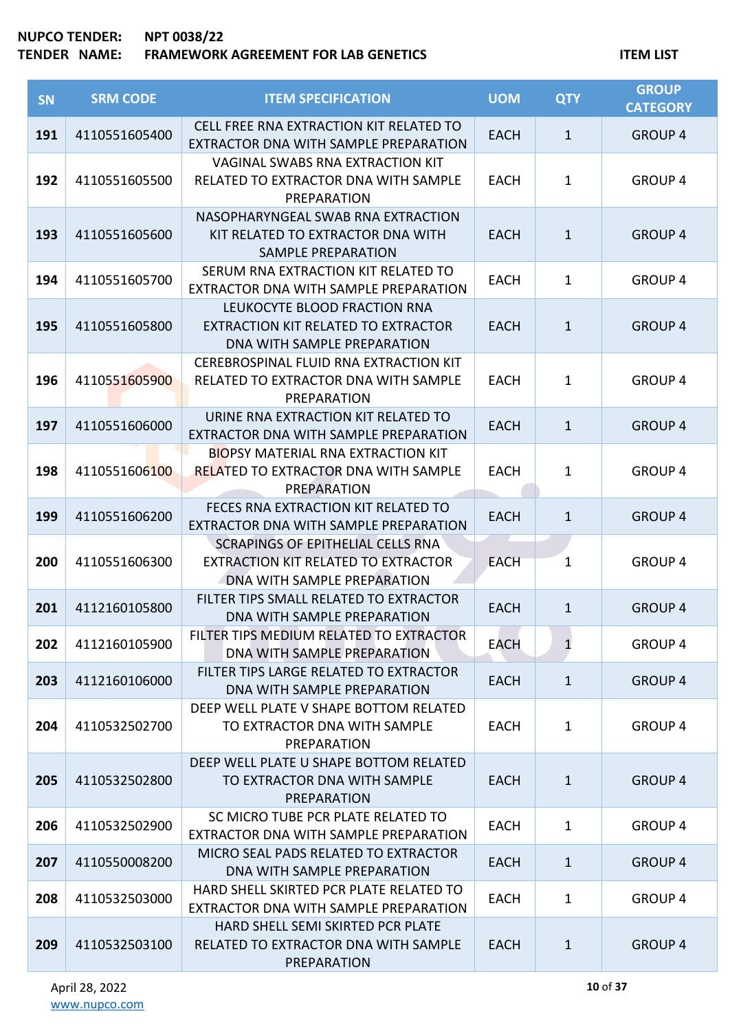**NUPCO TENDER:** NPT 0038/22
**TENDER NAME:** FRAMEWORK AGREEMENT FOR LAB GENETICS

**ITEM LIST**

| SN | SRM CODE | ITEM SPECIFICATION | UOM | QTY | GROUP CATEGORY |
|---|---|---|---|---|---|
| 191 | 4110551605400 | CELL FREE RNA EXTRACTION KIT RELATED TO EXTRACTOR DNA WITH SAMPLE PREPARATION | EACH | 1 | GROUP 4 |
| 192 | 4110551605500 | VAGINAL SWABS RNA EXTRACTION KIT RELATED TO EXTRACTOR DNA WITH SAMPLE PREPARATION | EACH | 1 | GROUP 4 |
| 193 | 4110551605600 | NASOPHARYNGEAL SWAB RNA EXTRACTION KIT RELATED TO EXTRACTOR DNA WITH SAMPLE PREPARATION | EACH | 1 | GROUP 4 |
| 194 | 4110551605700 | SERUM RNA EXTRACTION KIT RELATED TO EXTRACTOR DNA WITH SAMPLE PREPARATION | EACH | 1 | GROUP 4 |
| 195 | 4110551605800 | LEUKOCYTE BLOOD FRACTION RNA EXTRACTION KIT RELATED TO EXTRACTOR DNA WITH SAMPLE PREPARATION | EACH | 1 | GROUP 4 |
| 196 | 4110551605900 | CEREBROSPINAL FLUID RNA EXTRACTION KIT RELATED TO EXTRACTOR DNA WITH SAMPLE PREPARATION | EACH | 1 | GROUP 4 |
| 197 | 4110551606000 | URINE RNA EXTRACTION KIT RELATED TO EXTRACTOR DNA WITH SAMPLE PREPARATION | EACH | 1 | GROUP 4 |
| 198 | 4110551606100 | BIOPSY MATERIAL RNA EXTRACTION KIT RELATED TO EXTRACTOR DNA WITH SAMPLE PREPARATION | EACH | 1 | GROUP 4 |
| 199 | 4110551606200 | FECES RNA EXTRACTION KIT RELATED TO EXTRACTOR DNA WITH SAMPLE PREPARATION | EACH | 1 | GROUP 4 |
| 200 | 4110551606300 | SCRAPINGS OF EPITHELIAL CELLS RNA EXTRACTION KIT RELATED TO EXTRACTOR DNA WITH SAMPLE PREPARATION | EACH | 1 | GROUP 4 |
| 201 | 4112160105800 | FILTER TIPS SMALL RELATED TO EXTRACTOR DNA WITH SAMPLE PREPARATION | EACH | 1 | GROUP 4 |
| 202 | 4112160105900 | FILTER TIPS MEDIUM RELATED TO EXTRACTOR DNA WITH SAMPLE PREPARATION | EACH | 1 | GROUP 4 |
| 203 | 4112160106000 | FILTER TIPS LARGE RELATED TO EXTRACTOR DNA WITH SAMPLE PREPARATION | EACH | 1 | GROUP 4 |
| 204 | 4110532502700 | DEEP WELL PLATE V SHAPE BOTTOM RELATED TO EXTRACTOR DNA WITH SAMPLE PREPARATION | EACH | 1 | GROUP 4 |
| 205 | 4110532502800 | DEEP WELL PLATE U SHAPE BOTTOM RELATED TO EXTRACTOR DNA WITH SAMPLE PREPARATION | EACH | 1 | GROUP 4 |
| 206 | 4110532502900 | SC MICRO TUBE PCR PLATE RELATED TO EXTRACTOR DNA WITH SAMPLE PREPARATION | EACH | 1 | GROUP 4 |
| 207 | 4110550008200 | MICRO SEAL PADS RELATED TO EXTRACTOR DNA WITH SAMPLE PREPARATION | EACH | 1 | GROUP 4 |
| 208 | 4110532503000 | HARD SHELL SKIRTED PCR PLATE RELATED TO EXTRACTOR DNA WITH SAMPLE PREPARATION | EACH | 1 | GROUP 4 |
| 209 | 4110532503100 | HARD SHELL SEMI SKIRTED PCR PLATE RELATED TO EXTRACTOR DNA WITH SAMPLE PREPARATION | EACH | 1 | GROUP 4 |

April 28, 2022
www.nupco.com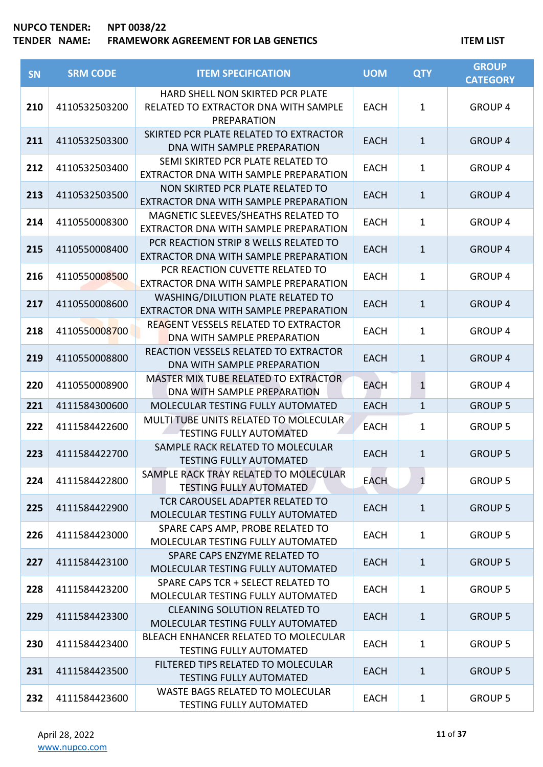**NUPCO TENDER:** NPT 0038/22
**TENDER NAME:** FRAMEWORK AGREEMENT FOR LAB GENETICS

**ITEM LIST**

| SN | SRM CODE | ITEM SPECIFICATION | UOM | QTY | GROUP CATEGORY |
|---|---|---|---|---|---|
| 210 | 4110532503200 | HARD SHELL NON SKIRTED PCR PLATE RELATED TO EXTRACTOR DNA WITH SAMPLE PREPARATION | EACH | 1 | GROUP 4 |
| 211 | 4110532503300 | SKIRTED PCR PLATE RELATED TO EXTRACTOR DNA WITH SAMPLE PREPARATION | EACH | 1 | GROUP 4 |
| 212 | 4110532503400 | SEMI SKIRTED PCR PLATE RELATED TO EXTRACTOR DNA WITH SAMPLE PREPARATION | EACH | 1 | GROUP 4 |
| 213 | 4110532503500 | NON SKIRTED PCR PLATE RELATED TO EXTRACTOR DNA WITH SAMPLE PREPARATION | EACH | 1 | GROUP 4 |
| 214 | 4110550008300 | MAGNETIC SLEEVES/SHEATHS RELATED TO EXTRACTOR DNA WITH SAMPLE PREPARATION | EACH | 1 | GROUP 4 |
| 215 | 4110550008400 | PCR REACTION STRIP 8 WELLS RELATED TO EXTRACTOR DNA WITH SAMPLE PREPARATION | EACH | 1 | GROUP 4 |
| 216 | 4110550008500 | PCR REACTION CUVETTE RELATED TO EXTRACTOR DNA WITH SAMPLE PREPARATION | EACH | 1 | GROUP 4 |
| 217 | 4110550008600 | WASHING/DILUTION PLATE RELATED TO EXTRACTOR DNA WITH SAMPLE PREPARATION | EACH | 1 | GROUP 4 |
| 218 | 4110550008700 | REAGENT VESSELS RELATED TO EXTRACTOR DNA WITH SAMPLE PREPARATION | EACH | 1 | GROUP 4 |
| 219 | 4110550008800 | REACTION VESSELS RELATED TO EXTRACTOR DNA WITH SAMPLE PREPARATION | EACH | 1 | GROUP 4 |
| 220 | 4110550008900 | MASTER MIX TUBE RELATED TO EXTRACTOR DNA WITH SAMPLE PREPARATION | EACH | 1 | GROUP 4 |
| 221 | 4111584300600 | MOLECULAR TESTING FULLY AUTOMATED | EACH | 1 | GROUP 5 |
| 222 | 4111584422600 | MULTI TUBE UNITS RELATED TO MOLECULAR TESTING FULLY AUTOMATED | EACH | 1 | GROUP 5 |
| 223 | 4111584422700 | SAMPLE RACK RELATED TO MOLECULAR TESTING FULLY AUTOMATED | EACH | 1 | GROUP 5 |
| 224 | 4111584422800 | SAMPLE RACK TRAY RELATED TO MOLECULAR TESTING FULLY AUTOMATED | EACH | 1 | GROUP 5 |
| 225 | 4111584422900 | TCR CAROUSEL ADAPTER RELATED TO MOLECULAR TESTING FULLY AUTOMATED | EACH | 1 | GROUP 5 |
| 226 | 4111584423000 | SPARE CAPS AMP, PROBE RELATED TO MOLECULAR TESTING FULLY AUTOMATED | EACH | 1 | GROUP 5 |
| 227 | 4111584423100 | SPARE CAPS ENZYME RELATED TO MOLECULAR TESTING FULLY AUTOMATED | EACH | 1 | GROUP 5 |
| 228 | 4111584423200 | SPARE CAPS TCR + SELECT RELATED TO MOLECULAR TESTING FULLY AUTOMATED | EACH | 1 | GROUP 5 |
| 229 | 4111584423300 | CLEANING SOLUTION RELATED TO MOLECULAR TESTING FULLY AUTOMATED | EACH | 1 | GROUP 5 |
| 230 | 4111584423400 | BLEACH ENHANCER RELATED TO MOLECULAR TESTING FULLY AUTOMATED | EACH | 1 | GROUP 5 |
| 231 | 4111584423500 | FILTERED TIPS RELATED TO MOLECULAR TESTING FULLY AUTOMATED | EACH | 1 | GROUP 5 |
| 232 | 4111584423600 | WASTE BAGS RELATED TO MOLECULAR TESTING FULLY AUTOMATED | EACH | 1 | GROUP 5 |

April 28, 2022
www.nupco.com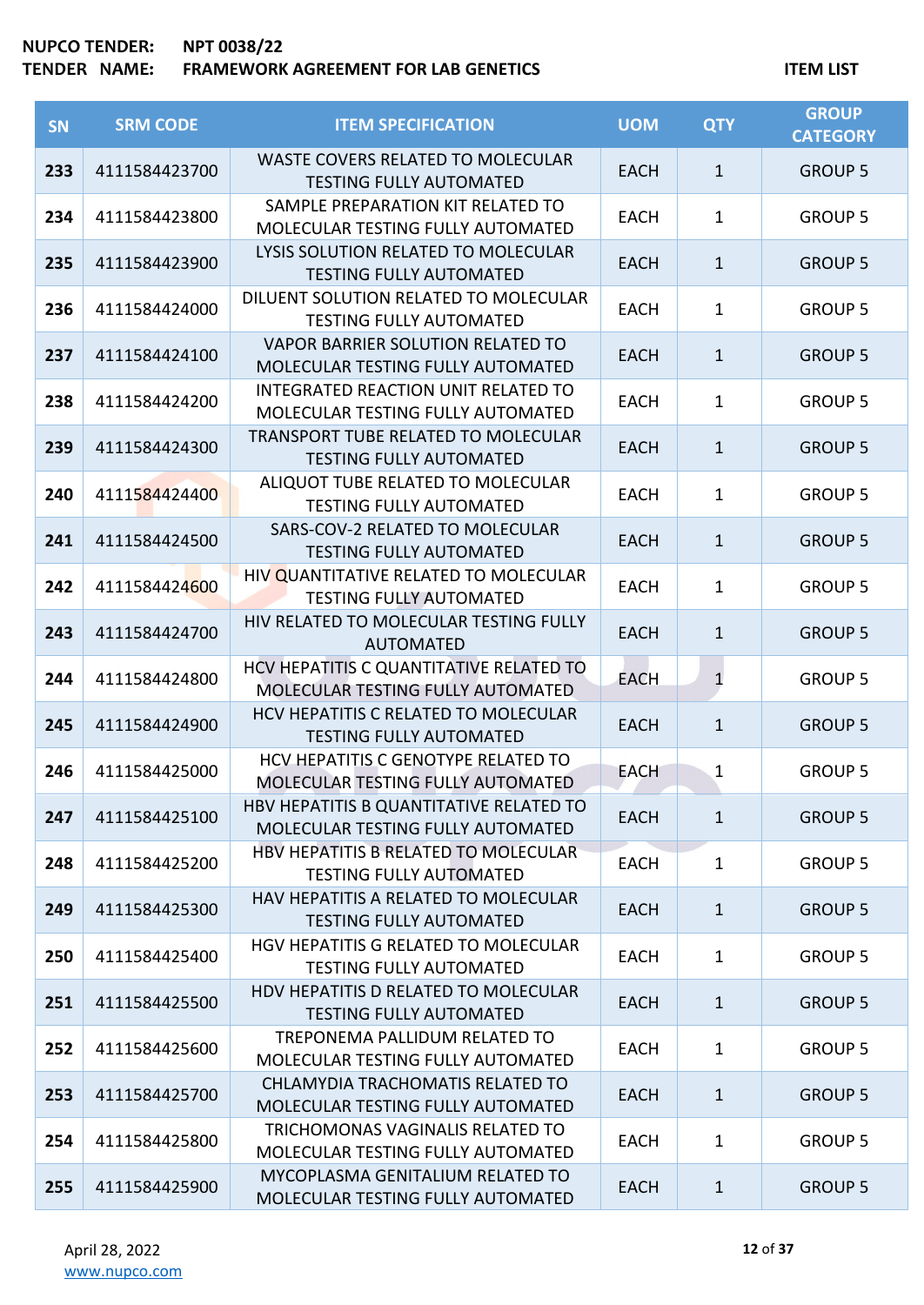NUPCO TENDER: NPT 0038/22

TENDER NAME: FRAMEWORK AGREEMENT FOR LAB GENETICS

ITEM LIST

| SN | SRM CODE | ITEM SPECIFICATION | UOM | QTY | GROUP CATEGORY |
|---|---|---|---|---|---|
| 233 | 4111584423700 | WASTE COVERS RELATED TO MOLECULAR TESTING FULLY AUTOMATED | EACH | 1 | GROUP 5 |
| 234 | 4111584423800 | SAMPLE PREPARATION KIT RELATED TO MOLECULAR TESTING FULLY AUTOMATED | EACH | 1 | GROUP 5 |
| 235 | 4111584423900 | LYSIS SOLUTION RELATED TO MOLECULAR TESTING FULLY AUTOMATED | EACH | 1 | GROUP 5 |
| 236 | 4111584424000 | DILUENT SOLUTION RELATED TO MOLECULAR TESTING FULLY AUTOMATED | EACH | 1 | GROUP 5 |
| 237 | 4111584424100 | VAPOR BARRIER SOLUTION RELATED TO MOLECULAR TESTING FULLY AUTOMATED | EACH | 1 | GROUP 5 |
| 238 | 4111584424200 | INTEGRATED REACTION UNIT RELATED TO MOLECULAR TESTING FULLY AUTOMATED | EACH | 1 | GROUP 5 |
| 239 | 4111584424300 | TRANSPORT TUBE RELATED TO MOLECULAR TESTING FULLY AUTOMATED | EACH | 1 | GROUP 5 |
| 240 | 4111584424400 | ALIQUOT TUBE RELATED TO MOLECULAR TESTING FULLY AUTOMATED | EACH | 1 | GROUP 5 |
| 241 | 4111584424500 | SARS-COV-2 RELATED TO MOLECULAR TESTING FULLY AUTOMATED | EACH | 1 | GROUP 5 |
| 242 | 4111584424600 | HIV QUANTITATIVE RELATED TO MOLECULAR TESTING FULLY AUTOMATED | EACH | 1 | GROUP 5 |
| 243 | 4111584424700 | HIV RELATED TO MOLECULAR TESTING FULLY AUTOMATED | EACH | 1 | GROUP 5 |
| 244 | 4111584424800 | HCV HEPATITIS C QUANTITATIVE RELATED TO MOLECULAR TESTING FULLY AUTOMATED | EACH | 1 | GROUP 5 |
| 245 | 4111584424900 | HCV HEPATITIS C RELATED TO MOLECULAR TESTING FULLY AUTOMATED | EACH | 1 | GROUP 5 |
| 246 | 4111584425000 | HCV HEPATITIS C GENOTYPE RELATED TO MOLECULAR TESTING FULLY AUTOMATED | EACH | 1 | GROUP 5 |
| 247 | 4111584425100 | HBV HEPATITIS B QUANTITATIVE RELATED TO MOLECULAR TESTING FULLY AUTOMATED | EACH | 1 | GROUP 5 |
| 248 | 4111584425200 | HBV HEPATITIS B RELATED TO MOLECULAR TESTING FULLY AUTOMATED | EACH | 1 | GROUP 5 |
| 249 | 4111584425300 | HAV HEPATITIS A RELATED TO MOLECULAR TESTING FULLY AUTOMATED | EACH | 1 | GROUP 5 |
| 250 | 4111584425400 | HGV HEPATITIS G RELATED TO MOLECULAR TESTING FULLY AUTOMATED | EACH | 1 | GROUP 5 |
| 251 | 4111584425500 | HDV HEPATITIS D RELATED TO MOLECULAR TESTING FULLY AUTOMATED | EACH | 1 | GROUP 5 |
| 252 | 4111584425600 | TREPONEMA PALLIDUM RELATED TO MOLECULAR TESTING FULLY AUTOMATED | EACH | 1 | GROUP 5 |
| 253 | 4111584425700 | CHLAMYDIA TRACHOMATIS RELATED TO MOLECULAR TESTING FULLY AUTOMATED | EACH | 1 | GROUP 5 |
| 254 | 4111584425800 | TRICHOMONAS VAGINALIS RELATED TO MOLECULAR TESTING FULLY AUTOMATED | EACH | 1 | GROUP 5 |
| 255 | 4111584425900 | MYCOPLASMA GENITALIUM RELATED TO MOLECULAR TESTING FULLY AUTOMATED | EACH | 1 | GROUP 5 |

April 28, 2022

www.nupco.com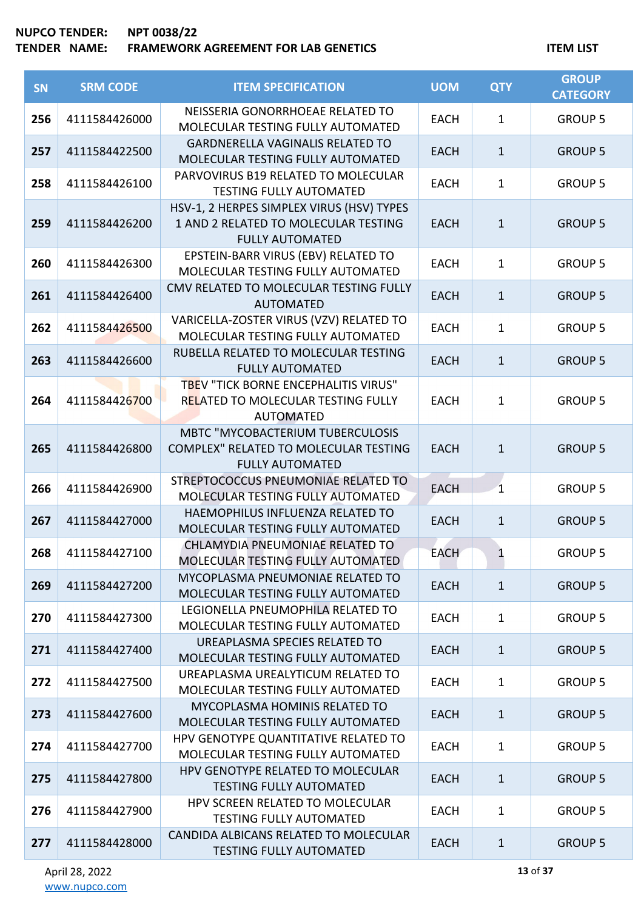**NUPCO TENDER:** NPT 0038/22
**TENDER NAME:** FRAMEWORK AGREEMENT FOR LAB GENETICS

**ITEM LIST**

| SN | SRM CODE | ITEM SPECIFICATION | UOM | QTY | GROUP CATEGORY |
|---|---|---|---|---|---|
| 256 | 4111584426000 | NEISSERIA GONORRHOEAE RELATED TO MOLECULAR TESTING FULLY AUTOMATED | EACH | 1 | GROUP 5 |
| 257 | 4111584422500 | GARDNERELLA VAGINALIS RELATED TO MOLECULAR TESTING FULLY AUTOMATED | EACH | 1 | GROUP 5 |
| 258 | 4111584426100 | PARVOVIRUS B19 RELATED TO MOLECULAR TESTING FULLY AUTOMATED | EACH | 1 | GROUP 5 |
| 259 | 4111584426200 | HSV-1, 2 HERPES SIMPLEX VIRUS (HSV) TYPES 1 AND 2 RELATED TO MOLECULAR TESTING FULLY AUTOMATED | EACH | 1 | GROUP 5 |
| 260 | 4111584426300 | EPSTEIN-BARR VIRUS (EBV) RELATED TO MOLECULAR TESTING FULLY AUTOMATED | EACH | 1 | GROUP 5 |
| 261 | 4111584426400 | CMV RELATED TO MOLECULAR TESTING FULLY AUTOMATED | EACH | 1 | GROUP 5 |
| 262 | 4111584426500 | VARICELLA-ZOSTER VIRUS (VZV) RELATED TO MOLECULAR TESTING FULLY AUTOMATED | EACH | 1 | GROUP 5 |
| 263 | 4111584426600 | RUBELLA RELATED TO MOLECULAR TESTING FULLY AUTOMATED | EACH | 1 | GROUP 5 |
| 264 | 4111584426700 | TBEV "TICK BORNE ENCEPHALITIS VIRUS" RELATED TO MOLECULAR TESTING FULLY AUTOMATED | EACH | 1 | GROUP 5 |
| 265 | 4111584426800 | MBTC "MYCOBACTERIUM TUBERCULOSIS COMPLEX" RELATED TO MOLECULAR TESTING FULLY AUTOMATED | EACH | 1 | GROUP 5 |
| 266 | 4111584426900 | STREPTOCOCCUS PNEUMONIAE RELATED TO MOLECULAR TESTING FULLY AUTOMATED | EACH | 1 | GROUP 5 |
| 267 | 4111584427000 | HAEMOPHILUS INFLUENZA RELATED TO MOLECULAR TESTING FULLY AUTOMATED | EACH | 1 | GROUP 5 |
| 268 | 4111584427100 | CHLAMYDIA PNEUMONIAE RELATED TO MOLECULAR TESTING FULLY AUTOMATED | EACH | 1 | GROUP 5 |
| 269 | 4111584427200 | MYCOPLASMA PNEUMONIAE RELATED TO MOLECULAR TESTING FULLY AUTOMATED | EACH | 1 | GROUP 5 |
| 270 | 4111584427300 | LEGIONELLA PNEUMOPHILA RELATED TO MOLECULAR TESTING FULLY AUTOMATED | EACH | 1 | GROUP 5 |
| 271 | 4111584427400 | UREAPLASMA SPECIES RELATED TO MOLECULAR TESTING FULLY AUTOMATED | EACH | 1 | GROUP 5 |
| 272 | 4111584427500 | UREAPLASMA UREALYTICUM RELATED TO MOLECULAR TESTING FULLY AUTOMATED | EACH | 1 | GROUP 5 |
| 273 | 4111584427600 | MYCOPLASMA HOMINIS RELATED TO MOLECULAR TESTING FULLY AUTOMATED | EACH | 1 | GROUP 5 |
| 274 | 4111584427700 | HPV GENOTYPE QUANTITATIVE RELATED TO MOLECULAR TESTING FULLY AUTOMATED | EACH | 1 | GROUP 5 |
| 275 | 4111584427800 | HPV GENOTYPE RELATED TO MOLECULAR TESTING FULLY AUTOMATED | EACH | 1 | GROUP 5 |
| 276 | 4111584427900 | HPV SCREEN RELATED TO MOLECULAR TESTING FULLY AUTOMATED | EACH | 1 | GROUP 5 |
| 277 | 4111584428000 | CANDIDA ALBICANS RELATED TO MOLECULAR TESTING FULLY AUTOMATED | EACH | 1 | GROUP 5 |

April 28, 2022
www.nupco.com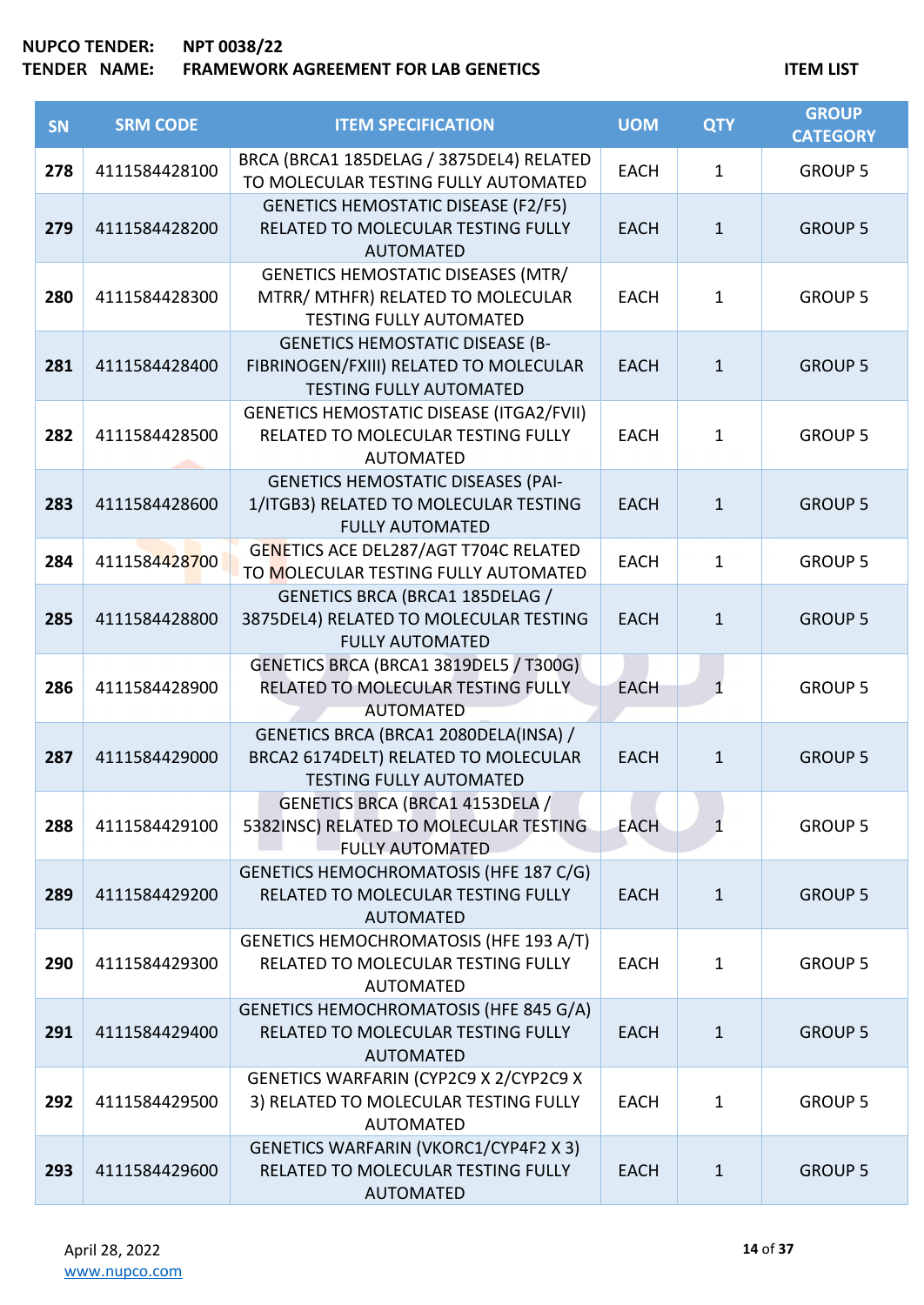**NUPCO TENDER:** NPT 0038/22
**TENDER NAME:** FRAMEWORK AGREEMENT FOR LAB GENETICS

**ITEM LIST**

| SN | SRM CODE | ITEM SPECIFICATION | UOM | QTY | GROUP CATEGORY |
|---|---|---|---|---|---|
| 278 | 4111584428100 | BRCA (BRCA1 185DELAG / 3875DEL4) RELATED TO MOLECULAR TESTING FULLY AUTOMATED | EACH | 1 | GROUP 5 |
| 279 | 4111584428200 | GENETICS HEMOSTATIC DISEASE (F2/F5) RELATED TO MOLECULAR TESTING FULLY AUTOMATED | EACH | 1 | GROUP 5 |
| 280 | 4111584428300 | GENETICS HEMOSTATIC DISEASES (MTR/ MTRR/ MTHFR) RELATED TO MOLECULAR TESTING FULLY AUTOMATED | EACH | 1 | GROUP 5 |
| 281 | 4111584428400 | GENETICS HEMOSTATIC DISEASE (B-FIBRINOGEN/FXIII) RELATED TO MOLECULAR TESTING FULLY AUTOMATED | EACH | 1 | GROUP 5 |
| 282 | 4111584428500 | GENETICS HEMOSTATIC DISEASE (ITGA2/FVII) RELATED TO MOLECULAR TESTING FULLY AUTOMATED | EACH | 1 | GROUP 5 |
| 283 | 4111584428600 | GENETICS HEMOSTATIC DISEASES (PAI-1/ITGB3) RELATED TO MOLECULAR TESTING FULLY AUTOMATED | EACH | 1 | GROUP 5 |
| 284 | 4111584428700 | GENETICS ACE DEL287/AGT T704C RELATED TO MOLECULAR TESTING FULLY AUTOMATED | EACH | 1 | GROUP 5 |
| 285 | 4111584428800 | GENETICS BRCA (BRCA1 185DELAG / 3875DEL4) RELATED TO MOLECULAR TESTING FULLY AUTOMATED | EACH | 1 | GROUP 5 |
| 286 | 4111584428900 | GENETICS BRCA (BRCA1 3819DEL5 / T300G) RELATED TO MOLECULAR TESTING FULLY AUTOMATED | EACH | 1 | GROUP 5 |
| 287 | 4111584429000 | GENETICS BRCA (BRCA1 2080DELA(INSA) / BRCA2 6174DELT) RELATED TO MOLECULAR TESTING FULLY AUTOMATED | EACH | 1 | GROUP 5 |
| 288 | 4111584429100 | GENETICS BRCA (BRCA1 4153DELA / 5382INSC) RELATED TO MOLECULAR TESTING FULLY AUTOMATED | EACH | 1 | GROUP 5 |
| 289 | 4111584429200 | GENETICS HEMOCHROMATOSIS (HFE 187 C/G) RELATED TO MOLECULAR TESTING FULLY AUTOMATED | EACH | 1 | GROUP 5 |
| 290 | 4111584429300 | GENETICS HEMOCHROMATOSIS (HFE 193 A/T) RELATED TO MOLECULAR TESTING FULLY AUTOMATED | EACH | 1 | GROUP 5 |
| 291 | 4111584429400 | GENETICS HEMOCHROMATOSIS (HFE 845 G/A) RELATED TO MOLECULAR TESTING FULLY AUTOMATED | EACH | 1 | GROUP 5 |
| 292 | 4111584429500 | GENETICS WARFARIN (CYP2C9 X 2/CYP2C9 X 3) RELATED TO MOLECULAR TESTING FULLY AUTOMATED | EACH | 1 | GROUP 5 |
| 293 | 4111584429600 | GENETICS WARFARIN (VKORC1/CYP4F2 X 3) RELATED TO MOLECULAR TESTING FULLY AUTOMATED | EACH | 1 | GROUP 5 |

April 28, 2022
www.nupco.com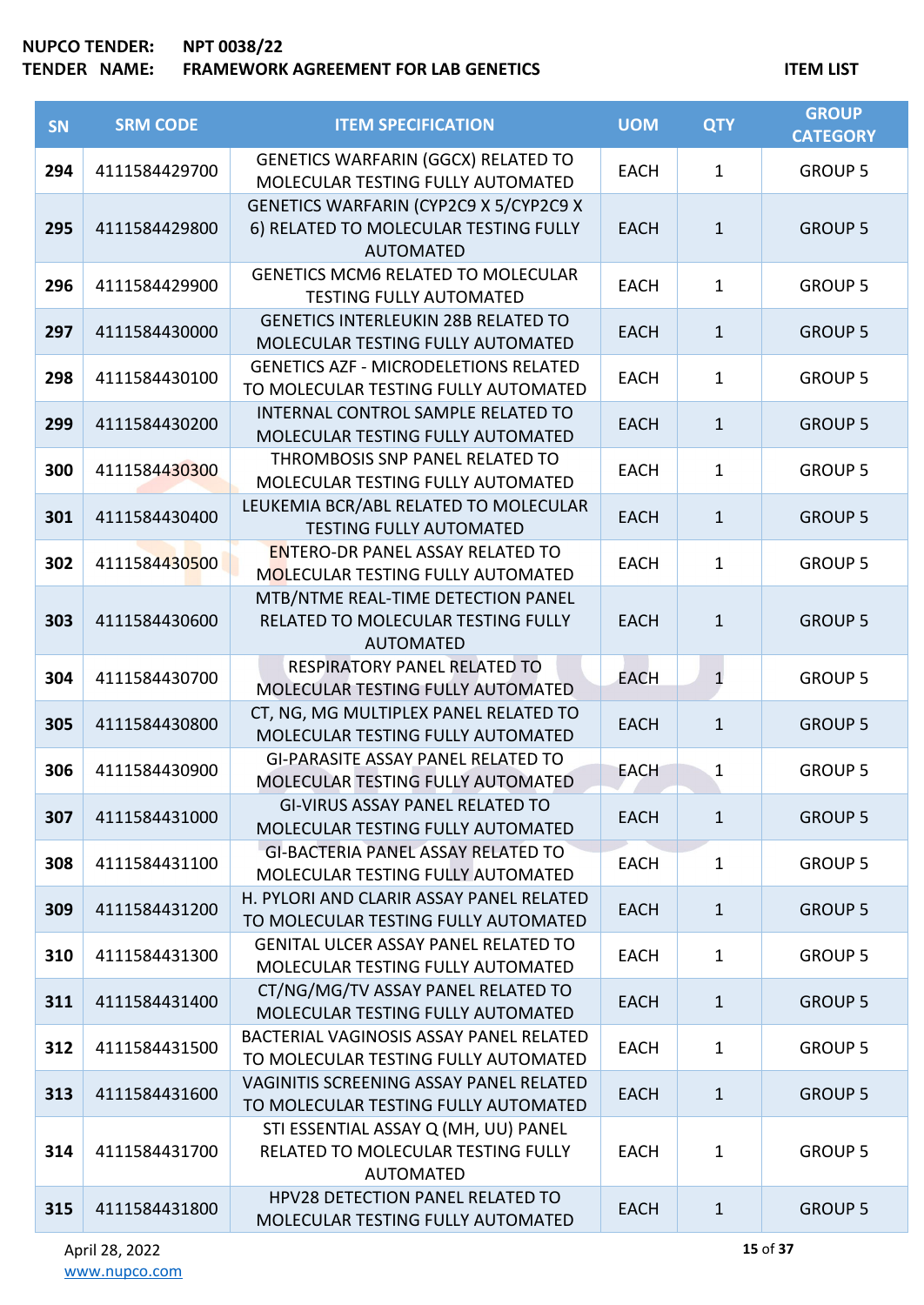| SN | SRM CODE | ITEM SPECIFICATION | UOM | QTY | GROUP CATEGORY |
|---|---|---|---|---|---|
| 294 | 4111584429700 | GENETICS WARFARIN (GGCX) RELATED TO MOLECULAR TESTING FULLY AUTOMATED | EACH | 1 | GROUP 5 |
| 295 | 4111584429800 | GENETICS WARFARIN (CYP2C9 X 5/CYP2C9 X 6) RELATED TO MOLECULAR TESTING FULLY AUTOMATED | EACH | 1 | GROUP 5 |
| 296 | 4111584429900 | GENETICS MCM6 RELATED TO MOLECULAR TESTING FULLY AUTOMATED | EACH | 1 | GROUP 5 |
| 297 | 4111584430000 | GENETICS INTERLEUKIN 28B RELATED TO MOLECULAR TESTING FULLY AUTOMATED | EACH | 1 | GROUP 5 |
| 298 | 4111584430100 | GENETICS AZF - MICRODELETIONS RELATED TO MOLECULAR TESTING FULLY AUTOMATED | EACH | 1 | GROUP 5 |
| 299 | 4111584430200 | INTERNAL CONTROL SAMPLE RELATED TO MOLECULAR TESTING FULLY AUTOMATED | EACH | 1 | GROUP 5 |
| 300 | 4111584430300 | THROMBOSIS SNP PANEL RELATED TO MOLECULAR TESTING FULLY AUTOMATED | EACH | 1 | GROUP 5 |
| 301 | 4111584430400 | LEUKEMIA BCR/ABL RELATED TO MOLECULAR TESTING FULLY AUTOMATED | EACH | 1 | GROUP 5 |
| 302 | 4111584430500 | ENTERO-DR PANEL ASSAY RELATED TO MOLECULAR TESTING FULLY AUTOMATED | EACH | 1 | GROUP 5 |
| 303 | 4111584430600 | MTB/NTME REAL-TIME DETECTION PANEL RELATED TO MOLECULAR TESTING FULLY AUTOMATED | EACH | 1 | GROUP 5 |
| 304 | 4111584430700 | RESPIRATORY PANEL RELATED TO MOLECULAR TESTING FULLY AUTOMATED | EACH | 1 | GROUP 5 |
| 305 | 4111584430800 | CT, NG, MG MULTIPLEX PANEL RELATED TO MOLECULAR TESTING FULLY AUTOMATED | EACH | 1 | GROUP 5 |
| 306 | 4111584430900 | GI-PARASITE ASSAY PANEL RELATED TO MOLECULAR TESTING FULLY AUTOMATED | EACH | 1 | GROUP 5 |
| 307 | 4111584431000 | GI-VIRUS ASSAY PANEL RELATED TO MOLECULAR TESTING FULLY AUTOMATED | EACH | 1 | GROUP 5 |
| 308 | 4111584431100 | GI-BACTERIA PANEL ASSAY RELATED TO MOLECULAR TESTING FULLY AUTOMATED | EACH | 1 | GROUP 5 |
| 309 | 4111584431200 | H. PYLORI AND CLARIR ASSAY PANEL RELATED TO MOLECULAR TESTING FULLY AUTOMATED | EACH | 1 | GROUP 5 |
| 310 | 4111584431300 | GENITAL ULCER ASSAY PANEL RELATED TO MOLECULAR TESTING FULLY AUTOMATED | EACH | 1 | GROUP 5 |
| 311 | 4111584431400 | CT/NG/MG/TV ASSAY PANEL RELATED TO MOLECULAR TESTING FULLY AUTOMATED | EACH | 1 | GROUP 5 |
| 312 | 4111584431500 | BACTERIAL VAGINOSIS ASSAY PANEL RELATED TO MOLECULAR TESTING FULLY AUTOMATED | EACH | 1 | GROUP 5 |
| 313 | 4111584431600 | VAGINITIS SCREENING ASSAY PANEL RELATED TO MOLECULAR TESTING FULLY AUTOMATED | EACH | 1 | GROUP 5 |
| 314 | 4111584431700 | STI ESSENTIAL ASSAY Q (MH, UU) PANEL RELATED TO MOLECULAR TESTING FULLY AUTOMATED | EACH | 1 | GROUP 5 |
| 315 | 4111584431800 | HPV28 DETECTION PANEL RELATED TO MOLECULAR TESTING FULLY AUTOMATED | EACH | 1 | GROUP 5 |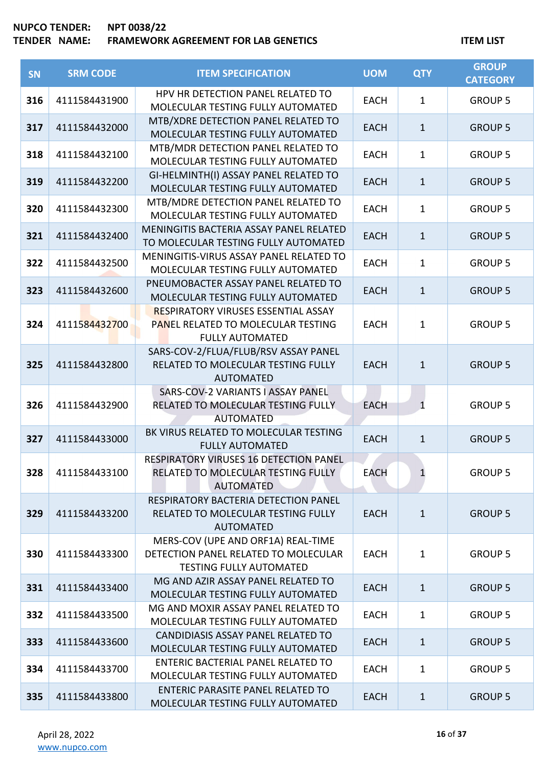**NUPCO TENDER:** NPT 0038/22
**TENDER NAME:** FRAMEWORK AGREEMENT FOR LAB GENETICS

**ITEM LIST**

| SN | SRM CODE | ITEM SPECIFICATION | UOM | QTY | GROUP CATEGORY |
|---|---|---|---|---|---|
| 316 | 4111584431900 | HPV HR DETECTION PANEL RELATED TO MOLECULAR TESTING FULLY AUTOMATED | EACH | 1 | GROUP 5 |
| 317 | 4111584432000 | MTB/XDRE DETECTION PANEL RELATED TO MOLECULAR TESTING FULLY AUTOMATED | EACH | 1 | GROUP 5 |
| 318 | 4111584432100 | MTB/MDR DETECTION PANEL RELATED TO MOLECULAR TESTING FULLY AUTOMATED | EACH | 1 | GROUP 5 |
| 319 | 4111584432200 | GI-HELMINTH(I) ASSAY PANEL RELATED TO MOLECULAR TESTING FULLY AUTOMATED | EACH | 1 | GROUP 5 |
| 320 | 4111584432300 | MTB/MDRE DETECTION PANEL RELATED TO MOLECULAR TESTING FULLY AUTOMATED | EACH | 1 | GROUP 5 |
| 321 | 4111584432400 | MENINGITIS BACTERIA ASSAY PANEL RELATED TO MOLECULAR TESTING FULLY AUTOMATED | EACH | 1 | GROUP 5 |
| 322 | 4111584432500 | MENINGITIS-VIRUS ASSAY PANEL RELATED TO MOLECULAR TESTING FULLY AUTOMATED | EACH | 1 | GROUP 5 |
| 323 | 4111584432600 | PNEUMOBACTER ASSAY PANEL RELATED TO MOLECULAR TESTING FULLY AUTOMATED | EACH | 1 | GROUP 5 |
| 324 | 4111584432700 | RESPIRATORY VIRUSES ESSENTIAL ASSAY PANEL RELATED TO MOLECULAR TESTING FULLY AUTOMATED | EACH | 1 | GROUP 5 |
| 325 | 4111584432800 | SARS-COV-2/FLUA/FLUB/RSV ASSAY PANEL RELATED TO MOLECULAR TESTING FULLY AUTOMATED | EACH | 1 | GROUP 5 |
| 326 | 4111584432900 | SARS-COV-2 VARIANTS I ASSAY PANEL RELATED TO MOLECULAR TESTING FULLY AUTOMATED | EACH | 1 | GROUP 5 |
| 327 | 4111584433000 | BK VIRUS RELATED TO MOLECULAR TESTING FULLY AUTOMATED | EACH | 1 | GROUP 5 |
| 328 | 4111584433100 | RESPIRATORY VIRUSES 16 DETECTION PANEL RELATED TO MOLECULAR TESTING FULLY AUTOMATED | EACH | 1 | GROUP 5 |
| 329 | 4111584433200 | RESPIRATORY BACTERIA DETECTION PANEL RELATED TO MOLECULAR TESTING FULLY AUTOMATED | EACH | 1 | GROUP 5 |
| 330 | 4111584433300 | MERS-COV (UPE AND ORF1A) REAL-TIME DETECTION PANEL RELATED TO MOLECULAR TESTING FULLY AUTOMATED | EACH | 1 | GROUP 5 |
| 331 | 4111584433400 | MG AND AZIR ASSAY PANEL RELATED TO MOLECULAR TESTING FULLY AUTOMATED | EACH | 1 | GROUP 5 |
| 332 | 4111584433500 | MG AND MOXIR ASSAY PANEL RELATED TO MOLECULAR TESTING FULLY AUTOMATED | EACH | 1 | GROUP 5 |
| 333 | 4111584433600 | CANDIDIASIS ASSAY PANEL RELATED TO MOLECULAR TESTING FULLY AUTOMATED | EACH | 1 | GROUP 5 |
| 334 | 4111584433700 | ENTERIC BACTERIAL PANEL RELATED TO MOLECULAR TESTING FULLY AUTOMATED | EACH | 1 | GROUP 5 |
| 335 | 4111584433800 | ENTERIC PARASITE PANEL RELATED TO MOLECULAR TESTING FULLY AUTOMATED | EACH | 1 | GROUP 5 |

April 28, 2022
www.nupco.com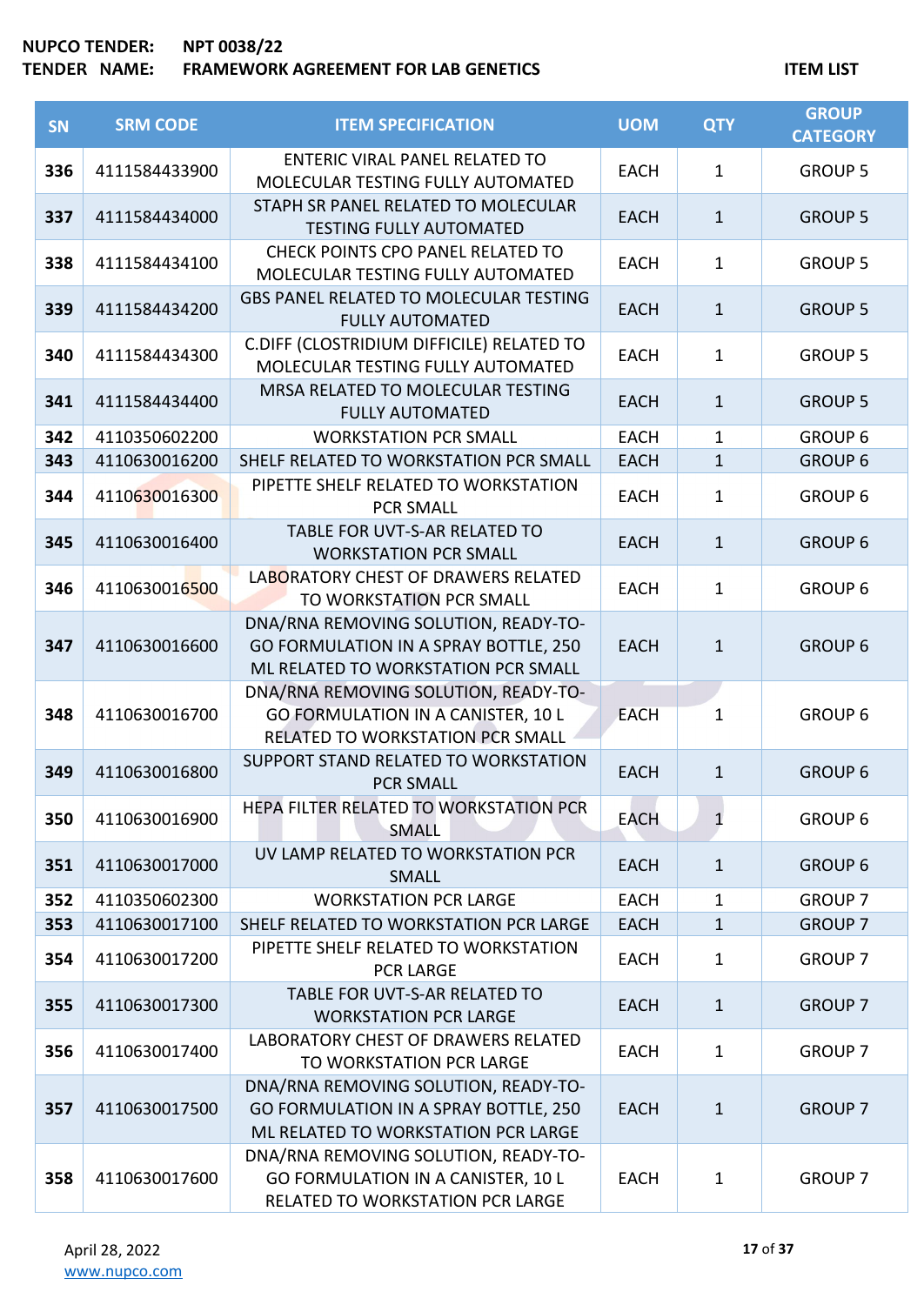NUPCO TENDER: NPT 0038/22

TENDER NAME: FRAMEWORK AGREEMENT FOR LAB GENETICS

ITEM LIST

| SN | SRM CODE | ITEM SPECIFICATION | UOM | QTY | GROUP CATEGORY |
|---|---|---|---|---|---|
| 336 | 4111584433900 | ENTERIC VIRAL PANEL RELATED TO MOLECULAR TESTING FULLY AUTOMATED | EACH | 1 | GROUP 5 |
| 337 | 4111584434000 | STAPH SR PANEL RELATED TO MOLECULAR TESTING FULLY AUTOMATED | EACH | 1 | GROUP 5 |
| 338 | 4111584434100 | CHECK POINTS CPO PANEL RELATED TO MOLECULAR TESTING FULLY AUTOMATED | EACH | 1 | GROUP 5 |
| 339 | 4111584434200 | GBS PANEL RELATED TO MOLECULAR TESTING FULLY AUTOMATED | EACH | 1 | GROUP 5 |
| 340 | 4111584434300 | C.DIFF (CLOSTRIDIUM DIFFICILE) RELATED TO MOLECULAR TESTING FULLY AUTOMATED | EACH | 1 | GROUP 5 |
| 341 | 4111584434400 | MRSA RELATED TO MOLECULAR TESTING FULLY AUTOMATED | EACH | 1 | GROUP 5 |
| 342 | 4110350602200 | WORKSTATION PCR SMALL | EACH | 1 | GROUP 6 |
| 343 | 4110630016200 | SHELF RELATED TO WORKSTATION PCR SMALL | EACH | 1 | GROUP 6 |
| 344 | 4110630016300 | PIPETTE SHELF RELATED TO WORKSTATION PCR SMALL | EACH | 1 | GROUP 6 |
| 345 | 4110630016400 | TABLE FOR UVT-S-AR RELATED TO WORKSTATION PCR SMALL | EACH | 1 | GROUP 6 |
| 346 | 4110630016500 | LABORATORY CHEST OF DRAWERS RELATED TO WORKSTATION PCR SMALL | EACH | 1 | GROUP 6 |
| 347 | 4110630016600 | DNA/RNA REMOVING SOLUTION, READY-TO-GO FORMULATION IN A SPRAY BOTTLE, 250 ML RELATED TO WORKSTATION PCR SMALL | EACH | 1 | GROUP 6 |
| 348 | 4110630016700 | DNA/RNA REMOVING SOLUTION, READY-TO-GO FORMULATION IN A CANISTER, 10 L RELATED TO WORKSTATION PCR SMALL | EACH | 1 | GROUP 6 |
| 349 | 4110630016800 | SUPPORT STAND RELATED TO WORKSTATION PCR SMALL | EACH | 1 | GROUP 6 |
| 350 | 4110630016900 | HEPA FILTER RELATED TO WORKSTATION PCR SMALL | EACH | 1 | GROUP 6 |
| 351 | 4110630017000 | UV LAMP RELATED TO WORKSTATION PCR SMALL | EACH | 1 | GROUP 6 |
| 352 | 4110350602300 | WORKSTATION PCR LARGE | EACH | 1 | GROUP 7 |
| 353 | 4110630017100 | SHELF RELATED TO WORKSTATION PCR LARGE | EACH | 1 | GROUP 7 |
| 354 | 4110630017200 | PIPETTE SHELF RELATED TO WORKSTATION PCR LARGE | EACH | 1 | GROUP 7 |
| 355 | 4110630017300 | TABLE FOR UVT-S-AR RELATED TO WORKSTATION PCR LARGE | EACH | 1 | GROUP 7 |
| 356 | 4110630017400 | LABORATORY CHEST OF DRAWERS RELATED TO WORKSTATION PCR LARGE | EACH | 1 | GROUP 7 |
| 357 | 4110630017500 | DNA/RNA REMOVING SOLUTION, READY-TO-GO FORMULATION IN A SPRAY BOTTLE, 250 ML RELATED TO WORKSTATION PCR LARGE | EACH | 1 | GROUP 7 |
| 358 | 4110630017600 | DNA/RNA REMOVING SOLUTION, READY-TO-GO FORMULATION IN A CANISTER, 10 L RELATED TO WORKSTATION PCR LARGE | EACH | 1 | GROUP 7 |

April 28, 2022

www.nupco.com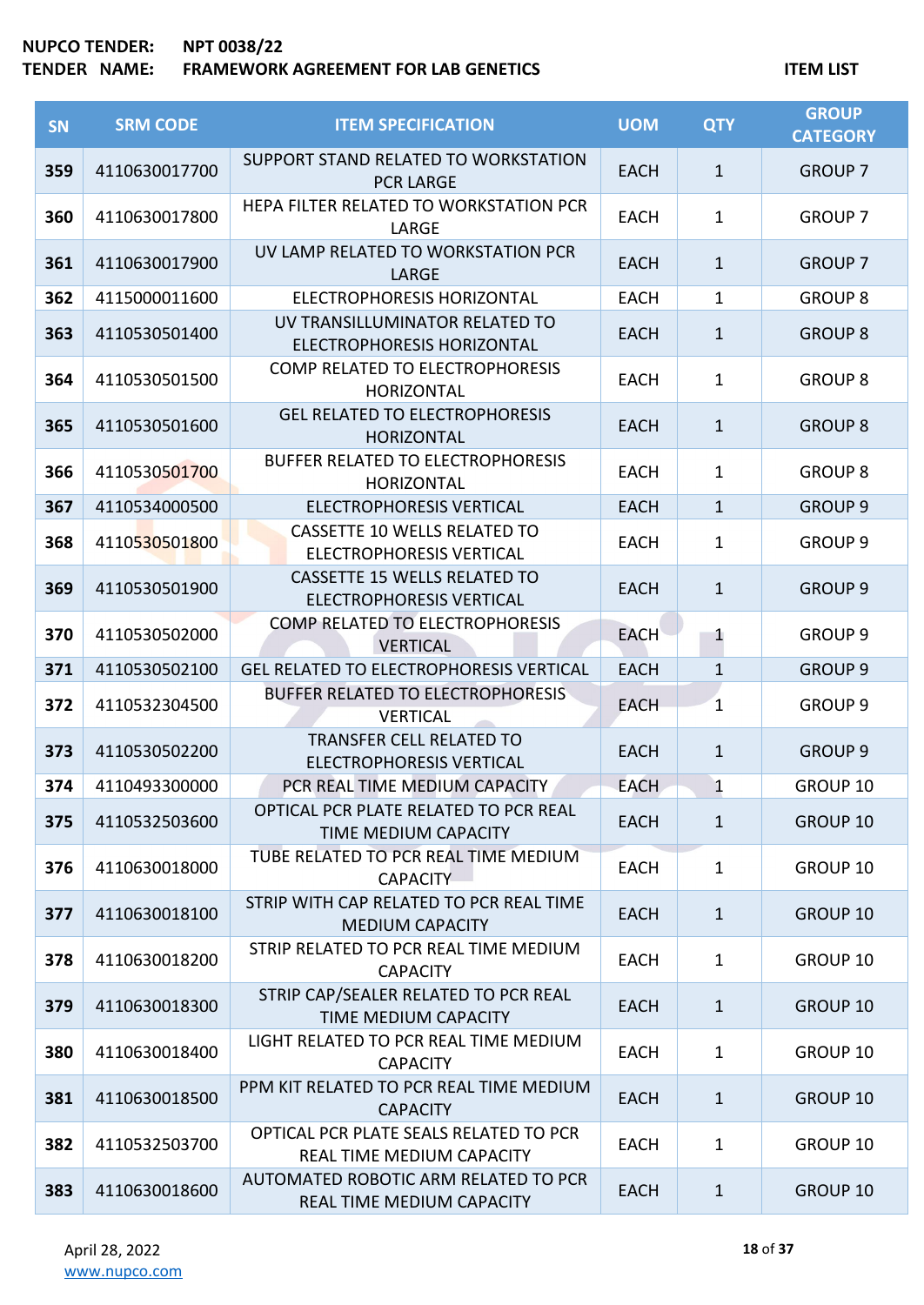NUPCO TENDER: NPT 0038/22
TENDER NAME: FRAMEWORK AGREEMENT FOR LAB GENETICS

ITEM LIST

| SN | SRM CODE | ITEM SPECIFICATION | UOM | QTY | GROUP CATEGORY |
|---|---|---|---|---|---|
| 359 | 4110630017700 | SUPPORT STAND RELATED TO WORKSTATION PCR LARGE | EACH | 1 | GROUP 7 |
| 360 | 4110630017800 | HEPA FILTER RELATED TO WORKSTATION PCR LARGE | EACH | 1 | GROUP 7 |
| 361 | 4110630017900 | UV LAMP RELATED TO WORKSTATION PCR LARGE | EACH | 1 | GROUP 7 |
| 362 | 4115000011600 | ELECTROPHORESIS HORIZONTAL | EACH | 1 | GROUP 8 |
| 363 | 4110530501400 | UV TRANSILLUMINATOR RELATED TO ELECTROPHORESIS HORIZONTAL | EACH | 1 | GROUP 8 |
| 364 | 4110530501500 | COMP RELATED TO ELECTROPHORESIS HORIZONTAL | EACH | 1 | GROUP 8 |
| 365 | 4110530501600 | GEL RELATED TO ELECTROPHORESIS HORIZONTAL | EACH | 1 | GROUP 8 |
| 366 | 4110530501700 | BUFFER RELATED TO ELECTROPHORESIS HORIZONTAL | EACH | 1 | GROUP 8 |
| 367 | 4110534000500 | ELECTROPHORESIS VERTICAL | EACH | 1 | GROUP 9 |
| 368 | 4110530501800 | CASSETTE 10 WELLS RELATED TO ELECTROPHORESIS VERTICAL | EACH | 1 | GROUP 9 |
| 369 | 4110530501900 | CASSETTE 15 WELLS RELATED TO ELECTROPHORESIS VERTICAL | EACH | 1 | GROUP 9 |
| 370 | 4110530502000 | COMP RELATED TO ELECTROPHORESIS VERTICAL | EACH | 1 | GROUP 9 |
| 371 | 4110530502100 | GEL RELATED TO ELECTROPHORESIS VERTICAL | EACH | 1 | GROUP 9 |
| 372 | 4110532304500 | BUFFER RELATED TO ELECTROPHORESIS VERTICAL | EACH | 1 | GROUP 9 |
| 373 | 4110530502200 | TRANSFER CELL RELATED TO ELECTROPHORESIS VERTICAL | EACH | 1 | GROUP 9 |
| 374 | 4110493300000 | PCR REAL TIME MEDIUM CAPACITY | EACH | 1 | GROUP 10 |
| 375 | 4110532503600 | OPTICAL PCR PLATE RELATED TO PCR REAL TIME MEDIUM CAPACITY | EACH | 1 | GROUP 10 |
| 376 | 4110630018000 | TUBE RELATED TO PCR REAL TIME MEDIUM CAPACITY | EACH | 1 | GROUP 10 |
| 377 | 4110630018100 | STRIP WITH CAP RELATED TO PCR REAL TIME MEDIUM CAPACITY | EACH | 1 | GROUP 10 |
| 378 | 4110630018200 | STRIP RELATED TO PCR REAL TIME MEDIUM CAPACITY | EACH | 1 | GROUP 10 |
| 379 | 4110630018300 | STRIP CAP/SEALER RELATED TO PCR REAL TIME MEDIUM CAPACITY | EACH | 1 | GROUP 10 |
| 380 | 4110630018400 | LIGHT RELATED TO PCR REAL TIME MEDIUM CAPACITY | EACH | 1 | GROUP 10 |
| 381 | 4110630018500 | PPM KIT RELATED TO PCR REAL TIME MEDIUM CAPACITY | EACH | 1 | GROUP 10 |
| 382 | 4110532503700 | OPTICAL PCR PLATE SEALS RELATED TO PCR REAL TIME MEDIUM CAPACITY | EACH | 1 | GROUP 10 |
| 383 | 4110630018600 | AUTOMATED ROBOTIC ARM RELATED TO PCR REAL TIME MEDIUM CAPACITY | EACH | 1 | GROUP 10 |

April 28, 2022
www.nupco.com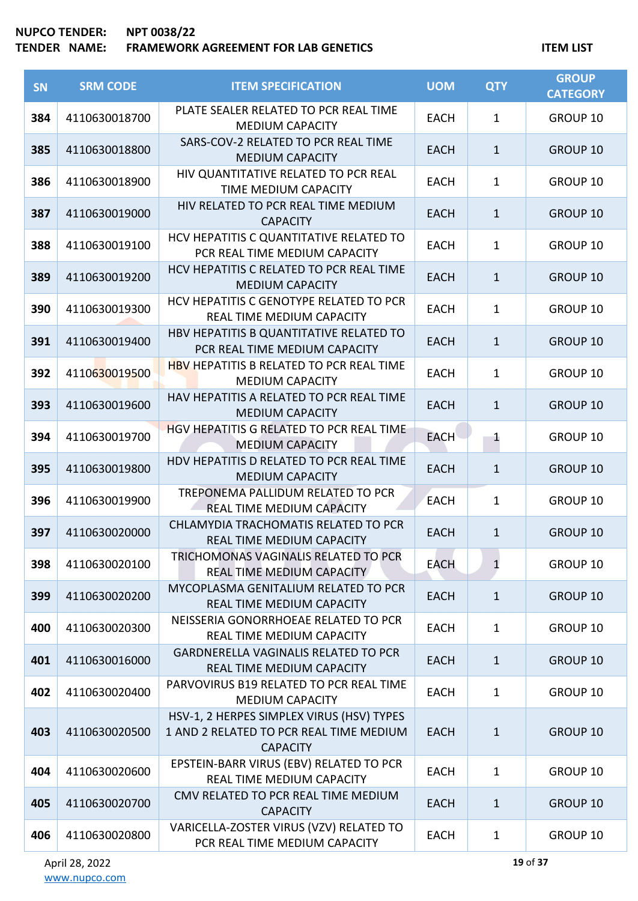**NUPCO TENDER:** NPT 0038/22
**TENDER NAME:** FRAMEWORK AGREEMENT FOR LAB GENETICS

**ITEM LIST**

| SN | SRM CODE | ITEM SPECIFICATION | UOM | QTY | GROUP CATEGORY |
|---|---|---|---|---|---|
| 384 | 4110630018700 | PLATE SEALER RELATED TO PCR REAL TIME MEDIUM CAPACITY | EACH | 1 | GROUP 10 |
| 385 | 4110630018800 | SARS-COV-2 RELATED TO PCR REAL TIME MEDIUM CAPACITY | EACH | 1 | GROUP 10 |
| 386 | 4110630018900 | HIV QUANTITATIVE RELATED TO PCR REAL TIME MEDIUM CAPACITY | EACH | 1 | GROUP 10 |
| 387 | 4110630019000 | HIV RELATED TO PCR REAL TIME MEDIUM CAPACITY | EACH | 1 | GROUP 10 |
| 388 | 4110630019100 | HCV HEPATITIS C QUANTITATIVE RELATED TO PCR REAL TIME MEDIUM CAPACITY | EACH | 1 | GROUP 10 |
| 389 | 4110630019200 | HCV HEPATITIS C RELATED TO PCR REAL TIME MEDIUM CAPACITY | EACH | 1 | GROUP 10 |
| 390 | 4110630019300 | HCV HEPATITIS C GENOTYPE RELATED TO PCR REAL TIME MEDIUM CAPACITY | EACH | 1 | GROUP 10 |
| 391 | 4110630019400 | HBV HEPATITIS B QUANTITATIVE RELATED TO PCR REAL TIME MEDIUM CAPACITY | EACH | 1 | GROUP 10 |
| 392 | 4110630019500 | HBV HEPATITIS B RELATED TO PCR REAL TIME MEDIUM CAPACITY | EACH | 1 | GROUP 10 |
| 393 | 4110630019600 | HAV HEPATITIS A RELATED TO PCR REAL TIME MEDIUM CAPACITY | EACH | 1 | GROUP 10 |
| 394 | 4110630019700 | HGV HEPATITIS G RELATED TO PCR REAL TIME MEDIUM CAPACITY | EACH | 1 | GROUP 10 |
| 395 | 4110630019800 | HDV HEPATITIS D RELATED TO PCR REAL TIME MEDIUM CAPACITY | EACH | 1 | GROUP 10 |
| 396 | 4110630019900 | TREPONEMA PALLIDUM RELATED TO PCR REAL TIME MEDIUM CAPACITY | EACH | 1 | GROUP 10 |
| 397 | 4110630020000 | CHLAMYDIA TRACHOMATIS RELATED TO PCR REAL TIME MEDIUM CAPACITY | EACH | 1 | GROUP 10 |
| 398 | 4110630020100 | TRICHOMONAS VAGINALIS RELATED TO PCR REAL TIME MEDIUM CAPACITY | EACH | 1 | GROUP 10 |
| 399 | 4110630020200 | MYCOPLASMA GENITALIUM RELATED TO PCR REAL TIME MEDIUM CAPACITY | EACH | 1 | GROUP 10 |
| 400 | 4110630020300 | NEISSERIA GONORRHOEAE RELATED TO PCR REAL TIME MEDIUM CAPACITY | EACH | 1 | GROUP 10 |
| 401 | 4110630016000 | GARDNERELLA VAGINALIS RELATED TO PCR REAL TIME MEDIUM CAPACITY | EACH | 1 | GROUP 10 |
| 402 | 4110630020400 | PARVOVIRUS B19 RELATED TO PCR REAL TIME MEDIUM CAPACITY | EACH | 1 | GROUP 10 |
| 403 | 4110630020500 | HSV-1, 2 HERPES SIMPLEX VIRUS (HSV) TYPES 1 AND 2 RELATED TO PCR REAL TIME MEDIUM CAPACITY | EACH | 1 | GROUP 10 |
| 404 | 4110630020600 | EPSTEIN-BARR VIRUS (EBV) RELATED TO PCR REAL TIME MEDIUM CAPACITY | EACH | 1 | GROUP 10 |
| 405 | 4110630020700 | CMV RELATED TO PCR REAL TIME MEDIUM CAPACITY | EACH | 1 | GROUP 10 |
| 406 | 4110630020800 | VARICELLA-ZOSTER VIRUS (VZV) RELATED TO PCR REAL TIME MEDIUM CAPACITY | EACH | 1 | GROUP 10 |

April 28, 2022
www.nupco.com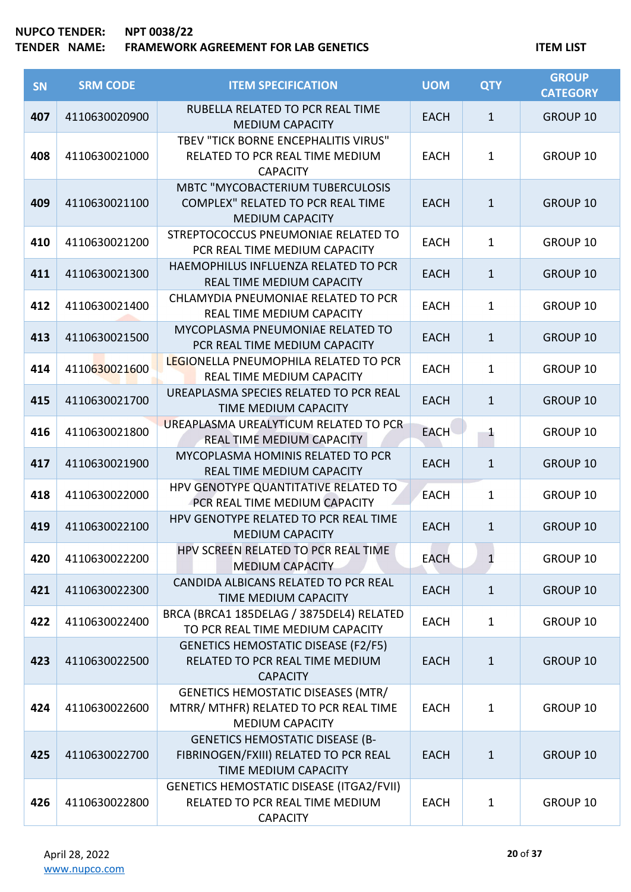**NUPCO TENDER:** NPT 0038/22
**TENDER NAME:** FRAMEWORK AGREEMENT FOR LAB GENETICS

**ITEM LIST**

| SN | SRM CODE | ITEM SPECIFICATION | UOM | QTY | GROUP CATEGORY |
|---|---|---|---|---|---|
| 407 | 4110630020900 | RUBELLA RELATED TO PCR REAL TIME MEDIUM CAPACITY | EACH | 1 | GROUP 10 |
| 408 | 4110630021000 | TBEV "TICK BORNE ENCEPHALITIS VIRUS" RELATED TO PCR REAL TIME MEDIUM CAPACITY | EACH | 1 | GROUP 10 |
| 409 | 4110630021100 | MBTC "MYCOBACTERIUM TUBERCULOSIS COMPLEX" RELATED TO PCR REAL TIME MEDIUM CAPACITY | EACH | 1 | GROUP 10 |
| 410 | 4110630021200 | STREPTOCOCCUS PNEUMONIAE RELATED TO PCR REAL TIME MEDIUM CAPACITY | EACH | 1 | GROUP 10 |
| 411 | 4110630021300 | HAEMOPHILUS INFLUENZA RELATED TO PCR REAL TIME MEDIUM CAPACITY | EACH | 1 | GROUP 10 |
| 412 | 4110630021400 | CHLAMYDIA PNEUMONIAE RELATED TO PCR REAL TIME MEDIUM CAPACITY | EACH | 1 | GROUP 10 |
| 413 | 4110630021500 | MYCOPLASMA PNEUMONIAE RELATED TO PCR REAL TIME MEDIUM CAPACITY | EACH | 1 | GROUP 10 |
| 414 | 4110630021600 | LEGIONELLA PNEUMOPHILA RELATED TO PCR REAL TIME MEDIUM CAPACITY | EACH | 1 | GROUP 10 |
| 415 | 4110630021700 | UREAPLASMA SPECIES RELATED TO PCR REAL TIME MEDIUM CAPACITY | EACH | 1 | GROUP 10 |
| 416 | 4110630021800 | UREAPLASMA UREALYTICUM RELATED TO PCR REAL TIME MEDIUM CAPACITY | EACH | 1 | GROUP 10 |
| 417 | 4110630021900 | MYCOPLASMA HOMINIS RELATED TO PCR REAL TIME MEDIUM CAPACITY | EACH | 1 | GROUP 10 |
| 418 | 4110630022000 | HPV GENOTYPE QUANTITATIVE RELATED TO PCR REAL TIME MEDIUM CAPACITY | EACH | 1 | GROUP 10 |
| 419 | 4110630022100 | HPV GENOTYPE RELATED TO PCR REAL TIME MEDIUM CAPACITY | EACH | 1 | GROUP 10 |
| 420 | 4110630022200 | HPV SCREEN RELATED TO PCR REAL TIME MEDIUM CAPACITY | EACH | 1 | GROUP 10 |
| 421 | 4110630022300 | CANDIDA ALBICANS RELATED TO PCR REAL TIME MEDIUM CAPACITY | EACH | 1 | GROUP 10 |
| 422 | 4110630022400 | BRCA (BRCA1 185DELAG / 3875DEL4) RELATED TO PCR REAL TIME MEDIUM CAPACITY | EACH | 1 | GROUP 10 |
| 423 | 4110630022500 | GENETICS HEMOSTATIC DISEASE (F2/F5) RELATED TO PCR REAL TIME MEDIUM CAPACITY | EACH | 1 | GROUP 10 |
| 424 | 4110630022600 | GENETICS HEMOSTATIC DISEASES (MTR/ MTRR/ MTHFR) RELATED TO PCR REAL TIME MEDIUM CAPACITY | EACH | 1 | GROUP 10 |
| 425 | 4110630022700 | GENETICS HEMOSTATIC DISEASE (B-FIBRINOGEN/FXIII) RELATED TO PCR REAL TIME MEDIUM CAPACITY | EACH | 1 | GROUP 10 |
| 426 | 4110630022800 | GENETICS HEMOSTATIC DISEASE (ITGA2/FVII) RELATED TO PCR REAL TIME MEDIUM CAPACITY | EACH | 1 | GROUP 10 |

April 28, 2022
www.nupco.com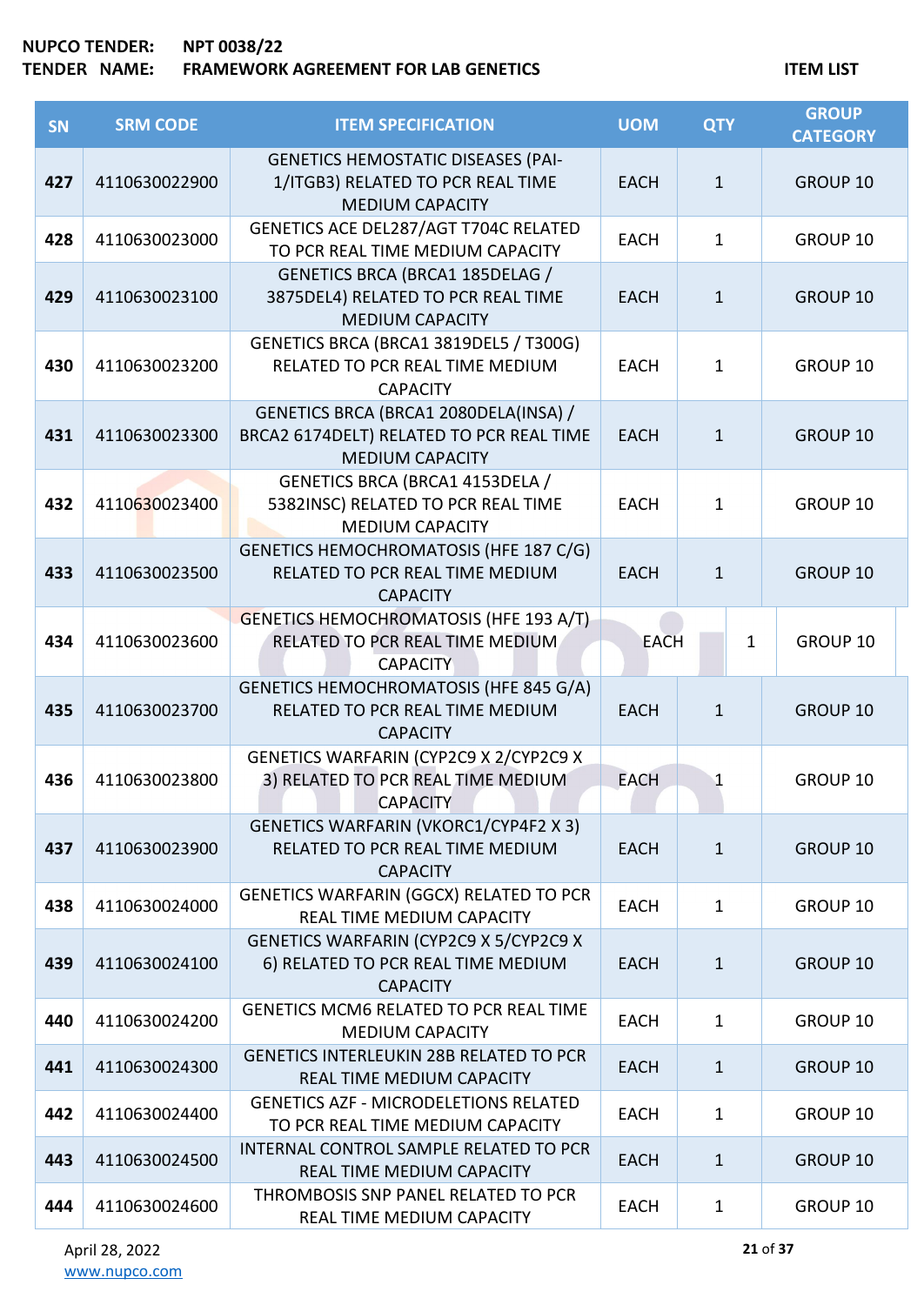**NUPCO TENDER:** NPT 0038/22
**TENDER NAME:** FRAMEWORK AGREEMENT FOR LAB GENETICS

**ITEM LIST**

| SN | SRM CODE | ITEM SPECIFICATION | UOM | QTY | GROUP CATEGORY |
|---|---|---|---|---|---|
| 427 | 4110630022900 | GENETICS HEMOSTATIC DISEASES (PAI-1/ITGB3) RELATED TO PCR REAL TIME MEDIUM CAPACITY | EACH | 1 | GROUP 10 |
| 428 | 4110630023000 | GENETICS ACE DEL287/AGT T704C RELATED TO PCR REAL TIME MEDIUM CAPACITY | EACH | 1 | GROUP 10 |
| 429 | 4110630023100 | GENETICS BRCA (BRCA1 185DELAG / 3875DEL4) RELATED TO PCR REAL TIME MEDIUM CAPACITY | EACH | 1 | GROUP 10 |
| 430 | 4110630023200 | GENETICS BRCA (BRCA1 3819DEL5 / T300G) RELATED TO PCR REAL TIME MEDIUM CAPACITY | EACH | 1 | GROUP 10 |
| 431 | 4110630023300 | GENETICS BRCA (BRCA1 2080DELA(INSA) / BRCA2 6174DELT) RELATED TO PCR REAL TIME MEDIUM CAPACITY | EACH | 1 | GROUP 10 |
| 432 | 4110630023400 | GENETICS BRCA (BRCA1 4153DELA / 5382INSC) RELATED TO PCR REAL TIME MEDIUM CAPACITY | EACH | 1 | GROUP 10 |
| 433 | 4110630023500 | GENETICS HEMOCHROMATOSIS (HFE 187 C/G) RELATED TO PCR REAL TIME MEDIUM CAPACITY | EACH | 1 | GROUP 10 |
| 434 | 4110630023600 | GENETICS HEMOCHROMATOSIS (HFE 193 A/T) RELATED TO PCR REAL TIME MEDIUM CAPACITY | EACH | 1 | GROUP 10 |
| 435 | 4110630023700 | GENETICS HEMOCHROMATOSIS (HFE 845 G/A) RELATED TO PCR REAL TIME MEDIUM CAPACITY | EACH | 1 | GROUP 10 |
| 436 | 4110630023800 | GENETICS WARFARIN (CYP2C9 X 2/CYP2C9 X 3) RELATED TO PCR REAL TIME MEDIUM CAPACITY | EACH | 1 | GROUP 10 |
| 437 | 4110630023900 | GENETICS WARFARIN (VKORC1/CYP4F2 X 3) RELATED TO PCR REAL TIME MEDIUM CAPACITY | EACH | 1 | GROUP 10 |
| 438 | 4110630024000 | GENETICS WARFARIN (GGCX) RELATED TO PCR REAL TIME MEDIUM CAPACITY | EACH | 1 | GROUP 10 |
| 439 | 4110630024100 | GENETICS WARFARIN (CYP2C9 X 5/CYP2C9 X 6) RELATED TO PCR REAL TIME MEDIUM CAPACITY | EACH | 1 | GROUP 10 |
| 440 | 4110630024200 | GENETICS MCM6 RELATED TO PCR REAL TIME MEDIUM CAPACITY | EACH | 1 | GROUP 10 |
| 441 | 4110630024300 | GENETICS INTERLEUKIN 28B RELATED TO PCR REAL TIME MEDIUM CAPACITY | EACH | 1 | GROUP 10 |
| 442 | 4110630024400 | GENETICS AZF - MICRODELETIONS RELATED TO PCR REAL TIME MEDIUM CAPACITY | EACH | 1 | GROUP 10 |
| 443 | 4110630024500 | INTERNAL CONTROL SAMPLE RELATED TO PCR REAL TIME MEDIUM CAPACITY | EACH | 1 | GROUP 10 |
| 444 | 4110630024600 | THROMBOSIS SNP PANEL RELATED TO PCR REAL TIME MEDIUM CAPACITY | EACH | 1 | GROUP 10 |

April 28, 2022
www.nupco.com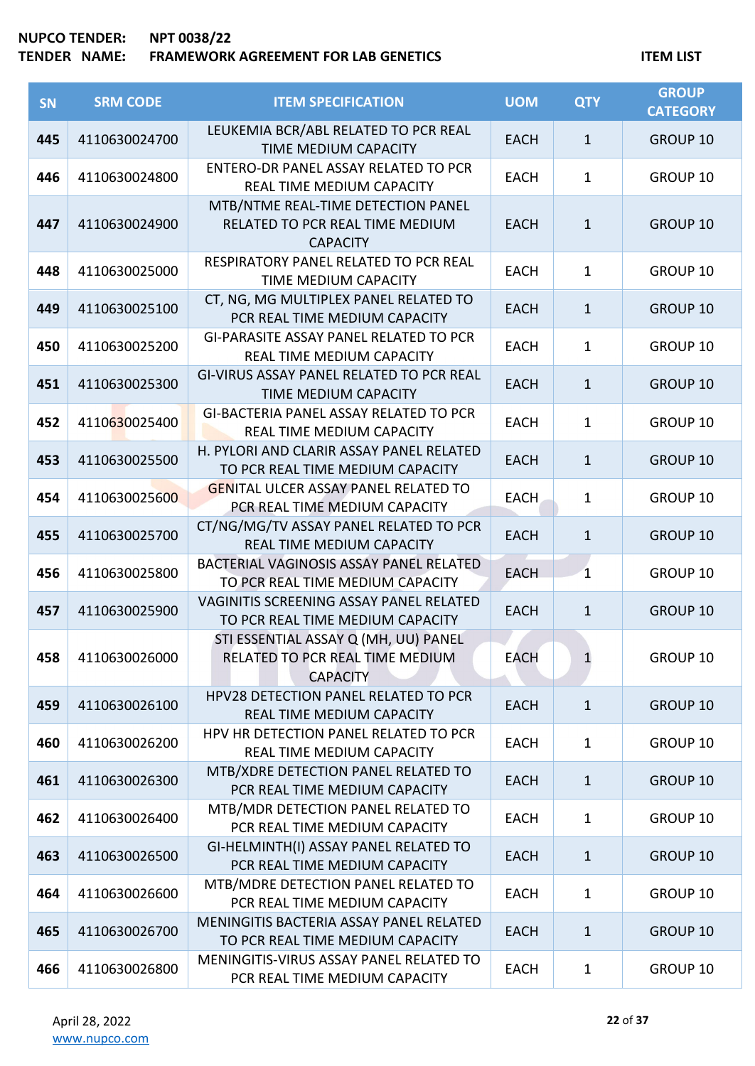| SN | SRM CODE | ITEM SPECIFICATION | UOM | QTY | GROUP CATEGORY |
|---|---|---|---|---|---|
| 445 | 4110630024700 | LEUKEMIA BCR/ABL RELATED TO PCR REAL TIME MEDIUM CAPACITY | EACH | 1 | GROUP 10 |
| 446 | 4110630024800 | ENTERO-DR PANEL ASSAY RELATED TO PCR REAL TIME MEDIUM CAPACITY | EACH | 1 | GROUP 10 |
| 447 | 4110630024900 | MTB/NTME REAL-TIME DETECTION PANEL RELATED TO PCR REAL TIME MEDIUM CAPACITY | EACH | 1 | GROUP 10 |
| 448 | 4110630025000 | RESPIRATORY PANEL RELATED TO PCR REAL TIME MEDIUM CAPACITY | EACH | 1 | GROUP 10 |
| 449 | 4110630025100 | CT, NG, MG MULTIPLEX PANEL RELATED TO PCR REAL TIME MEDIUM CAPACITY | EACH | 1 | GROUP 10 |
| 450 | 4110630025200 | GI-PARASITE ASSAY PANEL RELATED TO PCR REAL TIME MEDIUM CAPACITY | EACH | 1 | GROUP 10 |
| 451 | 4110630025300 | GI-VIRUS ASSAY PANEL RELATED TO PCR REAL TIME MEDIUM CAPACITY | EACH | 1 | GROUP 10 |
| 452 | 4110630025400 | GI-BACTERIA PANEL ASSAY RELATED TO PCR REAL TIME MEDIUM CAPACITY | EACH | 1 | GROUP 10 |
| 453 | 4110630025500 | H. PYLORI AND CLARIR ASSAY PANEL RELATED TO PCR REAL TIME MEDIUM CAPACITY | EACH | 1 | GROUP 10 |
| 454 | 4110630025600 | GENITAL ULCER ASSAY PANEL RELATED TO PCR REAL TIME MEDIUM CAPACITY | EACH | 1 | GROUP 10 |
| 455 | 4110630025700 | CT/NG/MG/TV ASSAY PANEL RELATED TO PCR REAL TIME MEDIUM CAPACITY | EACH | 1 | GROUP 10 |
| 456 | 4110630025800 | BACTERIAL VAGINOSIS ASSAY PANEL RELATED TO PCR REAL TIME MEDIUM CAPACITY | EACH | 1 | GROUP 10 |
| 457 | 4110630025900 | VAGINITIS SCREENING ASSAY PANEL RELATED TO PCR REAL TIME MEDIUM CAPACITY | EACH | 1 | GROUP 10 |
| 458 | 4110630026000 | STI ESSENTIAL ASSAY Q (MH, UU) PANEL RELATED TO PCR REAL TIME MEDIUM CAPACITY | EACH | 1 | GROUP 10 |
| 459 | 4110630026100 | HPV28 DETECTION PANEL RELATED TO PCR REAL TIME MEDIUM CAPACITY | EACH | 1 | GROUP 10 |
| 460 | 4110630026200 | HPV HR DETECTION PANEL RELATED TO PCR REAL TIME MEDIUM CAPACITY | EACH | 1 | GROUP 10 |
| 461 | 4110630026300 | MTB/XDRE DETECTION PANEL RELATED TO PCR REAL TIME MEDIUM CAPACITY | EACH | 1 | GROUP 10 |
| 462 | 4110630026400 | MTB/MDR DETECTION PANEL RELATED TO PCR REAL TIME MEDIUM CAPACITY | EACH | 1 | GROUP 10 |
| 463 | 4110630026500 | GI-HELMINTH(I) ASSAY PANEL RELATED TO PCR REAL TIME MEDIUM CAPACITY | EACH | 1 | GROUP 10 |
| 464 | 4110630026600 | MTB/MDRE DETECTION PANEL RELATED TO PCR REAL TIME MEDIUM CAPACITY | EACH | 1 | GROUP 10 |
| 465 | 4110630026700 | MENINGITIS BACTERIA ASSAY PANEL RELATED TO PCR REAL TIME MEDIUM CAPACITY | EACH | 1 | GROUP 10 |
| 466 | 4110630026800 | MENINGITIS-VIRUS ASSAY PANEL RELATED TO PCR REAL TIME MEDIUM CAPACITY | EACH | 1 | GROUP 10 |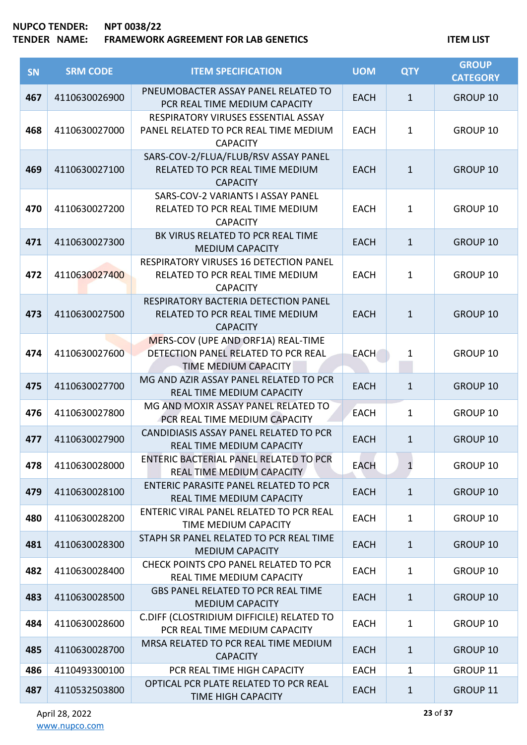NUPCO TENDER: NPT 0038/22
TENDER NAME: FRAMEWORK AGREEMENT FOR LAB GENETICS

ITEM LIST

| SN | SRM CODE | ITEM SPECIFICATION | UOM | QTY | GROUP CATEGORY |
|---|---|---|---|---|---|
| 467 | 4110630026900 | PNEUMOBACTER ASSAY PANEL RELATED TO PCR REAL TIME MEDIUM CAPACITY | EACH | 1 | GROUP 10 |
| 468 | 4110630027000 | RESPIRATORY VIRUSES ESSENTIAL ASSAY PANEL RELATED TO PCR REAL TIME MEDIUM CAPACITY | EACH | 1 | GROUP 10 |
| 469 | 4110630027100 | SARS-COV-2/FLUA/FLUB/RSV ASSAY PANEL RELATED TO PCR REAL TIME MEDIUM CAPACITY | EACH | 1 | GROUP 10 |
| 470 | 4110630027200 | SARS-COV-2 VARIANTS I ASSAY PANEL RELATED TO PCR REAL TIME MEDIUM CAPACITY | EACH | 1 | GROUP 10 |
| 471 | 4110630027300 | BK VIRUS RELATED TO PCR REAL TIME MEDIUM CAPACITY | EACH | 1 | GROUP 10 |
| 472 | 4110630027400 | RESPIRATORY VIRUSES 16 DETECTION PANEL RELATED TO PCR REAL TIME MEDIUM CAPACITY | EACH | 1 | GROUP 10 |
| 473 | 4110630027500 | RESPIRATORY BACTERIA DETECTION PANEL RELATED TO PCR REAL TIME MEDIUM CAPACITY | EACH | 1 | GROUP 10 |
| 474 | 4110630027600 | MERS-COV (UPE AND ORF1A) REAL-TIME DETECTION PANEL RELATED TO PCR REAL TIME MEDIUM CAPACITY | EACH | 1 | GROUP 10 |
| 475 | 4110630027700 | MG AND AZIR ASSAY PANEL RELATED TO PCR REAL TIME MEDIUM CAPACITY | EACH | 1 | GROUP 10 |
| 476 | 4110630027800 | MG AND MOXIR ASSAY PANEL RELATED TO PCR REAL TIME MEDIUM CAPACITY | EACH | 1 | GROUP 10 |
| 477 | 4110630027900 | CANDIDIASIS ASSAY PANEL RELATED TO PCR REAL TIME MEDIUM CAPACITY | EACH | 1 | GROUP 10 |
| 478 | 4110630028000 | ENTERIC BACTERIAL PANEL RELATED TO PCR REAL TIME MEDIUM CAPACITY | EACH | 1 | GROUP 10 |
| 479 | 4110630028100 | ENTERIC PARASITE PANEL RELATED TO PCR REAL TIME MEDIUM CAPACITY | EACH | 1 | GROUP 10 |
| 480 | 4110630028200 | ENTERIC VIRAL PANEL RELATED TO PCR REAL TIME MEDIUM CAPACITY | EACH | 1 | GROUP 10 |
| 481 | 4110630028300 | STAPH SR PANEL RELATED TO PCR REAL TIME MEDIUM CAPACITY | EACH | 1 | GROUP 10 |
| 482 | 4110630028400 | CHECK POINTS CPO PANEL RELATED TO PCR REAL TIME MEDIUM CAPACITY | EACH | 1 | GROUP 10 |
| 483 | 4110630028500 | GBS PANEL RELATED TO PCR REAL TIME MEDIUM CAPACITY | EACH | 1 | GROUP 10 |
| 484 | 4110630028600 | C.DIFF (CLOSTRIDIUM DIFFICILE) RELATED TO PCR REAL TIME MEDIUM CAPACITY | EACH | 1 | GROUP 10 |
| 485 | 4110630028700 | MRSA RELATED TO PCR REAL TIME MEDIUM CAPACITY | EACH | 1 | GROUP 10 |
| 486 | 4110493300100 | PCR REAL TIME HIGH CAPACITY | EACH | 1 | GROUP 11 |
| 487 | 4110532503800 | OPTICAL PCR PLATE RELATED TO PCR REAL TIME HIGH CAPACITY | EACH | 1 | GROUP 11 |

April 28, 2022
www.nupco.com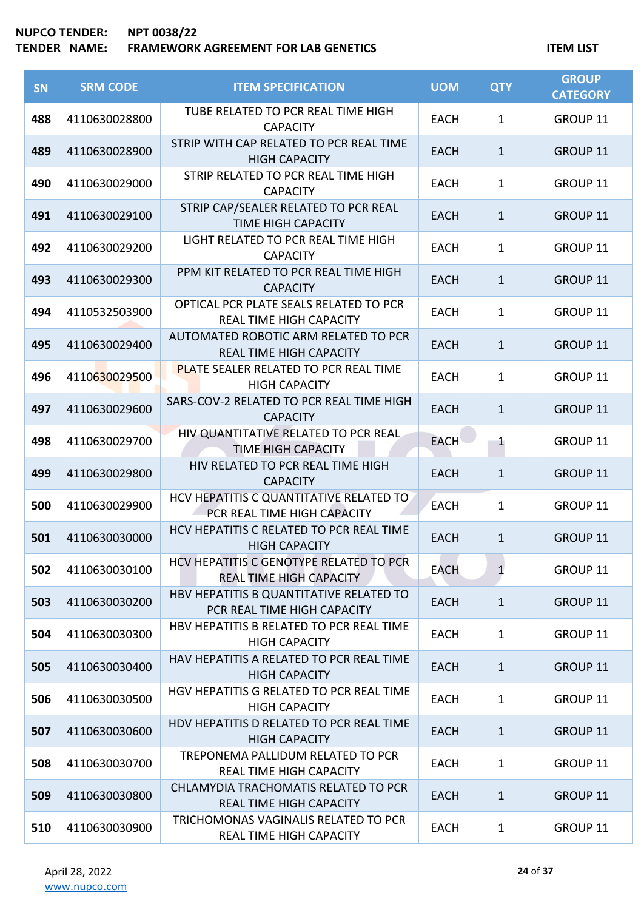NUPCO TENDER: NPT 0038/22

TENDER NAME: FRAMEWORK AGREEMENT FOR LAB GENETICS

ITEM LIST

| SN | SRM CODE | ITEM SPECIFICATION | UOM | QTY | GROUP CATEGORY |
|---|---|---|---|---|---|
| 488 | 4110630028800 | TUBE RELATED TO PCR REAL TIME HIGH CAPACITY | EACH | 1 | GROUP 11 |
| 489 | 4110630028900 | STRIP WITH CAP RELATED TO PCR REAL TIME HIGH CAPACITY | EACH | 1 | GROUP 11 |
| 490 | 4110630029000 | STRIP RELATED TO PCR REAL TIME HIGH CAPACITY | EACH | 1 | GROUP 11 |
| 491 | 4110630029100 | STRIP CAP/SEALER RELATED TO PCR REAL TIME HIGH CAPACITY | EACH | 1 | GROUP 11 |
| 492 | 4110630029200 | LIGHT RELATED TO PCR REAL TIME HIGH CAPACITY | EACH | 1 | GROUP 11 |
| 493 | 4110630029300 | PPM KIT RELATED TO PCR REAL TIME HIGH CAPACITY | EACH | 1 | GROUP 11 |
| 494 | 4110532503900 | OPTICAL PCR PLATE SEALS RELATED TO PCR REAL TIME HIGH CAPACITY | EACH | 1 | GROUP 11 |
| 495 | 4110630029400 | AUTOMATED ROBOTIC ARM RELATED TO PCR REAL TIME HIGH CAPACITY | EACH | 1 | GROUP 11 |
| 496 | 4110630029500 | PLATE SEALER RELATED TO PCR REAL TIME HIGH CAPACITY | EACH | 1 | GROUP 11 |
| 497 | 4110630029600 | SARS-COV-2 RELATED TO PCR REAL TIME HIGH CAPACITY | EACH | 1 | GROUP 11 |
| 498 | 4110630029700 | HIV QUANTITATIVE RELATED TO PCR REAL TIME HIGH CAPACITY | EACH | 1 | GROUP 11 |
| 499 | 4110630029800 | HIV RELATED TO PCR REAL TIME HIGH CAPACITY | EACH | 1 | GROUP 11 |
| 500 | 4110630029900 | HCV HEPATITIS C QUANTITATIVE RELATED TO PCR REAL TIME HIGH CAPACITY | EACH | 1 | GROUP 11 |
| 501 | 4110630030000 | HCV HEPATITIS C RELATED TO PCR REAL TIME HIGH CAPACITY | EACH | 1 | GROUP 11 |
| 502 | 4110630030100 | HCV HEPATITIS C GENOTYPE RELATED TO PCR REAL TIME HIGH CAPACITY | EACH | 1 | GROUP 11 |
| 503 | 4110630030200 | HBV HEPATITIS B QUANTITATIVE RELATED TO PCR REAL TIME HIGH CAPACITY | EACH | 1 | GROUP 11 |
| 504 | 4110630030300 | HBV HEPATITIS B RELATED TO PCR REAL TIME HIGH CAPACITY | EACH | 1 | GROUP 11 |
| 505 | 4110630030400 | HAV HEPATITIS A RELATED TO PCR REAL TIME HIGH CAPACITY | EACH | 1 | GROUP 11 |
| 506 | 4110630030500 | HGV HEPATITIS G RELATED TO PCR REAL TIME HIGH CAPACITY | EACH | 1 | GROUP 11 |
| 507 | 4110630030600 | HDV HEPATITIS D RELATED TO PCR REAL TIME HIGH CAPACITY | EACH | 1 | GROUP 11 |
| 508 | 4110630030700 | TREPONEMA PALLIDUM RELATED TO PCR REAL TIME HIGH CAPACITY | EACH | 1 | GROUP 11 |
| 509 | 4110630030800 | CHLAMYDIA TRACHOMATIS RELATED TO PCR REAL TIME HIGH CAPACITY | EACH | 1 | GROUP 11 |
| 510 | 4110630030900 | TRICHOMONAS VAGINALIS RELATED TO PCR REAL TIME HIGH CAPACITY | EACH | 1 | GROUP 11 |

April 28, 2022

www.nupco.com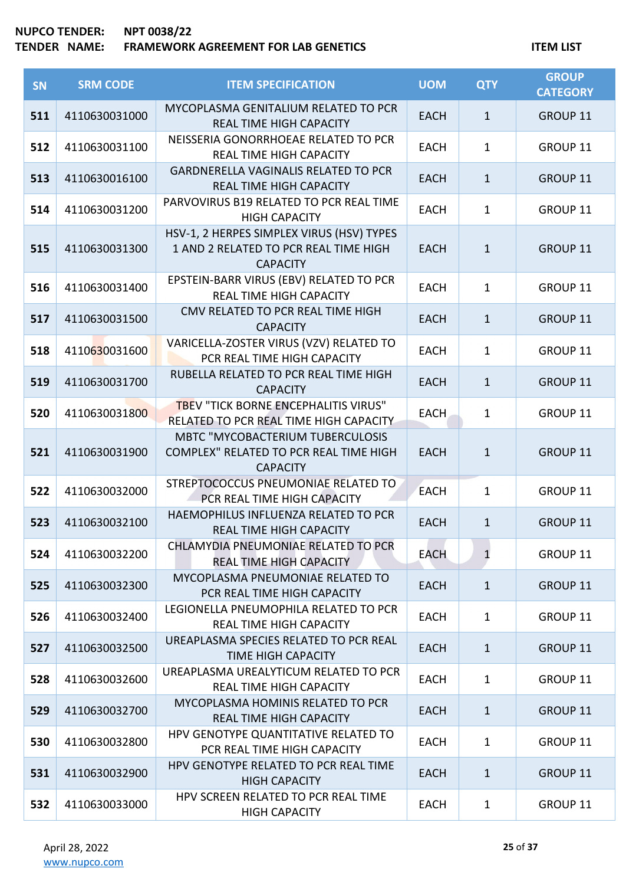NUPCO TENDER: NPT 0038/22
TENDER NAME: FRAMEWORK AGREEMENT FOR LAB GENETICS

ITEM LIST

| SN | SRM CODE | ITEM SPECIFICATION | UOM | QTY | GROUP CATEGORY |
|---|---|---|---|---|---|
| 511 | 4110630031000 | MYCOPLASMA GENITALIUM RELATED TO PCR REAL TIME HIGH CAPACITY | EACH | 1 | GROUP 11 |
| 512 | 4110630031100 | NEISSERIA GONORRHOEAE RELATED TO PCR REAL TIME HIGH CAPACITY | EACH | 1 | GROUP 11 |
| 513 | 4110630016100 | GARDNERELLA VAGINALIS RELATED TO PCR REAL TIME HIGH CAPACITY | EACH | 1 | GROUP 11 |
| 514 | 4110630031200 | PARVOVIRUS B19 RELATED TO PCR REAL TIME HIGH CAPACITY | EACH | 1 | GROUP 11 |
| 515 | 4110630031300 | HSV-1, 2 HERPES SIMPLEX VIRUS (HSV) TYPES 1 AND 2 RELATED TO PCR REAL TIME HIGH CAPACITY | EACH | 1 | GROUP 11 |
| 516 | 4110630031400 | EPSTEIN-BARR VIRUS (EBV) RELATED TO PCR REAL TIME HIGH CAPACITY | EACH | 1 | GROUP 11 |
| 517 | 4110630031500 | CMV RELATED TO PCR REAL TIME HIGH CAPACITY | EACH | 1 | GROUP 11 |
| 518 | 4110630031600 | VARICELLA-ZOSTER VIRUS (VZV) RELATED TO PCR REAL TIME HIGH CAPACITY | EACH | 1 | GROUP 11 |
| 519 | 4110630031700 | RUBELLA RELATED TO PCR REAL TIME HIGH CAPACITY | EACH | 1 | GROUP 11 |
| 520 | 4110630031800 | TBEV "TICK BORNE ENCEPHALITIS VIRUS" RELATED TO PCR REAL TIME HIGH CAPACITY | EACH | 1 | GROUP 11 |
| 521 | 4110630031900 | MBTC "MYCOBACTERIUM TUBERCULOSIS COMPLEX" RELATED TO PCR REAL TIME HIGH CAPACITY | EACH | 1 | GROUP 11 |
| 522 | 4110630032000 | STREPTOCOCCUS PNEUMONIAE RELATED TO PCR REAL TIME HIGH CAPACITY | EACH | 1 | GROUP 11 |
| 523 | 4110630032100 | HAEMOPHILUS INFLUENZA RELATED TO PCR REAL TIME HIGH CAPACITY | EACH | 1 | GROUP 11 |
| 524 | 4110630032200 | CHLAMYDIA PNEUMONIAE RELATED TO PCR REAL TIME HIGH CAPACITY | EACH | 1 | GROUP 11 |
| 525 | 4110630032300 | MYCOPLASMA PNEUMONIAE RELATED TO PCR REAL TIME HIGH CAPACITY | EACH | 1 | GROUP 11 |
| 526 | 4110630032400 | LEGIONELLA PNEUMOPHILA RELATED TO PCR REAL TIME HIGH CAPACITY | EACH | 1 | GROUP 11 |
| 527 | 4110630032500 | UREAPLASMA SPECIES RELATED TO PCR REAL TIME HIGH CAPACITY | EACH | 1 | GROUP 11 |
| 528 | 4110630032600 | UREAPLASMA UREALYTICUM RELATED TO PCR REAL TIME HIGH CAPACITY | EACH | 1 | GROUP 11 |
| 529 | 4110630032700 | MYCOPLASMA HOMINIS RELATED TO PCR REAL TIME HIGH CAPACITY | EACH | 1 | GROUP 11 |
| 530 | 4110630032800 | HPV GENOTYPE QUANTITATIVE RELATED TO PCR REAL TIME HIGH CAPACITY | EACH | 1 | GROUP 11 |
| 531 | 4110630032900 | HPV GENOTYPE RELATED TO PCR REAL TIME HIGH CAPACITY | EACH | 1 | GROUP 11 |
| 532 | 4110630033000 | HPV SCREEN RELATED TO PCR REAL TIME HIGH CAPACITY | EACH | 1 | GROUP 11 |

April 28, 2022
www.nupco.com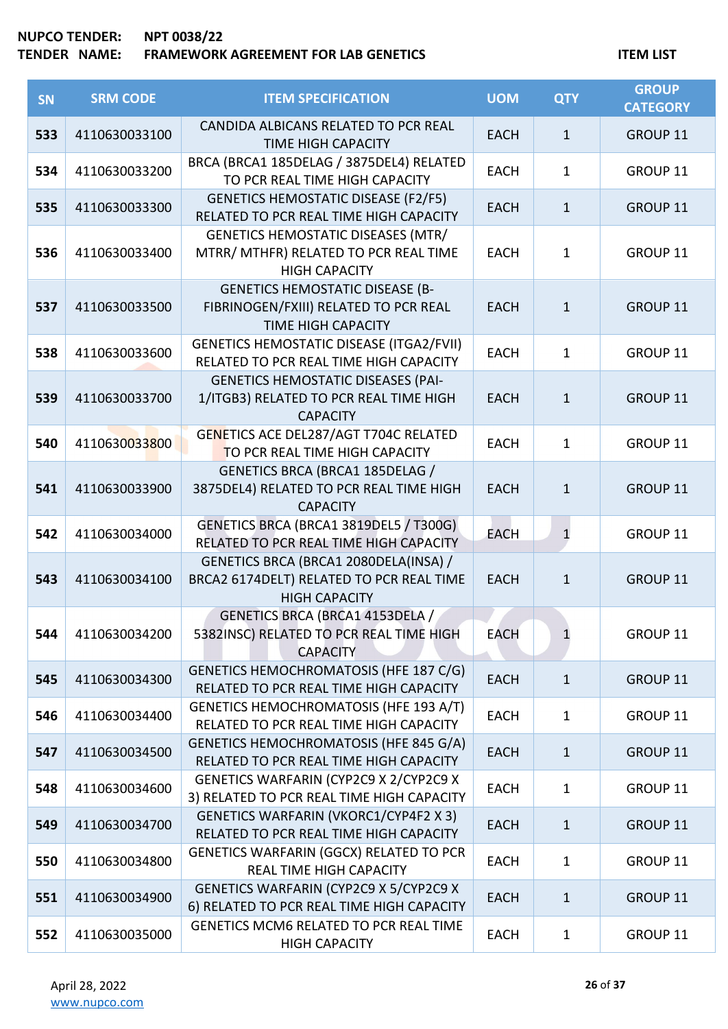| SN | SRM CODE | ITEM SPECIFICATION | UOM | QTY | GROUP CATEGORY |
|---|---|---|---|---|---|
| 533 | 4110630033100 | CANDIDA ALBICANS RELATED TO PCR REAL TIME HIGH CAPACITY | EACH | 1 | GROUP 11 |
| 534 | 4110630033200 | BRCA (BRCA1 185DELAG / 3875DEL4) RELATED TO PCR REAL TIME HIGH CAPACITY | EACH | 1 | GROUP 11 |
| 535 | 4110630033300 | GENETICS HEMOSTATIC DISEASE (F2/F5) RELATED TO PCR REAL TIME HIGH CAPACITY | EACH | 1 | GROUP 11 |
| 536 | 4110630033400 | GENETICS HEMOSTATIC DISEASES (MTR/ MTRR/ MTHFR) RELATED TO PCR REAL TIME HIGH CAPACITY | EACH | 1 | GROUP 11 |
| 537 | 4110630033500 | GENETICS HEMOSTATIC DISEASE (B-FIBRINOGEN/FXIII) RELATED TO PCR REAL TIME HIGH CAPACITY | EACH | 1 | GROUP 11 |
| 538 | 4110630033600 | GENETICS HEMOSTATIC DISEASE (ITGA2/FVII) RELATED TO PCR REAL TIME HIGH CAPACITY | EACH | 1 | GROUP 11 |
| 539 | 4110630033700 | GENETICS HEMOSTATIC DISEASES (PAI-1/ITGB3) RELATED TO PCR REAL TIME HIGH CAPACITY | EACH | 1 | GROUP 11 |
| 540 | 4110630033800 | GENETICS ACE DEL287/AGT T704C RELATED TO PCR REAL TIME HIGH CAPACITY | EACH | 1 | GROUP 11 |
| 541 | 4110630033900 | GENETICS BRCA (BRCA1 185DELAG / 3875DEL4) RELATED TO PCR REAL TIME HIGH CAPACITY | EACH | 1 | GROUP 11 |
| 542 | 4110630034000 | GENETICS BRCA (BRCA1 3819DEL5 / T300G) RELATED TO PCR REAL TIME HIGH CAPACITY | EACH | 1 | GROUP 11 |
| 543 | 4110630034100 | GENETICS BRCA (BRCA1 2080DELA(INSA) / BRCA2 6174DELT) RELATED TO PCR REAL TIME HIGH CAPACITY | EACH | 1 | GROUP 11 |
| 544 | 4110630034200 | GENETICS BRCA (BRCA1 4153DELA / 5382INSC) RELATED TO PCR REAL TIME HIGH CAPACITY | EACH | 1 | GROUP 11 |
| 545 | 4110630034300 | GENETICS HEMOCHROMATOSIS (HFE 187 C/G) RELATED TO PCR REAL TIME HIGH CAPACITY | EACH | 1 | GROUP 11 |
| 546 | 4110630034400 | GENETICS HEMOCHROMATOSIS (HFE 193 A/T) RELATED TO PCR REAL TIME HIGH CAPACITY | EACH | 1 | GROUP 11 |
| 547 | 4110630034500 | GENETICS HEMOCHROMATOSIS (HFE 845 G/A) RELATED TO PCR REAL TIME HIGH CAPACITY | EACH | 1 | GROUP 11 |
| 548 | 4110630034600 | GENETICS WARFARIN (CYP2C9 X 2/CYP2C9 X 3) RELATED TO PCR REAL TIME HIGH CAPACITY | EACH | 1 | GROUP 11 |
| 549 | 4110630034700 | GENETICS WARFARIN (VKORC1/CYP4F2 X 3) RELATED TO PCR REAL TIME HIGH CAPACITY | EACH | 1 | GROUP 11 |
| 550 | 4110630034800 | GENETICS WARFARIN (GGCX) RELATED TO PCR REAL TIME HIGH CAPACITY | EACH | 1 | GROUP 11 |
| 551 | 4110630034900 | GENETICS WARFARIN (CYP2C9 X 5/CYP2C9 X 6) RELATED TO PCR REAL TIME HIGH CAPACITY | EACH | 1 | GROUP 11 |
| 552 | 4110630035000 | GENETICS MCM6 RELATED TO PCR REAL TIME HIGH CAPACITY | EACH | 1 | GROUP 11 |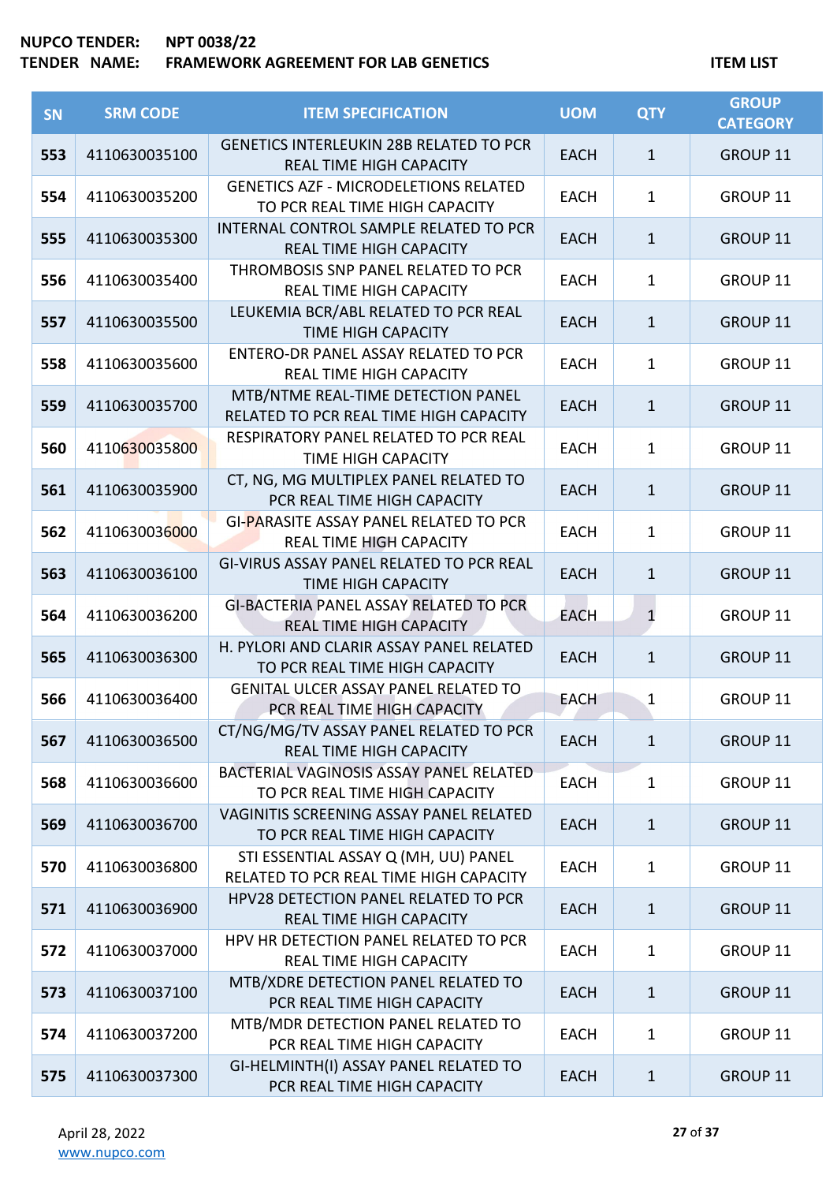**NUPCO TENDER:** NPT 0038/22
**TENDER NAME:** FRAMEWORK AGREEMENT FOR LAB GENETICS

**ITEM LIST**

| SN | SRM CODE | ITEM SPECIFICATION | UOM | QTY | GROUP CATEGORY |
|---|---|---|---|---|---|
| 553 | 4110630035100 | GENETICS INTERLEUKIN 28B RELATED TO PCR REAL TIME HIGH CAPACITY | EACH | 1 | GROUP 11 |
| 554 | 4110630035200 | GENETICS AZF - MICRODELETIONS RELATED TO PCR REAL TIME HIGH CAPACITY | EACH | 1 | GROUP 11 |
| 555 | 4110630035300 | INTERNAL CONTROL SAMPLE RELATED TO PCR REAL TIME HIGH CAPACITY | EACH | 1 | GROUP 11 |
| 556 | 4110630035400 | THROMBOSIS SNP PANEL RELATED TO PCR REAL TIME HIGH CAPACITY | EACH | 1 | GROUP 11 |
| 557 | 4110630035500 | LEUKEMIA BCR/ABL RELATED TO PCR REAL TIME HIGH CAPACITY | EACH | 1 | GROUP 11 |
| 558 | 4110630035600 | ENTERO-DR PANEL ASSAY RELATED TO PCR REAL TIME HIGH CAPACITY | EACH | 1 | GROUP 11 |
| 559 | 4110630035700 | MTB/NTME REAL-TIME DETECTION PANEL RELATED TO PCR REAL TIME HIGH CAPACITY | EACH | 1 | GROUP 11 |
| 560 | 4110630035800 | RESPIRATORY PANEL RELATED TO PCR REAL TIME HIGH CAPACITY | EACH | 1 | GROUP 11 |
| 561 | 4110630035900 | CT, NG, MG MULTIPLEX PANEL RELATED TO PCR REAL TIME HIGH CAPACITY | EACH | 1 | GROUP 11 |
| 562 | 4110630036000 | GI-PARASITE ASSAY PANEL RELATED TO PCR REAL TIME HIGH CAPACITY | EACH | 1 | GROUP 11 |
| 563 | 4110630036100 | GI-VIRUS ASSAY PANEL RELATED TO PCR REAL TIME HIGH CAPACITY | EACH | 1 | GROUP 11 |
| 564 | 4110630036200 | GI-BACTERIA PANEL ASSAY RELATED TO PCR REAL TIME HIGH CAPACITY | EACH | 1 | GROUP 11 |
| 565 | 4110630036300 | H. PYLORI AND CLARIR ASSAY PANEL RELATED TO PCR REAL TIME HIGH CAPACITY | EACH | 1 | GROUP 11 |
| 566 | 4110630036400 | GENITAL ULCER ASSAY PANEL RELATED TO PCR REAL TIME HIGH CAPACITY | EACH | 1 | GROUP 11 |
| 567 | 4110630036500 | CT/NG/MG/TV ASSAY PANEL RELATED TO PCR REAL TIME HIGH CAPACITY | EACH | 1 | GROUP 11 |
| 568 | 4110630036600 | BACTERIAL VAGINOSIS ASSAY PANEL RELATED TO PCR REAL TIME HIGH CAPACITY | EACH | 1 | GROUP 11 |
| 569 | 4110630036700 | VAGINITIS SCREENING ASSAY PANEL RELATED TO PCR REAL TIME HIGH CAPACITY | EACH | 1 | GROUP 11 |
| 570 | 4110630036800 | STI ESSENTIAL ASSAY Q (MH, UU) PANEL RELATED TO PCR REAL TIME HIGH CAPACITY | EACH | 1 | GROUP 11 |
| 571 | 4110630036900 | HPV28 DETECTION PANEL RELATED TO PCR REAL TIME HIGH CAPACITY | EACH | 1 | GROUP 11 |
| 572 | 4110630037000 | HPV HR DETECTION PANEL RELATED TO PCR REAL TIME HIGH CAPACITY | EACH | 1 | GROUP 11 |
| 573 | 4110630037100 | MTB/XDRE DETECTION PANEL RELATED TO PCR REAL TIME HIGH CAPACITY | EACH | 1 | GROUP 11 |
| 574 | 4110630037200 | MTB/MDR DETECTION PANEL RELATED TO PCR REAL TIME HIGH CAPACITY | EACH | 1 | GROUP 11 |
| 575 | 4110630037300 | GI-HELMINTH(I) ASSAY PANEL RELATED TO PCR REAL TIME HIGH CAPACITY | EACH | 1 | GROUP 11 |

April 28, 2022
www.nupco.com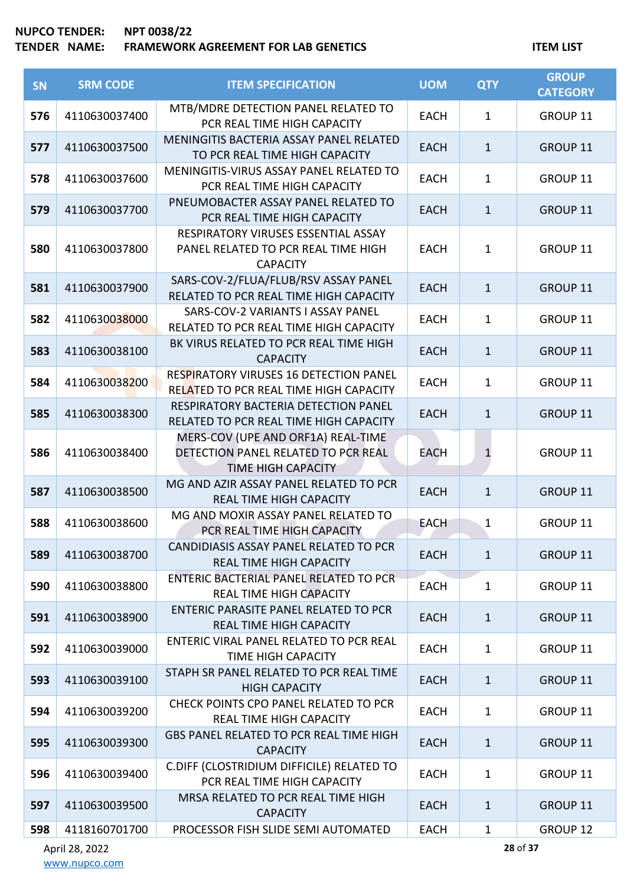| SN | SRM CODE | ITEM SPECIFICATION | UOM | QTY | GROUP CATEGORY |
|---|---|---|---|---|---|
| 576 | 4110630037400 | MTB/MDRE DETECTION PANEL RELATED TO PCR REAL TIME HIGH CAPACITY | EACH | 1 | GROUP 11 |
| 577 | 4110630037500 | MENINGITIS BACTERIA ASSAY PANEL RELATED TO PCR REAL TIME HIGH CAPACITY | EACH | 1 | GROUP 11 |
| 578 | 4110630037600 | MENINGITIS-VIRUS ASSAY PANEL RELATED TO PCR REAL TIME HIGH CAPACITY | EACH | 1 | GROUP 11 |
| 579 | 4110630037700 | PNEUMOBACTER ASSAY PANEL RELATED TO PCR REAL TIME HIGH CAPACITY | EACH | 1 | GROUP 11 |
| 580 | 4110630037800 | RESPIRATORY VIRUSES ESSENTIAL ASSAY PANEL RELATED TO PCR REAL TIME HIGH CAPACITY | EACH | 1 | GROUP 11 |
| 581 | 4110630037900 | SARS-COV-2/FLUA/FLUB/RSV ASSAY PANEL RELATED TO PCR REAL TIME HIGH CAPACITY | EACH | 1 | GROUP 11 |
| 582 | 4110630038000 | SARS-COV-2 VARIANTS I ASSAY PANEL RELATED TO PCR REAL TIME HIGH CAPACITY | EACH | 1 | GROUP 11 |
| 583 | 4110630038100 | BK VIRUS RELATED TO PCR REAL TIME HIGH CAPACITY | EACH | 1 | GROUP 11 |
| 584 | 4110630038200 | RESPIRATORY VIRUSES 16 DETECTION PANEL RELATED TO PCR REAL TIME HIGH CAPACITY | EACH | 1 | GROUP 11 |
| 585 | 4110630038300 | RESPIRATORY BACTERIA DETECTION PANEL RELATED TO PCR REAL TIME HIGH CAPACITY | EACH | 1 | GROUP 11 |
| 586 | 4110630038400 | MERS-COV (UPE AND ORF1A) REAL-TIME DETECTION PANEL RELATED TO PCR REAL TIME HIGH CAPACITY | EACH | 1 | GROUP 11 |
| 587 | 4110630038500 | MG AND AZIR ASSAY PANEL RELATED TO PCR REAL TIME HIGH CAPACITY | EACH | 1 | GROUP 11 |
| 588 | 4110630038600 | MG AND MOXIR ASSAY PANEL RELATED TO PCR REAL TIME HIGH CAPACITY | EACH | 1 | GROUP 11 |
| 589 | 4110630038700 | CANDIDIASIS ASSAY PANEL RELATED TO PCR REAL TIME HIGH CAPACITY | EACH | 1 | GROUP 11 |
| 590 | 4110630038800 | ENTERIC BACTERIAL PANEL RELATED TO PCR REAL TIME HIGH CAPACITY | EACH | 1 | GROUP 11 |
| 591 | 4110630038900 | ENTERIC PARASITE PANEL RELATED TO PCR REAL TIME HIGH CAPACITY | EACH | 1 | GROUP 11 |
| 592 | 4110630039000 | ENTERIC VIRAL PANEL RELATED TO PCR REAL TIME HIGH CAPACITY | EACH | 1 | GROUP 11 |
| 593 | 4110630039100 | STAPH SR PANEL RELATED TO PCR REAL TIME HIGH CAPACITY | EACH | 1 | GROUP 11 |
| 594 | 4110630039200 | CHECK POINTS CPO PANEL RELATED TO PCR REAL TIME HIGH CAPACITY | EACH | 1 | GROUP 11 |
| 595 | 4110630039300 | GBS PANEL RELATED TO PCR REAL TIME HIGH CAPACITY | EACH | 1 | GROUP 11 |
| 596 | 4110630039400 | C.DIFF (CLOSTRIDIUM DIFFICILE) RELATED TO PCR REAL TIME HIGH CAPACITY | EACH | 1 | GROUP 11 |
| 597 | 4110630039500 | MRSA RELATED TO PCR REAL TIME HIGH CAPACITY | EACH | 1 | GROUP 11 |
| 598 | 4118160701700 | PROCESSOR FISH SLIDE SEMI AUTOMATED | EACH | 1 | GROUP 12 |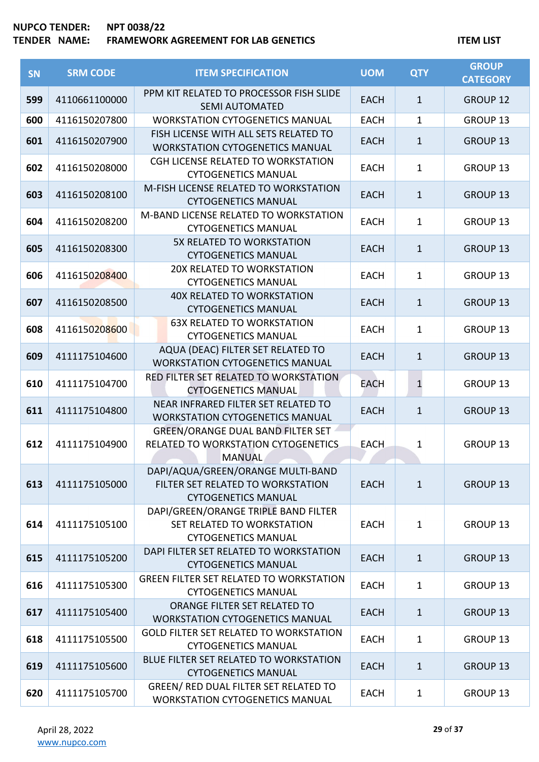**NUPCO TENDER:** NPT 0038/22
**TENDER NAME:** FRAMEWORK AGREEMENT FOR LAB GENETICS

**ITEM LIST**

| SN | SRM CODE | ITEM SPECIFICATION | UOM | QTY | GROUP CATEGORY |
|---|---|---|---|---|---|
| 599 | 4110661100000 | PPM KIT RELATED TO PROCESSOR FISH SLIDE SEMI AUTOMATED | EACH | 1 | GROUP 12 |
| 600 | 4116150207800 | WORKSTATION CYTOGENETICS MANUAL | EACH | 1 | GROUP 13 |
| 601 | 4116150207900 | FISH LICENSE WITH ALL SETS RELATED TO WORKSTATION CYTOGENETICS MANUAL | EACH | 1 | GROUP 13 |
| 602 | 4116150208000 | CGH LICENSE RELATED TO WORKSTATION CYTOGENETICS MANUAL | EACH | 1 | GROUP 13 |
| 603 | 4116150208100 | M-FISH LICENSE RELATED TO WORKSTATION CYTOGENETICS MANUAL | EACH | 1 | GROUP 13 |
| 604 | 4116150208200 | M-BAND LICENSE RELATED TO WORKSTATION CYTOGENETICS MANUAL | EACH | 1 | GROUP 13 |
| 605 | 4116150208300 | 5X RELATED TO WORKSTATION CYTOGENETICS MANUAL | EACH | 1 | GROUP 13 |
| 606 | 4116150208400 | 20X RELATED TO WORKSTATION CYTOGENETICS MANUAL | EACH | 1 | GROUP 13 |
| 607 | 4116150208500 | 40X RELATED TO WORKSTATION CYTOGENETICS MANUAL | EACH | 1 | GROUP 13 |
| 608 | 4116150208600 | 63X RELATED TO WORKSTATION CYTOGENETICS MANUAL | EACH | 1 | GROUP 13 |
| 609 | 4111175104600 | AQUA (DEAC) FILTER SET RELATED TO WORKSTATION CYTOGENETICS MANUAL | EACH | 1 | GROUP 13 |
| 610 | 4111175104700 | RED FILTER SET RELATED TO WORKSTATION CYTOGENETICS MANUAL | EACH | 1 | GROUP 13 |
| 611 | 4111175104800 | NEAR INFRARED FILTER SET RELATED TO WORKSTATION CYTOGENETICS MANUAL | EACH | 1 | GROUP 13 |
| 612 | 4111175104900 | GREEN/ORANGE DUAL BAND FILTER SET RELATED TO WORKSTATION CYTOGENETICS MANUAL | EACH | 1 | GROUP 13 |
| 613 | 4111175105000 | DAPI/AQUA/GREEN/ORANGE MULTI-BAND FILTER SET RELATED TO WORKSTATION CYTOGENETICS MANUAL | EACH | 1 | GROUP 13 |
| 614 | 4111175105100 | DAPI/GREEN/ORANGE TRIPLE BAND FILTER SET RELATED TO WORKSTATION CYTOGENETICS MANUAL | EACH | 1 | GROUP 13 |
| 615 | 4111175105200 | DAPI FILTER SET RELATED TO WORKSTATION CYTOGENETICS MANUAL | EACH | 1 | GROUP 13 |
| 616 | 4111175105300 | GREEN FILTER SET RELATED TO WORKSTATION CYTOGENETICS MANUAL | EACH | 1 | GROUP 13 |
| 617 | 4111175105400 | ORANGE FILTER SET RELATED TO WORKSTATION CYTOGENETICS MANUAL | EACH | 1 | GROUP 13 |
| 618 | 4111175105500 | GOLD FILTER SET RELATED TO WORKSTATION CYTOGENETICS MANUAL | EACH | 1 | GROUP 13 |
| 619 | 4111175105600 | BLUE FILTER SET RELATED TO WORKSTATION CYTOGENETICS MANUAL | EACH | 1 | GROUP 13 |
| 620 | 4111175105700 | GREEN/ RED DUAL FILTER SET RELATED TO WORKSTATION CYTOGENETICS MANUAL | EACH | 1 | GROUP 13 |

April 28, 2022
www.nupco.com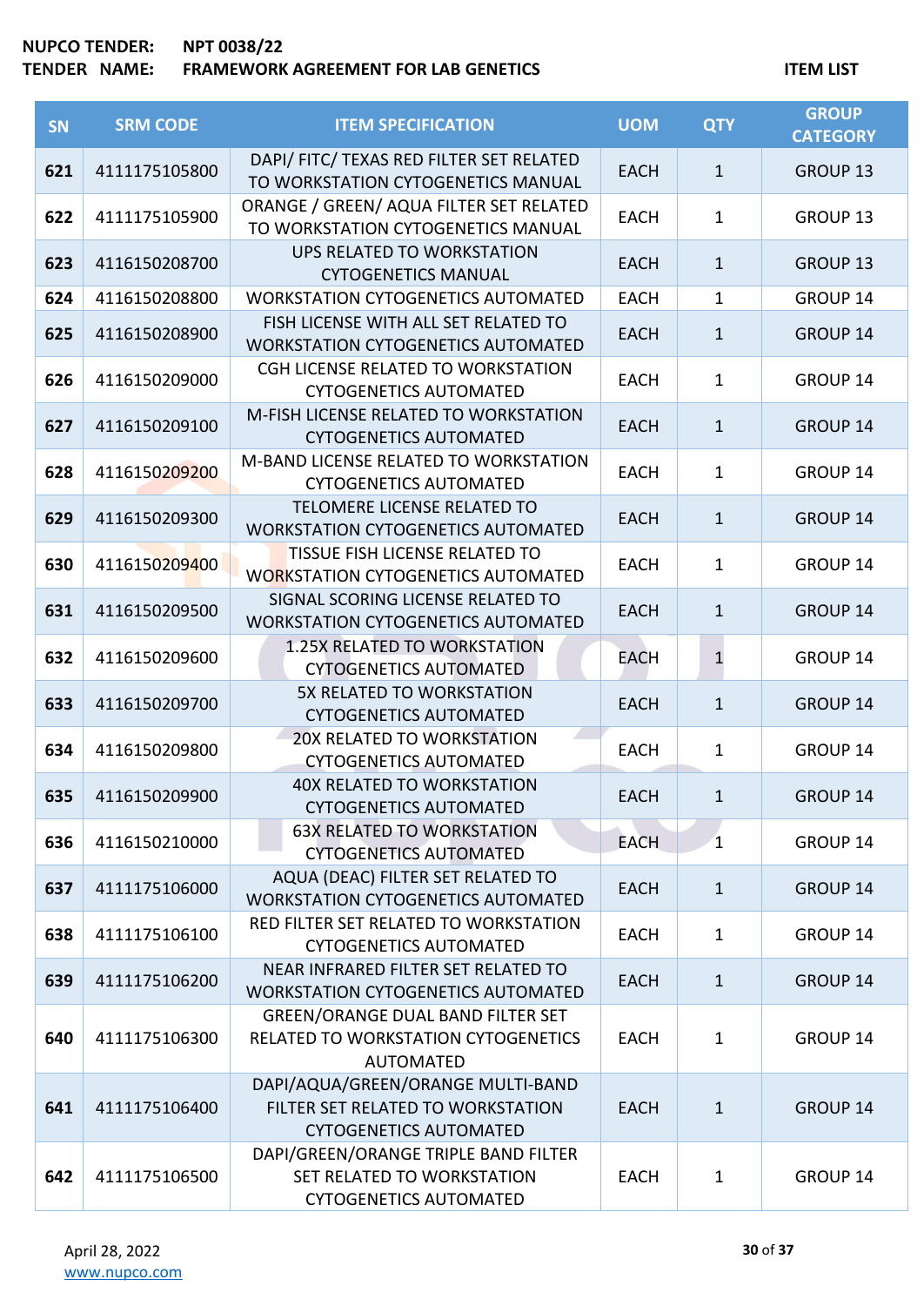| SN | SRM CODE | ITEM SPECIFICATION | UOM | QTY | GROUP CATEGORY |
|---|---|---|---|---|---|
| 621 | 4111175105800 | DAPI/ FITC/ TEXAS RED FILTER SET RELATED TO WORKSTATION CYTOGENETICS MANUAL | EACH | 1 | GROUP 13 |
| 622 | 4111175105900 | ORANGE / GREEN/ AQUA FILTER SET RELATED TO WORKSTATION CYTOGENETICS MANUAL | EACH | 1 | GROUP 13 |
| 623 | 4116150208700 | UPS RELATED TO WORKSTATION CYTOGENETICS MANUAL | EACH | 1 | GROUP 13 |
| 624 | 4116150208800 | WORKSTATION CYTOGENETICS AUTOMATED | EACH | 1 | GROUP 14 |
| 625 | 4116150208900 | FISH LICENSE WITH ALL SET RELATED TO WORKSTATION CYTOGENETICS AUTOMATED | EACH | 1 | GROUP 14 |
| 626 | 4116150209000 | CGH LICENSE RELATED TO WORKSTATION CYTOGENETICS AUTOMATED | EACH | 1 | GROUP 14 |
| 627 | 4116150209100 | M-FISH LICENSE RELATED TO WORKSTATION CYTOGENETICS AUTOMATED | EACH | 1 | GROUP 14 |
| 628 | 4116150209200 | M-BAND LICENSE RELATED TO WORKSTATION CYTOGENETICS AUTOMATED | EACH | 1 | GROUP 14 |
| 629 | 4116150209300 | TELOMERE LICENSE RELATED TO WORKSTATION CYTOGENETICS AUTOMATED | EACH | 1 | GROUP 14 |
| 630 | 4116150209400 | TISSUE FISH LICENSE RELATED TO WORKSTATION CYTOGENETICS AUTOMATED | EACH | 1 | GROUP 14 |
| 631 | 4116150209500 | SIGNAL SCORING LICENSE RELATED TO WORKSTATION CYTOGENETICS AUTOMATED | EACH | 1 | GROUP 14 |
| 632 | 4116150209600 | 1.25X RELATED TO WORKSTATION CYTOGENETICS AUTOMATED | EACH | 1 | GROUP 14 |
| 633 | 4116150209700 | 5X RELATED TO WORKSTATION CYTOGENETICS AUTOMATED | EACH | 1 | GROUP 14 |
| 634 | 4116150209800 | 20X RELATED TO WORKSTATION CYTOGENETICS AUTOMATED | EACH | 1 | GROUP 14 |
| 635 | 4116150209900 | 40X RELATED TO WORKSTATION CYTOGENETICS AUTOMATED | EACH | 1 | GROUP 14 |
| 636 | 4116150210000 | 63X RELATED TO WORKSTATION CYTOGENETICS AUTOMATED | EACH | 1 | GROUP 14 |
| 637 | 4111175106000 | AQUA (DEAC) FILTER SET RELATED TO WORKSTATION CYTOGENETICS AUTOMATED | EACH | 1 | GROUP 14 |
| 638 | 4111175106100 | RED FILTER SET RELATED TO WORKSTATION CYTOGENETICS AUTOMATED | EACH | 1 | GROUP 14 |
| 639 | 4111175106200 | NEAR INFRARED FILTER SET RELATED TO WORKSTATION CYTOGENETICS AUTOMATED | EACH | 1 | GROUP 14 |
| 640 | 4111175106300 | GREEN/ORANGE DUAL BAND FILTER SET RELATED TO WORKSTATION CYTOGENETICS AUTOMATED | EACH | 1 | GROUP 14 |
| 641 | 4111175106400 | DAPI/AQUA/GREEN/ORANGE MULTI-BAND FILTER SET RELATED TO WORKSTATION CYTOGENETICS AUTOMATED | EACH | 1 | GROUP 14 |
| 642 | 4111175106500 | DAPI/GREEN/ORANGE TRIPLE BAND FILTER SET RELATED TO WORKSTATION CYTOGENETICS AUTOMATED | EACH | 1 | GROUP 14 |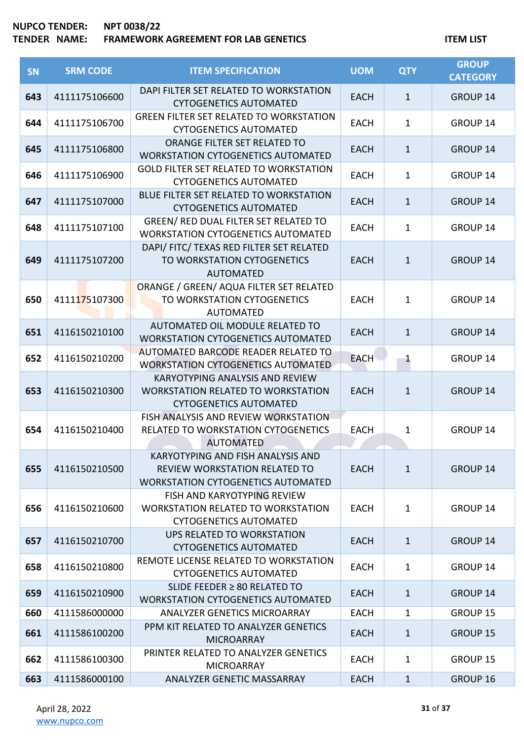**NUPCO TENDER:** NPT 0038/22
**TENDER NAME:** FRAMEWORK AGREEMENT FOR LAB GENETICS

**ITEM LIST**

| SN | SRM CODE | ITEM SPECIFICATION | UOM | QTY | GROUP CATEGORY |
|---|---|---|---|---|---|
| 643 | 4111175106600 | DAPI FILTER SET RELATED TO WORKSTATION CYTOGENETICS AUTOMATED | EACH | 1 | GROUP 14 |
| 644 | 4111175106700 | GREEN FILTER SET RELATED TO WORKSTATION CYTOGENETICS AUTOMATED | EACH | 1 | GROUP 14 |
| 645 | 4111175106800 | ORANGE FILTER SET RELATED TO WORKSTATION CYTOGENETICS AUTOMATED | EACH | 1 | GROUP 14 |
| 646 | 4111175106900 | GOLD FILTER SET RELATED TO WORKSTATION CYTOGENETICS AUTOMATED | EACH | 1 | GROUP 14 |
| 647 | 4111175107000 | BLUE FILTER SET RELATED TO WORKSTATION CYTOGENETICS AUTOMATED | EACH | 1 | GROUP 14 |
| 648 | 4111175107100 | GREEN/ RED DUAL FILTER SET RELATED TO WORKSTATION CYTOGENETICS AUTOMATED | EACH | 1 | GROUP 14 |
| 649 | 4111175107200 | DAPI/ FITC/ TEXAS RED FILTER SET RELATED TO WORKSTATION CYTOGENETICS AUTOMATED | EACH | 1 | GROUP 14 |
| 650 | 4111175107300 | ORANGE / GREEN/ AQUA FILTER SET RELATED TO WORKSTATION CYTOGENETICS AUTOMATED | EACH | 1 | GROUP 14 |
| 651 | 4116150210100 | AUTOMATED OIL MODULE RELATED TO WORKSTATION CYTOGENETICS AUTOMATED | EACH | 1 | GROUP 14 |
| 652 | 4116150210200 | AUTOMATED BARCODE READER RELATED TO WORKSTATION CYTOGENETICS AUTOMATED | EACH | 1 | GROUP 14 |
| 653 | 4116150210300 | KARYOTYPING ANALYSIS AND REVIEW WORKSTATION RELATED TO WORKSTATION CYTOGENETICS AUTOMATED | EACH | 1 | GROUP 14 |
| 654 | 4116150210400 | FISH ANALYSIS AND REVIEW WORKSTATION RELATED TO WORKSTATION CYTOGENETICS AUTOMATED | EACH | 1 | GROUP 14 |
| 655 | 4116150210500 | KARYOTYPING AND FISH ANALYSIS AND REVIEW WORKSTATION RELATED TO WORKSTATION CYTOGENETICS AUTOMATED | EACH | 1 | GROUP 14 |
| 656 | 4116150210600 | FISH AND KARYOTYPING REVIEW WORKSTATION RELATED TO WORKSTATION CYTOGENETICS AUTOMATED | EACH | 1 | GROUP 14 |
| 657 | 4116150210700 | UPS RELATED TO WORKSTATION CYTOGENETICS AUTOMATED | EACH | 1 | GROUP 14 |
| 658 | 4116150210800 | REMOTE LICENSE RELATED TO WORKSTATION CYTOGENETICS AUTOMATED | EACH | 1 | GROUP 14 |
| 659 | 4116150210900 | SLIDE FEEDER ≥ 80 RELATED TO WORKSTATION CYTOGENETICS AUTOMATED | EACH | 1 | GROUP 14 |
| 660 | 4111586000000 | ANALYZER GENETICS MICROARRAY | EACH | 1 | GROUP 15 |
| 661 | 4111586100200 | PPM KIT RELATED TO ANALYZER GENETICS MICROARRAY | EACH | 1 | GROUP 15 |
| 662 | 4111586100300 | PRINTER RELATED TO ANALYZER GENETICS MICROARRAY | EACH | 1 | GROUP 15 |
| 663 | 4111586000100 | ANALYZER GENETIC MASSARRAY | EACH | 1 | GROUP 16 |

April 28, 2022
www.nupco.com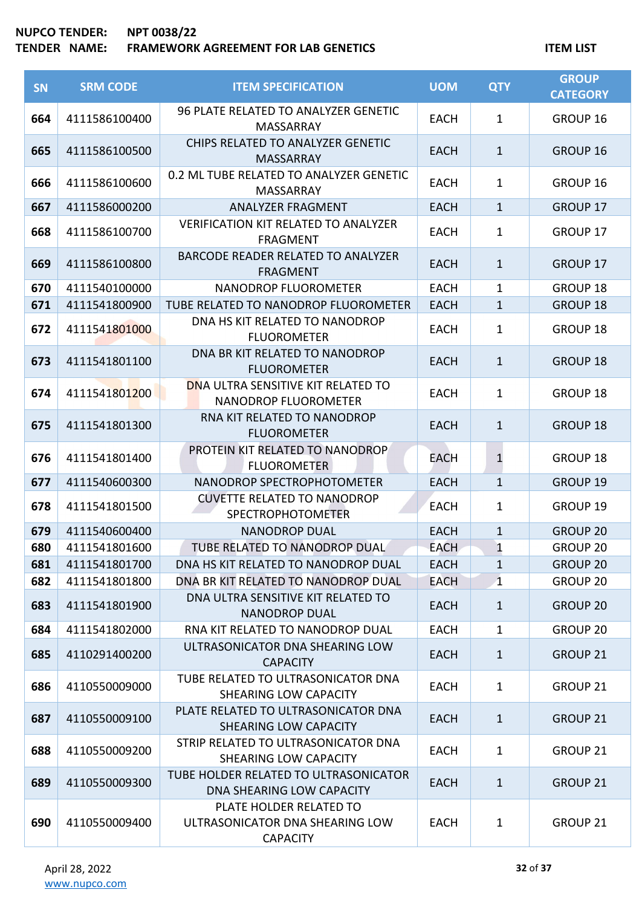**NUPCO TENDER:** NPT 0038/22
**TENDER NAME:** FRAMEWORK AGREEMENT FOR LAB GENETICS

**ITEM LIST**

| SN | SRM CODE | ITEM SPECIFICATION | UOM | QTY | GROUP CATEGORY |
|---|---|---|---|---|---|
| 664 | 4111586100400 | 96 PLATE RELATED TO ANALYZER GENETIC MASSARRAY | EACH | 1 | GROUP 16 |
| 665 | 4111586100500 | CHIPS RELATED TO ANALYZER GENETIC MASSARRAY | EACH | 1 | GROUP 16 |
| 666 | 4111586100600 | 0.2 ML TUBE RELATED TO ANALYZER GENETIC MASSARRAY | EACH | 1 | GROUP 16 |
| 667 | 4111586000200 | ANALYZER FRAGMENT | EACH | 1 | GROUP 17 |
| 668 | 4111586100700 | VERIFICATION KIT RELATED TO ANALYZER FRAGMENT | EACH | 1 | GROUP 17 |
| 669 | 4111586100800 | BARCODE READER RELATED TO ANALYZER FRAGMENT | EACH | 1 | GROUP 17 |
| 670 | 4111540100000 | NANODROP FLUOROMETER | EACH | 1 | GROUP 18 |
| 671 | 4111541800900 | TUBE RELATED TO NANODROP FLUOROMETER | EACH | 1 | GROUP 18 |
| 672 | 4111541801000 | DNA HS KIT RELATED TO NANODROP FLUOROMETER | EACH | 1 | GROUP 18 |
| 673 | 4111541801100 | DNA BR KIT RELATED TO NANODROP FLUOROMETER | EACH | 1 | GROUP 18 |
| 674 | 4111541801200 | DNA ULTRA SENSITIVE KIT RELATED TO NANODROP FLUOROMETER | EACH | 1 | GROUP 18 |
| 675 | 4111541801300 | RNA KIT RELATED TO NANODROP FLUOROMETER | EACH | 1 | GROUP 18 |
| 676 | 4111541801400 | PROTEIN KIT RELATED TO NANODROP FLUOROMETER | EACH | 1 | GROUP 18 |
| 677 | 4111540600300 | NANODROP SPECTROPHOTOMETER | EACH | 1 | GROUP 19 |
| 678 | 4111541801500 | CUVETTE RELATED TO NANODROP SPECTROPHOTOMETER | EACH | 1 | GROUP 19 |
| 679 | 4111540600400 | NANODROP DUAL | EACH | 1 | GROUP 20 |
| 680 | 4111541801600 | TUBE RELATED TO NANODROP DUAL | EACH | 1 | GROUP 20 |
| 681 | 4111541801700 | DNA HS KIT RELATED TO NANODROP DUAL | EACH | 1 | GROUP 20 |
| 682 | 4111541801800 | DNA BR KIT RELATED TO NANODROP DUAL | EACH | 1 | GROUP 20 |
| 683 | 4111541801900 | DNA ULTRA SENSITIVE KIT RELATED TO NANODROP DUAL | EACH | 1 | GROUP 20 |
| 684 | 4111541802000 | RNA KIT RELATED TO NANODROP DUAL | EACH | 1 | GROUP 20 |
| 685 | 4110291400200 | ULTRASONICATOR DNA SHEARING LOW CAPACITY | EACH | 1 | GROUP 21 |
| 686 | 4110550009000 | TUBE RELATED TO ULTRASONICATOR DNA SHEARING LOW CAPACITY | EACH | 1 | GROUP 21 |
| 687 | 4110550009100 | PLATE RELATED TO ULTRASONICATOR DNA SHEARING LOW CAPACITY | EACH | 1 | GROUP 21 |
| 688 | 4110550009200 | STRIP RELATED TO ULTRASONICATOR DNA SHEARING LOW CAPACITY | EACH | 1 | GROUP 21 |
| 689 | 4110550009300 | TUBE HOLDER RELATED TO ULTRASONICATOR DNA SHEARING LOW CAPACITY | EACH | 1 | GROUP 21 |
| 690 | 4110550009400 | PLATE HOLDER RELATED TO ULTRASONICATOR DNA SHEARING LOW CAPACITY | EACH | 1 | GROUP 21 |

April 28, 2022
www.nupco.com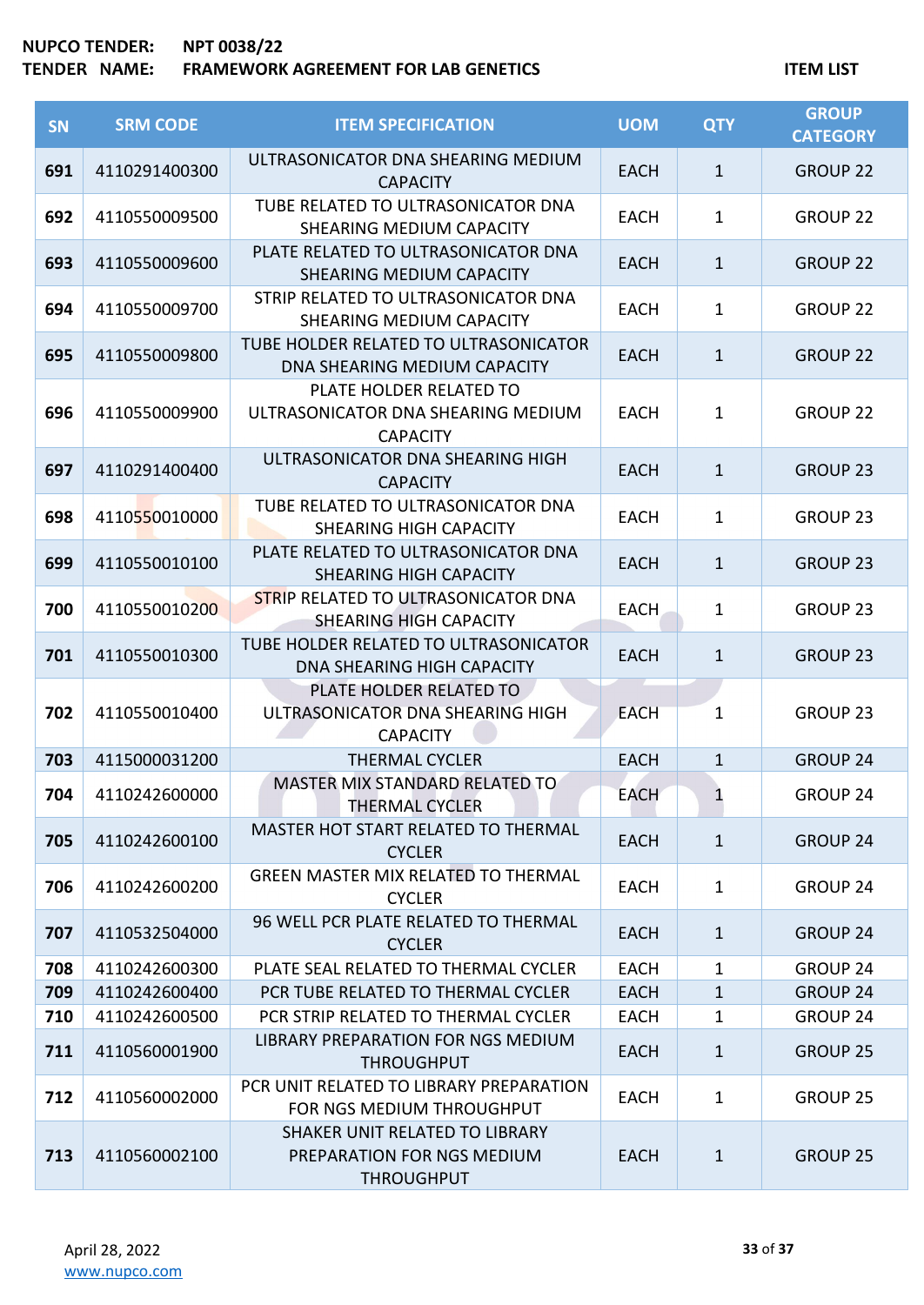**NUPCO TENDER:** NPT 0038/22
**TENDER NAME:** FRAMEWORK AGREEMENT FOR LAB GENETICS

**ITEM LIST**

| SN | SRM CODE | ITEM SPECIFICATION | UOM | QTY | GROUP CATEGORY |
|---|---|---|---|---|---|
| 691 | 4110291400300 | ULTRASONICATOR DNA SHEARING MEDIUM CAPACITY | EACH | 1 | GROUP 22 |
| 692 | 4110550009500 | TUBE RELATED TO ULTRASONICATOR DNA SHEARING MEDIUM CAPACITY | EACH | 1 | GROUP 22 |
| 693 | 4110550009600 | PLATE RELATED TO ULTRASONICATOR DNA SHEARING MEDIUM CAPACITY | EACH | 1 | GROUP 22 |
| 694 | 4110550009700 | STRIP RELATED TO ULTRASONICATOR DNA SHEARING MEDIUM CAPACITY | EACH | 1 | GROUP 22 |
| 695 | 4110550009800 | TUBE HOLDER RELATED TO ULTRASONICATOR DNA SHEARING MEDIUM CAPACITY | EACH | 1 | GROUP 22 |
| 696 | 4110550009900 | PLATE HOLDER RELATED TO ULTRASONICATOR DNA SHEARING MEDIUM CAPACITY | EACH | 1 | GROUP 22 |
| 697 | 4110291400400 | ULTRASONICATOR DNA SHEARING HIGH CAPACITY | EACH | 1 | GROUP 23 |
| 698 | 4110550010000 | TUBE RELATED TO ULTRASONICATOR DNA SHEARING HIGH CAPACITY | EACH | 1 | GROUP 23 |
| 699 | 4110550010100 | PLATE RELATED TO ULTRASONICATOR DNA SHEARING HIGH CAPACITY | EACH | 1 | GROUP 23 |
| 700 | 4110550010200 | STRIP RELATED TO ULTRASONICATOR DNA SHEARING HIGH CAPACITY | EACH | 1 | GROUP 23 |
| 701 | 4110550010300 | TUBE HOLDER RELATED TO ULTRASONICATOR DNA SHEARING HIGH CAPACITY | EACH | 1 | GROUP 23 |
| 702 | 4110550010400 | PLATE HOLDER RELATED TO ULTRASONICATOR DNA SHEARING HIGH CAPACITY | EACH | 1 | GROUP 23 |
| 703 | 4115000031200 | THERMAL CYCLER | EACH | 1 | GROUP 24 |
| 704 | 4110242600000 | MASTER MIX STANDARD RELATED TO THERMAL CYCLER | EACH | 1 | GROUP 24 |
| 705 | 4110242600100 | MASTER HOT START RELATED TO THERMAL CYCLER | EACH | 1 | GROUP 24 |
| 706 | 4110242600200 | GREEN MASTER MIX RELATED TO THERMAL CYCLER | EACH | 1 | GROUP 24 |
| 707 | 4110532504000 | 96 WELL PCR PLATE RELATED TO THERMAL CYCLER | EACH | 1 | GROUP 24 |
| 708 | 4110242600300 | PLATE SEAL RELATED TO THERMAL CYCLER | EACH | 1 | GROUP 24 |
| 709 | 4110242600400 | PCR TUBE RELATED TO THERMAL CYCLER | EACH | 1 | GROUP 24 |
| 710 | 4110242600500 | PCR STRIP RELATED TO THERMAL CYCLER | EACH | 1 | GROUP 24 |
| 711 | 4110560001900 | LIBRARY PREPARATION FOR NGS MEDIUM THROUGHPUT | EACH | 1 | GROUP 25 |
| 712 | 4110560002000 | PCR UNIT RELATED TO LIBRARY PREPARATION FOR NGS MEDIUM THROUGHPUT | EACH | 1 | GROUP 25 |
| 713 | 4110560002100 | SHAKER UNIT RELATED TO LIBRARY PREPARATION FOR NGS MEDIUM THROUGHPUT | EACH | 1 | GROUP 25 |

April 28, 2022
www.nupco.com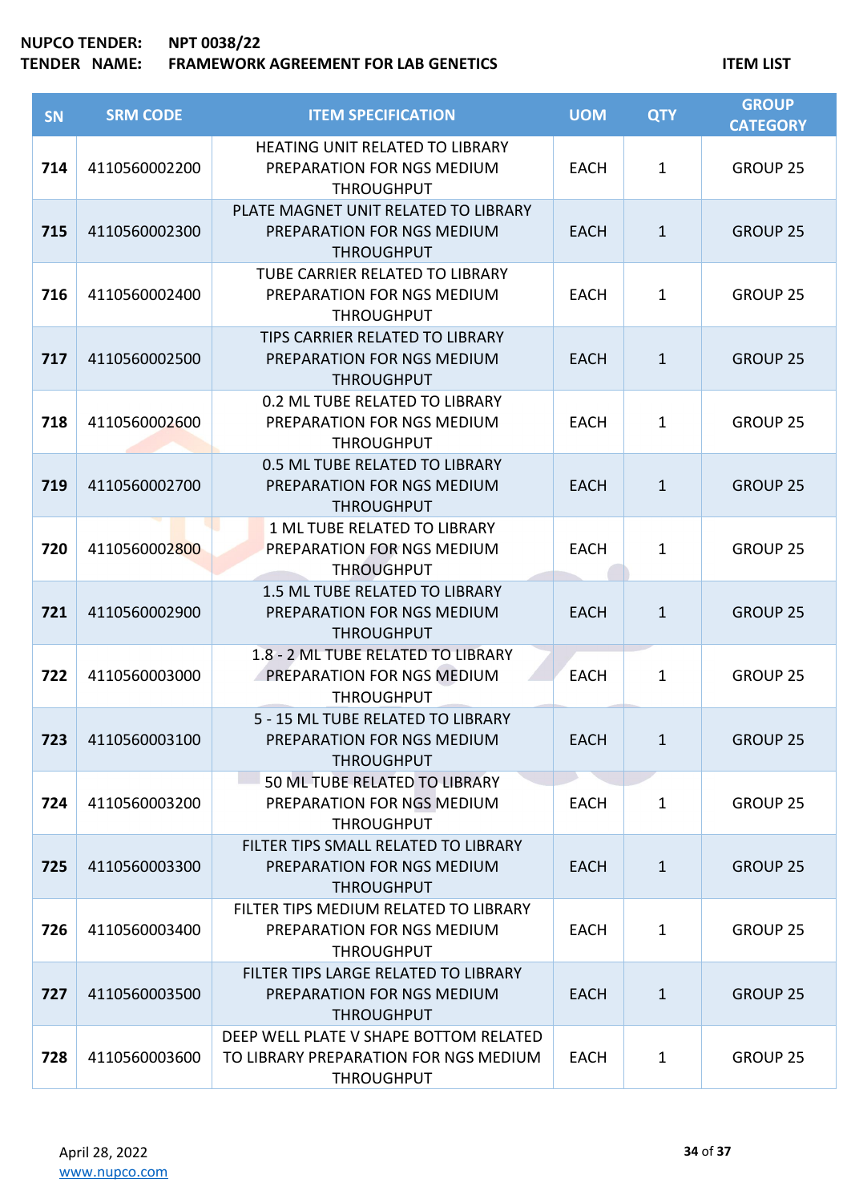**NUPCO TENDER:** NPT 0038/22
**TENDER NAME:** FRAMEWORK AGREEMENT FOR LAB GENETICS

**ITEM LIST**

| SN | SRM CODE | ITEM SPECIFICATION | UOM | QTY | GROUP CATEGORY |
|---|---|---|---|---|---|
| 714 | 4110560002200 | HEATING UNIT RELATED TO LIBRARY PREPARATION FOR NGS MEDIUM THROUGHPUT | EACH | 1 | GROUP 25 |
| 715 | 4110560002300 | PLATE MAGNET UNIT RELATED TO LIBRARY PREPARATION FOR NGS MEDIUM THROUGHPUT | EACH | 1 | GROUP 25 |
| 716 | 4110560002400 | TUBE CARRIER RELATED TO LIBRARY PREPARATION FOR NGS MEDIUM THROUGHPUT | EACH | 1 | GROUP 25 |
| 717 | 4110560002500 | TIPS CARRIER RELATED TO LIBRARY PREPARATION FOR NGS MEDIUM THROUGHPUT | EACH | 1 | GROUP 25 |
| 718 | 4110560002600 | 0.2 ML TUBE RELATED TO LIBRARY PREPARATION FOR NGS MEDIUM THROUGHPUT | EACH | 1 | GROUP 25 |
| 719 | 4110560002700 | 0.5 ML TUBE RELATED TO LIBRARY PREPARATION FOR NGS MEDIUM THROUGHPUT | EACH | 1 | GROUP 25 |
| 720 | 4110560002800 | 1 ML TUBE RELATED TO LIBRARY PREPARATION FOR NGS MEDIUM THROUGHPUT | EACH | 1 | GROUP 25 |
| 721 | 4110560002900 | 1.5 ML TUBE RELATED TO LIBRARY PREPARATION FOR NGS MEDIUM THROUGHPUT | EACH | 1 | GROUP 25 |
| 722 | 4110560003000 | 1.8 - 2 ML TUBE RELATED TO LIBRARY PREPARATION FOR NGS MEDIUM THROUGHPUT | EACH | 1 | GROUP 25 |
| 723 | 4110560003100 | 5 - 15 ML TUBE RELATED TO LIBRARY PREPARATION FOR NGS MEDIUM THROUGHPUT | EACH | 1 | GROUP 25 |
| 724 | 4110560003200 | 50 ML TUBE RELATED TO LIBRARY PREPARATION FOR NGS MEDIUM THROUGHPUT | EACH | 1 | GROUP 25 |
| 725 | 4110560003300 | FILTER TIPS SMALL RELATED TO LIBRARY PREPARATION FOR NGS MEDIUM THROUGHPUT | EACH | 1 | GROUP 25 |
| 726 | 4110560003400 | FILTER TIPS MEDIUM RELATED TO LIBRARY PREPARATION FOR NGS MEDIUM THROUGHPUT | EACH | 1 | GROUP 25 |
| 727 | 4110560003500 | FILTER TIPS LARGE RELATED TO LIBRARY PREPARATION FOR NGS MEDIUM THROUGHPUT | EACH | 1 | GROUP 25 |
| 728 | 4110560003600 | DEEP WELL PLATE V SHAPE BOTTOM RELATED TO LIBRARY PREPARATION FOR NGS MEDIUM THROUGHPUT | EACH | 1 | GROUP 25 |

April 28, 2022
www.nupco.com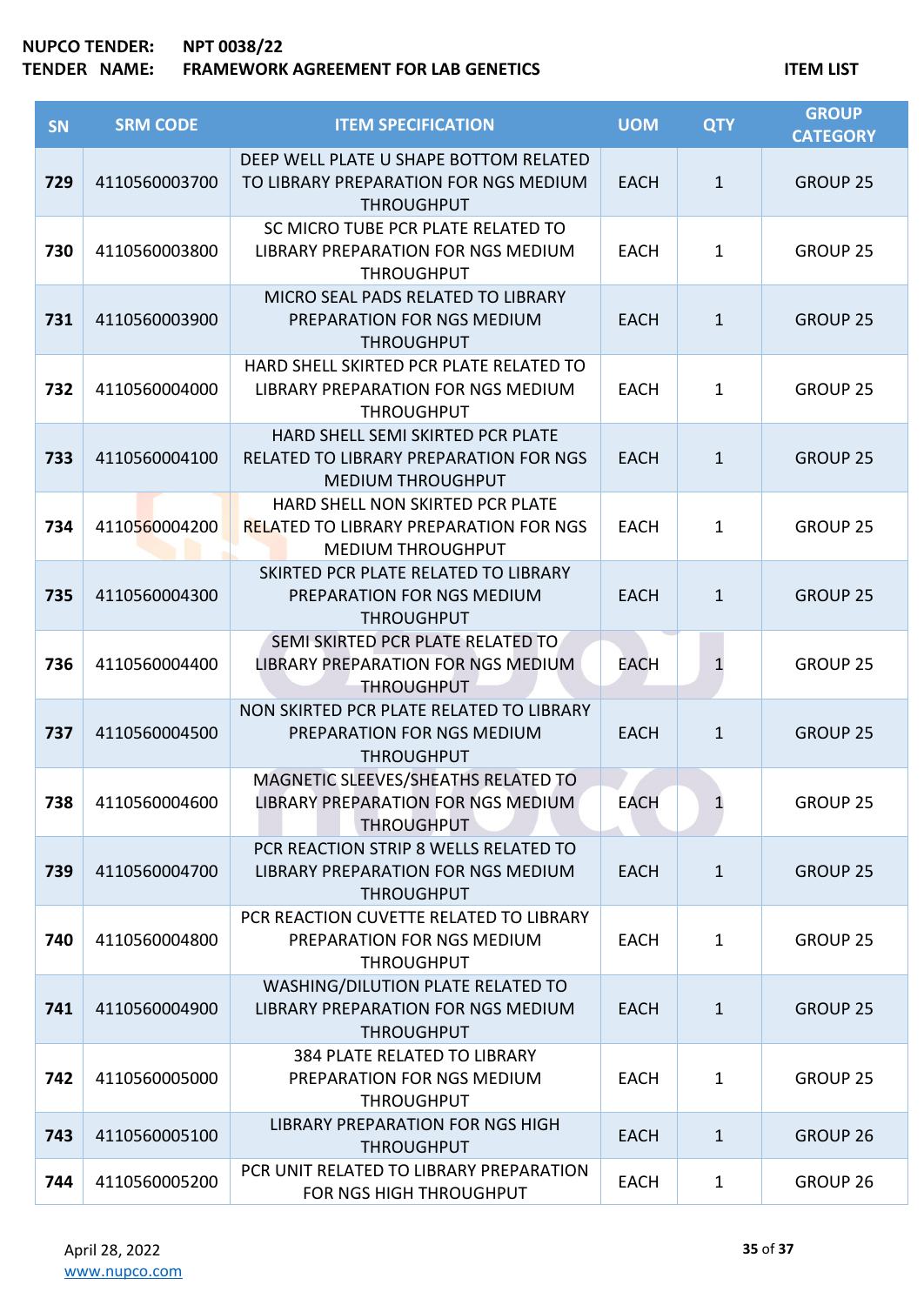**NUPCO TENDER:** **NPT 0038/22**
**TENDER NAME:** **FRAMEWORK AGREEMENT FOR LAB GENETICS** **ITEM LIST**

| SN | SRM CODE | ITEM SPECIFICATION | UOM | QTY | GROUP CATEGORY |
|---|---|---|---|---|---|
| 729 | 4110560003700 | DEEP WELL PLATE U SHAPE BOTTOM RELATED TO LIBRARY PREPARATION FOR NGS MEDIUM THROUGHPUT | EACH | 1 | GROUP 25 |
| 730 | 4110560003800 | SC MICRO TUBE PCR PLATE RELATED TO LIBRARY PREPARATION FOR NGS MEDIUM THROUGHPUT | EACH | 1 | GROUP 25 |
| 731 | 4110560003900 | MICRO SEAL PADS RELATED TO LIBRARY PREPARATION FOR NGS MEDIUM THROUGHPUT | EACH | 1 | GROUP 25 |
| 732 | 4110560004000 | HARD SHELL SKIRTED PCR PLATE RELATED TO LIBRARY PREPARATION FOR NGS MEDIUM THROUGHPUT | EACH | 1 | GROUP 25 |
| 733 | 4110560004100 | HARD SHELL SEMI SKIRTED PCR PLATE RELATED TO LIBRARY PREPARATION FOR NGS MEDIUM THROUGHPUT | EACH | 1 | GROUP 25 |
| 734 | 4110560004200 | HARD SHELL NON SKIRTED PCR PLATE RELATED TO LIBRARY PREPARATION FOR NGS MEDIUM THROUGHPUT | EACH | 1 | GROUP 25 |
| 735 | 4110560004300 | SKIRTED PCR PLATE RELATED TO LIBRARY PREPARATION FOR NGS MEDIUM THROUGHPUT | EACH | 1 | GROUP 25 |
| 736 | 4110560004400 | SEMI SKIRTED PCR PLATE RELATED TO LIBRARY PREPARATION FOR NGS MEDIUM THROUGHPUT | EACH | 1 | GROUP 25 |
| 737 | 4110560004500 | NON SKIRTED PCR PLATE RELATED TO LIBRARY PREPARATION FOR NGS MEDIUM THROUGHPUT | EACH | 1 | GROUP 25 |
| 738 | 4110560004600 | MAGNETIC SLEEVES/SHEATHS RELATED TO LIBRARY PREPARATION FOR NGS MEDIUM THROUGHPUT | EACH | 1 | GROUP 25 |
| 739 | 4110560004700 | PCR REACTION STRIP 8 WELLS RELATED TO LIBRARY PREPARATION FOR NGS MEDIUM THROUGHPUT | EACH | 1 | GROUP 25 |
| 740 | 4110560004800 | PCR REACTION CUVETTE RELATED TO LIBRARY PREPARATION FOR NGS MEDIUM THROUGHPUT | EACH | 1 | GROUP 25 |
| 741 | 4110560004900 | WASHING/DILUTION PLATE RELATED TO LIBRARY PREPARATION FOR NGS MEDIUM THROUGHPUT | EACH | 1 | GROUP 25 |
| 742 | 4110560005000 | 384 PLATE RELATED TO LIBRARY PREPARATION FOR NGS MEDIUM THROUGHPUT | EACH | 1 | GROUP 25 |
| 743 | 4110560005100 | LIBRARY PREPARATION FOR NGS HIGH THROUGHPUT | EACH | 1 | GROUP 26 |
| 744 | 4110560005200 | PCR UNIT RELATED TO LIBRARY PREPARATION FOR NGS HIGH THROUGHPUT | EACH | 1 | GROUP 26 |

April 28, 2022
www.nupco.com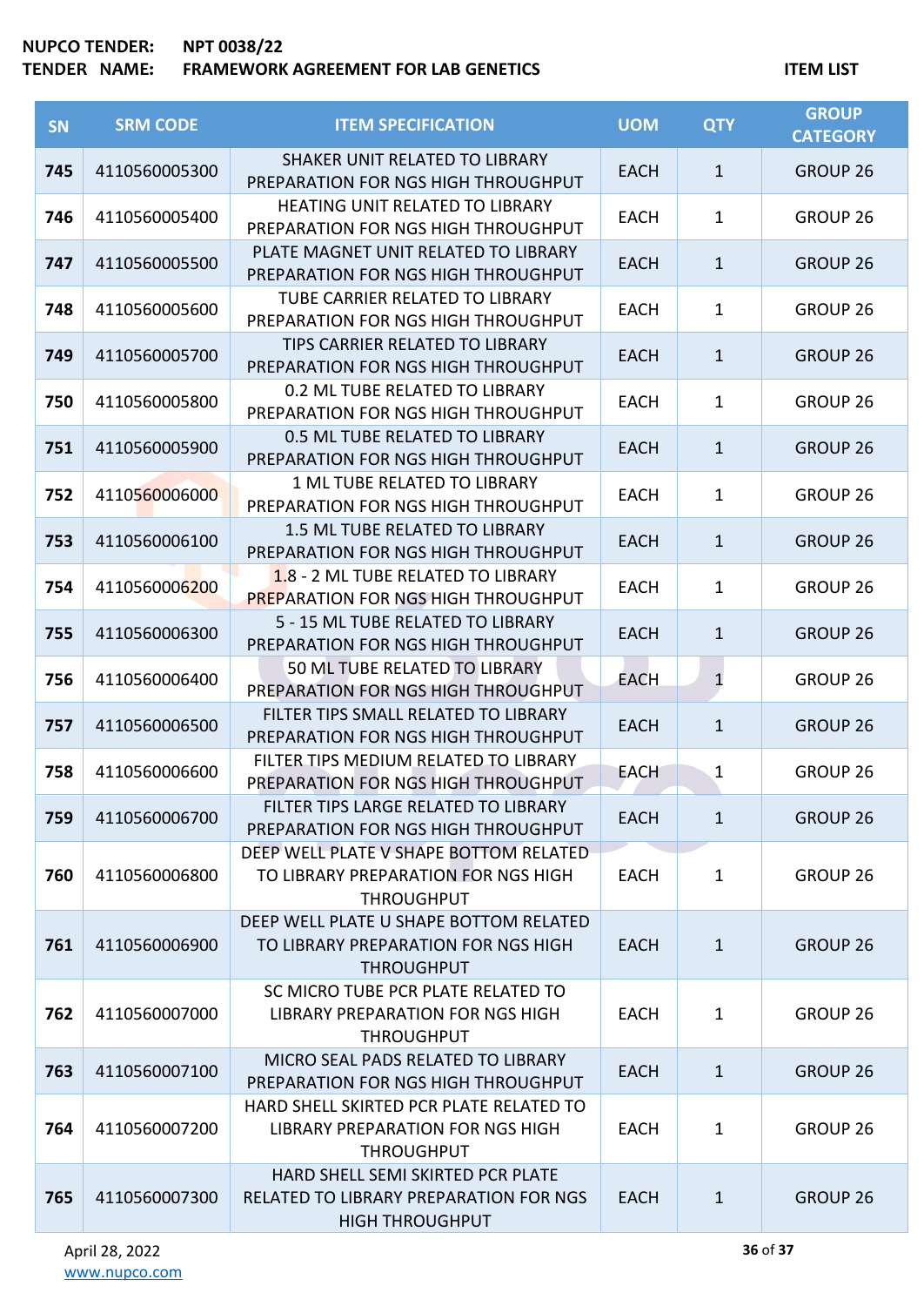**NUPCO TENDER:** NPT 0038/22
**TENDER NAME:** FRAMEWORK AGREEMENT FOR LAB GENETICS

**ITEM LIST**

| SN | SRM CODE | ITEM SPECIFICATION | UOM | QTY | GROUP CATEGORY |
|---|---|---|---|---|---|
| 745 | 4110560005300 | SHAKER UNIT RELATED TO LIBRARY PREPARATION FOR NGS HIGH THROUGHPUT | EACH | 1 | GROUP 26 |
| 746 | 4110560005400 | HEATING UNIT RELATED TO LIBRARY PREPARATION FOR NGS HIGH THROUGHPUT | EACH | 1 | GROUP 26 |
| 747 | 4110560005500 | PLATE MAGNET UNIT RELATED TO LIBRARY PREPARATION FOR NGS HIGH THROUGHPUT | EACH | 1 | GROUP 26 |
| 748 | 4110560005600 | TUBE CARRIER RELATED TO LIBRARY PREPARATION FOR NGS HIGH THROUGHPUT | EACH | 1 | GROUP 26 |
| 749 | 4110560005700 | TIPS CARRIER RELATED TO LIBRARY PREPARATION FOR NGS HIGH THROUGHPUT | EACH | 1 | GROUP 26 |
| 750 | 4110560005800 | 0.2 ML TUBE RELATED TO LIBRARY PREPARATION FOR NGS HIGH THROUGHPUT | EACH | 1 | GROUP 26 |
| 751 | 4110560005900 | 0.5 ML TUBE RELATED TO LIBRARY PREPARATION FOR NGS HIGH THROUGHPUT | EACH | 1 | GROUP 26 |
| 752 | 4110560006000 | 1 ML TUBE RELATED TO LIBRARY PREPARATION FOR NGS HIGH THROUGHPUT | EACH | 1 | GROUP 26 |
| 753 | 4110560006100 | 1.5 ML TUBE RELATED TO LIBRARY PREPARATION FOR NGS HIGH THROUGHPUT | EACH | 1 | GROUP 26 |
| 754 | 4110560006200 | 1.8 - 2 ML TUBE RELATED TO LIBRARY PREPARATION FOR NGS HIGH THROUGHPUT | EACH | 1 | GROUP 26 |
| 755 | 4110560006300 | 5 - 15 ML TUBE RELATED TO LIBRARY PREPARATION FOR NGS HIGH THROUGHPUT | EACH | 1 | GROUP 26 |
| 756 | 4110560006400 | 50 ML TUBE RELATED TO LIBRARY PREPARATION FOR NGS HIGH THROUGHPUT | EACH | 1 | GROUP 26 |
| 757 | 4110560006500 | FILTER TIPS SMALL RELATED TO LIBRARY PREPARATION FOR NGS HIGH THROUGHPUT | EACH | 1 | GROUP 26 |
| 758 | 4110560006600 | FILTER TIPS MEDIUM RELATED TO LIBRARY PREPARATION FOR NGS HIGH THROUGHPUT | EACH | 1 | GROUP 26 |
| 759 | 4110560006700 | FILTER TIPS LARGE RELATED TO LIBRARY PREPARATION FOR NGS HIGH THROUGHPUT | EACH | 1 | GROUP 26 |
| 760 | 4110560006800 | DEEP WELL PLATE V SHAPE BOTTOM RELATED TO LIBRARY PREPARATION FOR NGS HIGH THROUGHPUT | EACH | 1 | GROUP 26 |
| 761 | 4110560006900 | DEEP WELL PLATE U SHAPE BOTTOM RELATED TO LIBRARY PREPARATION FOR NGS HIGH THROUGHPUT | EACH | 1 | GROUP 26 |
| 762 | 4110560007000 | SC MICRO TUBE PCR PLATE RELATED TO LIBRARY PREPARATION FOR NGS HIGH THROUGHPUT | EACH | 1 | GROUP 26 |
| 763 | 4110560007100 | MICRO SEAL PADS RELATED TO LIBRARY PREPARATION FOR NGS HIGH THROUGHPUT | EACH | 1 | GROUP 26 |
| 764 | 4110560007200 | HARD SHELL SKIRTED PCR PLATE RELATED TO LIBRARY PREPARATION FOR NGS HIGH THROUGHPUT | EACH | 1 | GROUP 26 |
| 765 | 4110560007300 | HARD SHELL SEMI SKIRTED PCR PLATE RELATED TO LIBRARY PREPARATION FOR NGS HIGH THROUGHPUT | EACH | 1 | GROUP 26 |

April 28, 2022
www.nupco.com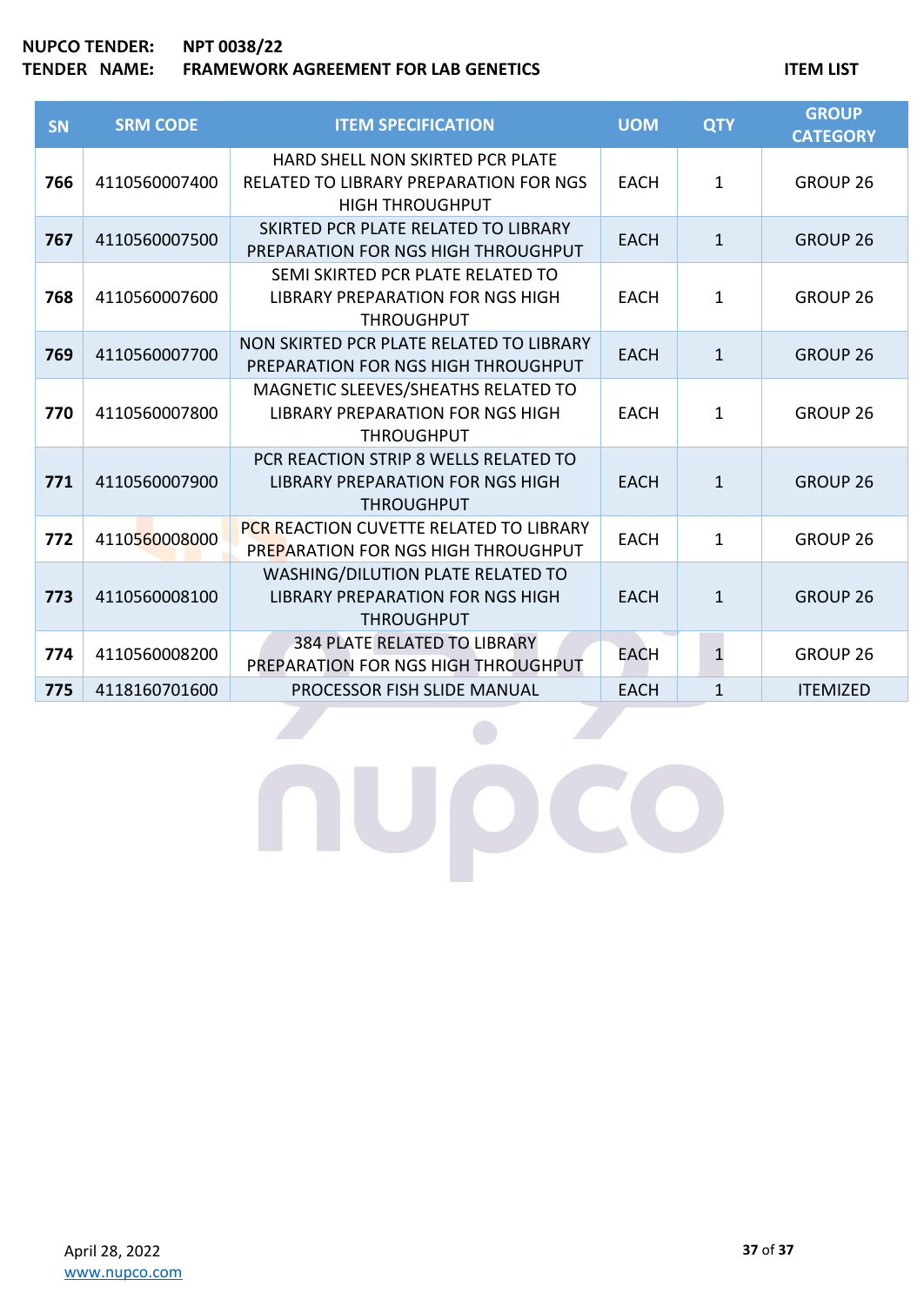**NUPCO TENDER:** NPT 0038/22
**TENDER NAME:** FRAMEWORK AGREEMENT FOR LAB GENETICS

**ITEM LIST**

| SN | SRM CODE | ITEM SPECIFICATION | UOM | QTY | GROUP CATEGORY |
|---|---|---|---|---|---|
| 766 | 4110560007400 | HARD SHELL NON SKIRTED PCR PLATE RELATED TO LIBRARY PREPARATION FOR NGS HIGH THROUGHPUT | EACH | 1 | GROUP 26 |
| 767 | 4110560007500 | SKIRTED PCR PLATE RELATED TO LIBRARY PREPARATION FOR NGS HIGH THROUGHPUT | EACH | 1 | GROUP 26 |
| 768 | 4110560007600 | SEMI SKIRTED PCR PLATE RELATED TO LIBRARY PREPARATION FOR NGS HIGH THROUGHPUT | EACH | 1 | GROUP 26 |
| 769 | 4110560007700 | NON SKIRTED PCR PLATE RELATED TO LIBRARY PREPARATION FOR NGS HIGH THROUGHPUT | EACH | 1 | GROUP 26 |
| 770 | 4110560007800 | MAGNETIC SLEEVES/SHEATHS RELATED TO LIBRARY PREPARATION FOR NGS HIGH THROUGHPUT | EACH | 1 | GROUP 26 |
| 771 | 4110560007900 | PCR REACTION STRIP 8 WELLS RELATED TO LIBRARY PREPARATION FOR NGS HIGH THROUGHPUT | EACH | 1 | GROUP 26 |
| 772 | 4110560008000 | PCR REACTION CUVETTE RELATED TO LIBRARY PREPARATION FOR NGS HIGH THROUGHPUT | EACH | 1 | GROUP 26 |
| 773 | 4110560008100 | WASHING/DILUTION PLATE RELATED TO LIBRARY PREPARATION FOR NGS HIGH THROUGHPUT | EACH | 1 | GROUP 26 |
| 774 | 4110560008200 | 384 PLATE RELATED TO LIBRARY PREPARATION FOR NGS HIGH THROUGHPUT | EACH | 1 | GROUP 26 |
| 775 | 4118160701600 | PROCESSOR FISH SLIDE MANUAL | EACH | 1 | ITEMIZED |

April 28, 2022
www.nupco.com